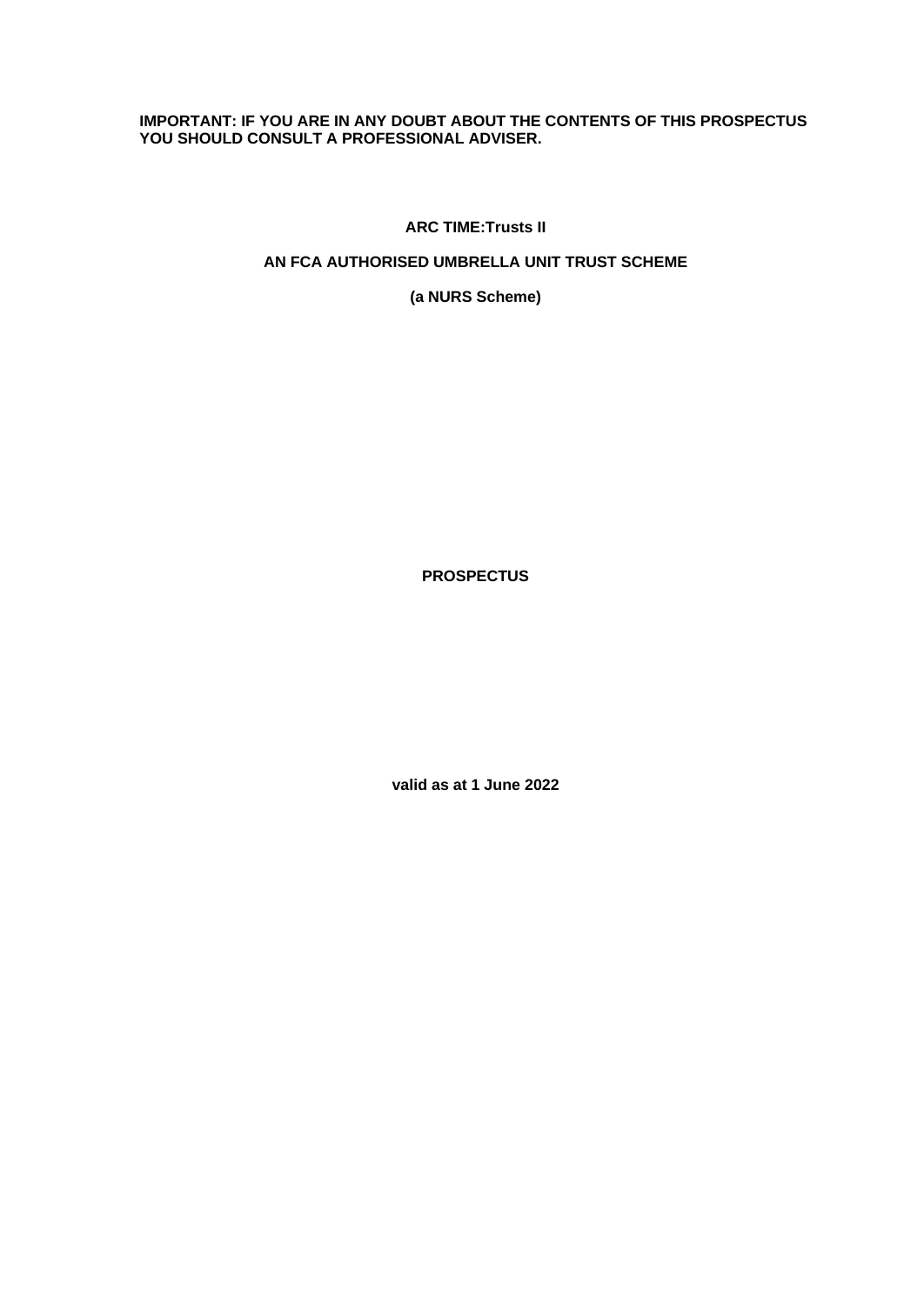**IMPORTANT: IF YOU ARE IN ANY DOUBT ABOUT THE CONTENTS OF THIS PROSPECTUS YOU SHOULD CONSULT A PROFESSIONAL ADVISER.**

**ARC TIME:Trusts II**

**AN FCA AUTHORISED UMBRELLA UNIT TRUST SCHEME**

**(a NURS Scheme)**

# PROSPECTUS

**valid as at 1 June 2022**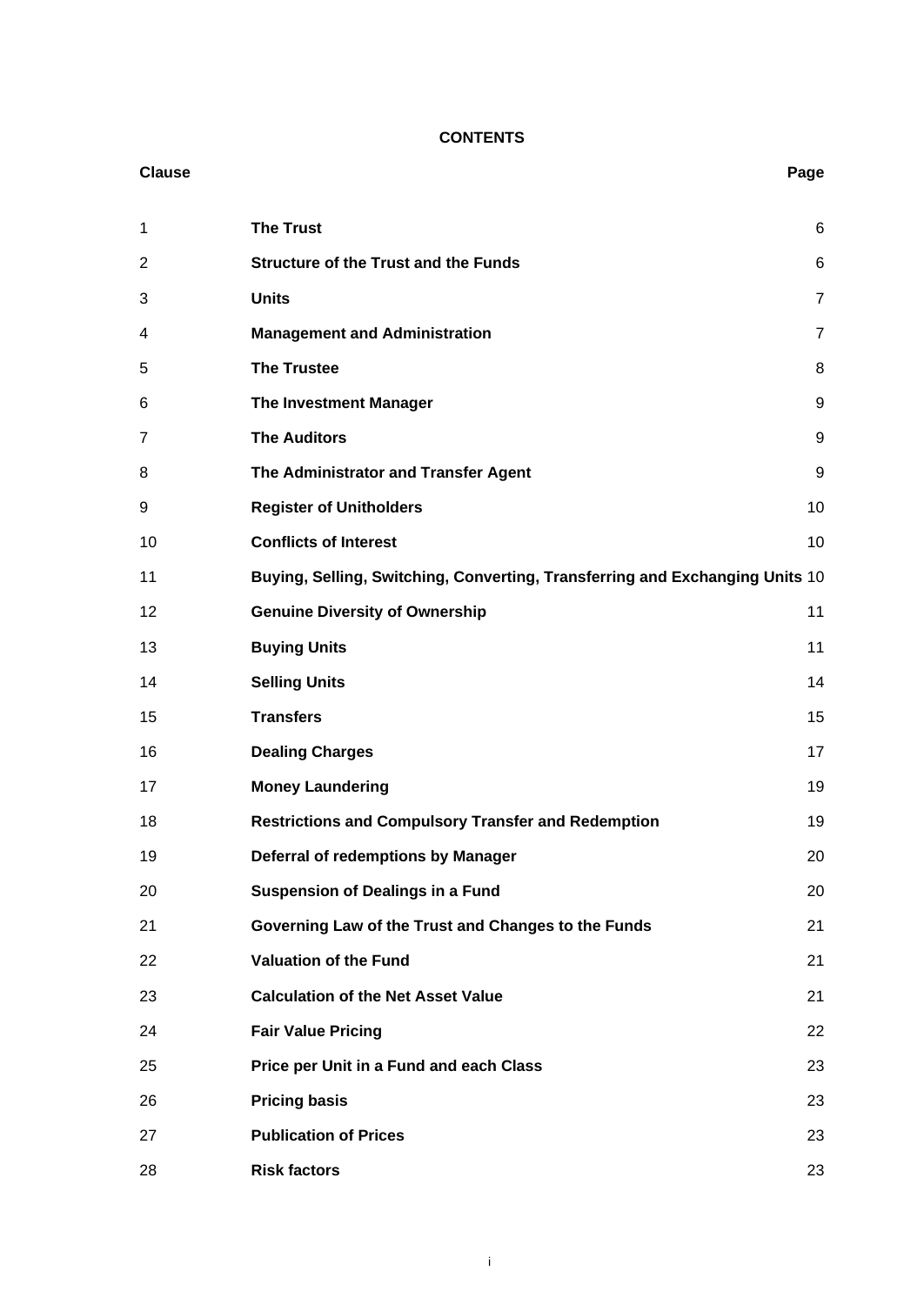# CONTENTS

| Clause | | Page |
|---|---|---|
| 1 | **The Trust** | 6 |
| 2 | **Structure of the Trust and the Funds** | 6 |
| 3 | **Units** | 7 |
| 4 | **Management and Administration** | 7 |
| 5 | **The Trustee** | 8 |
| 6 | **The Investment Manager** | 9 |
| 7 | **The Auditors** | 9 |
| 8 | **The Administrator and Transfer Agent** | 9 |
| 9 | **Register of Unitholders** | 10 |
| 10 | **Conflicts of Interest** | 10 |
| 11 | **Buying, Selling, Switching, Converting, Transferring and Exchanging Units** | 10 |
| 12 | **Genuine Diversity of Ownership** | 11 |
| 13 | **Buying Units** | 11 |
| 14 | **Selling Units** | 14 |
| 15 | **Transfers** | 15 |
| 16 | **Dealing Charges** | 17 |
| 17 | **Money Laundering** | 19 |
| 18 | **Restrictions and Compulsory Transfer and Redemption** | 19 |
| 19 | **Deferral of redemptions by Manager** | 20 |
| 20 | **Suspension of Dealings in a Fund** | 20 |
| 21 | **Governing Law of the Trust and Changes to the Funds** | 21 |
| 22 | **Valuation of the Fund** | 21 |
| 23 | **Calculation of the Net Asset Value** | 21 |
| 24 | **Fair Value Pricing** | 22 |
| 25 | **Price per Unit in a Fund and each Class** | 23 |
| 26 | **Pricing basis** | 23 |
| 27 | **Publication of Prices** | 23 |
| 28 | **Risk factors** | 23 |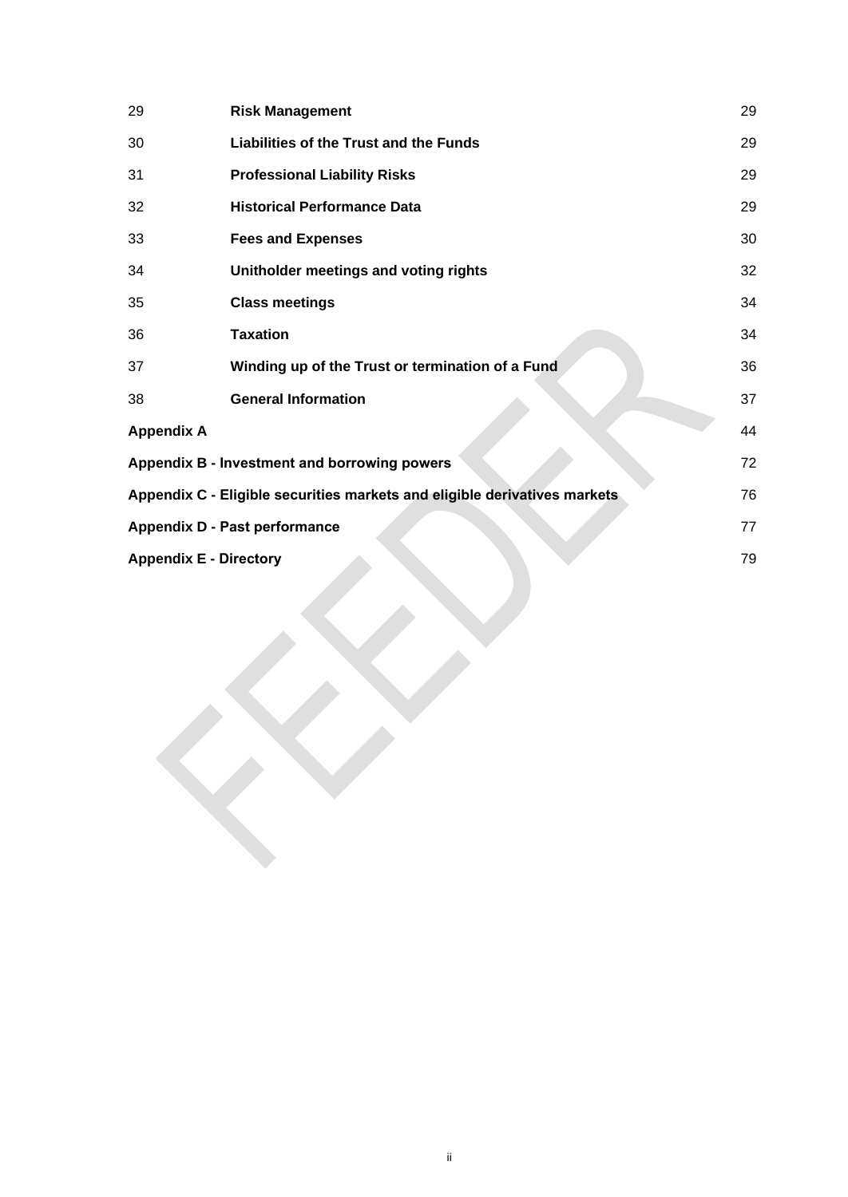| | | |
|---|---|---|
| 29 | **Risk Management** | 29 |
| 30 | **Liabilities of the Trust and the Funds** | 29 |
| 31 | **Professional Liability Risks** | 29 |
| 32 | **Historical Performance Data** | 29 |
| 33 | **Fees and Expenses** | 30 |
| 34 | **Unitholder meetings and voting rights** | 32 |
| 35 | **Class meetings** | 34 |
| 36 | **Taxation** | 34 |
| 37 | **Winding up of the Trust or termination of a Fund** | 36 |
| 38 | **General Information** | 37 |
| **Appendix A** | | 44 |
| **Appendix B - Investment and borrowing powers** | | 72 |
| **Appendix C - Eligible securities markets and eligible derivatives markets** | | 76 |
| **Appendix D - Past performance** | | 77 |
| **Appendix E - Directory** | | 79 |

FEEDER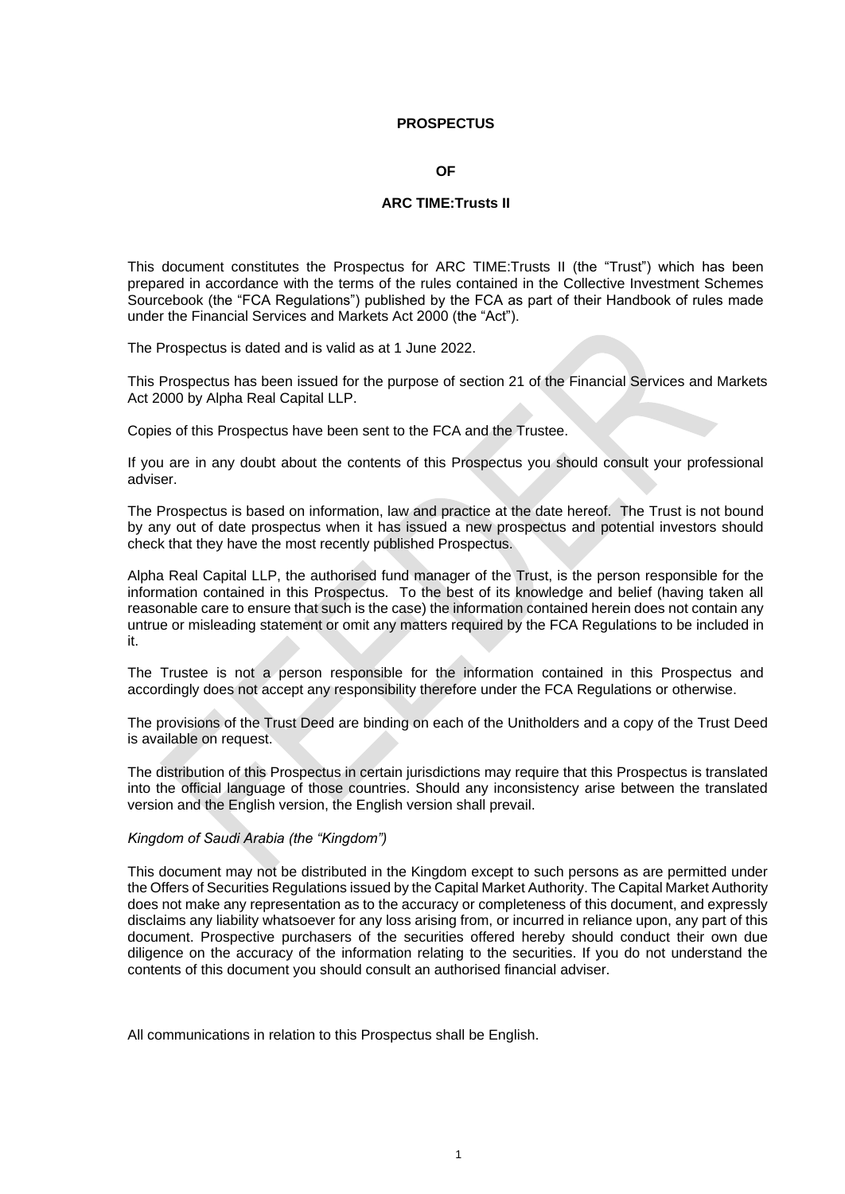**PROSPECTUS**

**OF**

**ARC TIME:Trusts II**

This document constitutes the Prospectus for ARC TIME:Trusts II (the "Trust") which has been prepared in accordance with the terms of the rules contained in the Collective Investment Schemes Sourcebook (the "FCA Regulations") published by the FCA as part of their Handbook of rules made under the Financial Services and Markets Act 2000 (the "Act").

The Prospectus is dated and is valid as at 1 June 2022.

This Prospectus has been issued for the purpose of section 21 of the Financial Services and Markets Act 2000 by Alpha Real Capital LLP.

Copies of this Prospectus have been sent to the FCA and the Trustee.

If you are in any doubt about the contents of this Prospectus you should consult your professional adviser.

The Prospectus is based on information, law and practice at the date hereof. The Trust is not bound by any out of date prospectus when it has issued a new prospectus and potential investors should check that they have the most recently published Prospectus.

Alpha Real Capital LLP, the authorised fund manager of the Trust, is the person responsible for the information contained in this Prospectus. To the best of its knowledge and belief (having taken all reasonable care to ensure that such is the case) the information contained herein does not contain any untrue or misleading statement or omit any matters required by the FCA Regulations to be included in it.

The Trustee is not a person responsible for the information contained in this Prospectus and accordingly does not accept any responsibility therefore under the FCA Regulations or otherwise.

The provisions of the Trust Deed are binding on each of the Unitholders and a copy of the Trust Deed is available on request.

The distribution of this Prospectus in certain jurisdictions may require that this Prospectus is translated into the official language of those countries. Should any inconsistency arise between the translated version and the English version, the English version shall prevail.

*Kingdom of Saudi Arabia (the "Kingdom")*

This document may not be distributed in the Kingdom except to such persons as are permitted under the Offers of Securities Regulations issued by the Capital Market Authority. The Capital Market Authority does not make any representation as to the accuracy or completeness of this document, and expressly disclaims any liability whatsoever for any loss arising from, or incurred in reliance upon, any part of this document. Prospective purchasers of the securities offered hereby should conduct their own due diligence on the accuracy of the information relating to the securities. If you do not understand the contents of this document you should consult an authorised financial adviser.

All communications in relation to this Prospectus shall be English.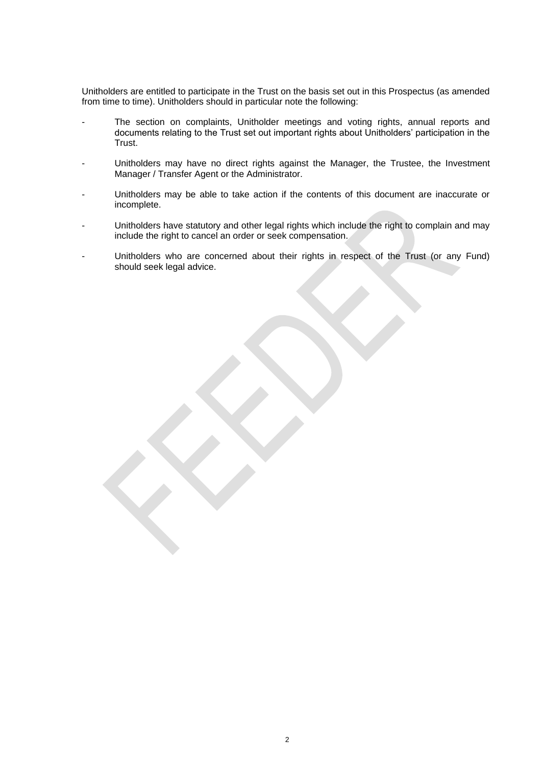Unitholders are entitled to participate in the Trust on the basis set out in this Prospectus (as amended from time to time). Unitholders should in particular note the following:

- The section on complaints, Unitholder meetings and voting rights, annual reports and documents relating to the Trust set out important rights about Unitholders' participation in the Trust.
- Unitholders may have no direct rights against the Manager, the Trustee, the Investment Manager / Transfer Agent or the Administrator.
- Unitholders may be able to take action if the contents of this document are inaccurate or incomplete.
- Unitholders have statutory and other legal rights which include the right to complain and may include the right to cancel an order or seek compensation.
- Unitholders who are concerned about their rights in respect of the Trust (or any Fund) should seek legal advice.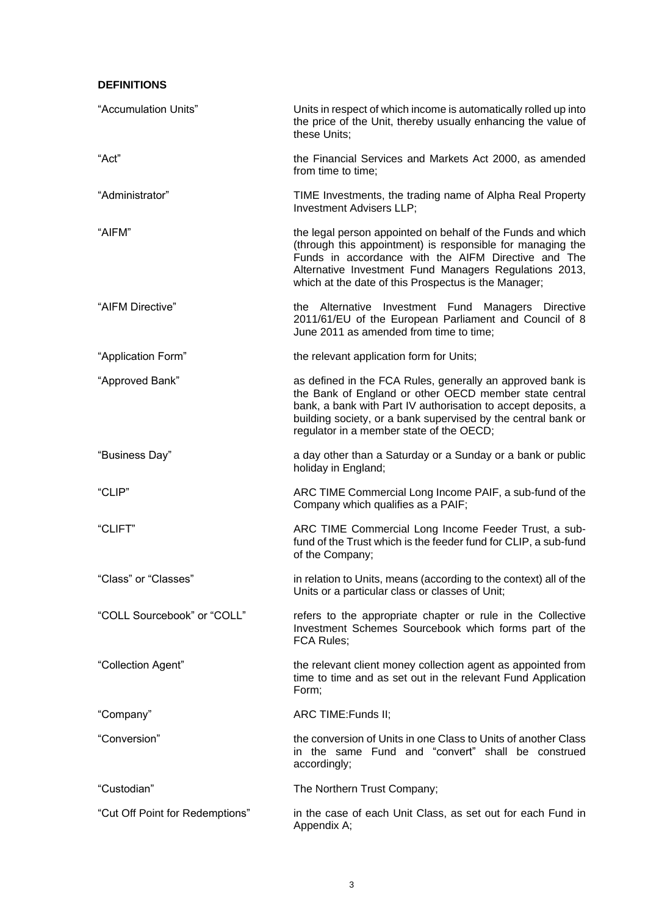**DEFINITIONS**

| | |
|---|---|
| "Accumulation Units" | Units in respect of which income is automatically rolled up into the price of the Unit, thereby usually enhancing the value of these Units; |
| "Act" | the Financial Services and Markets Act 2000, as amended from time to time; |
| "Administrator" | TIME Investments, the trading name of Alpha Real Property Investment Advisers LLP; |
| "AIFM" | the legal person appointed on behalf of the Funds and which (through this appointment) is responsible for managing the Funds in accordance with the AIFM Directive and The Alternative Investment Fund Managers Regulations 2013, which at the date of this Prospectus is the Manager; |
| "AIFM Directive" | the Alternative Investment Fund Managers Directive 2011/61/EU of the European Parliament and Council of 8 June 2011 as amended from time to time; |
| "Application Form" | the relevant application form for Units; |
| "Approved Bank" | as defined in the FCA Rules, generally an approved bank is the Bank of England or other OECD member state central bank, a bank with Part IV authorisation to accept deposits, a building society, or a bank supervised by the central bank or regulator in a member state of the OECD; |
| "Business Day" | a day other than a Saturday or a Sunday or a bank or public holiday in England; |
| "CLIP" | ARC TIME Commercial Long Income PAIF, a sub-fund of the Company which qualifies as a PAIF; |
| "CLIFT" | ARC TIME Commercial Long Income Feeder Trust, a sub-fund of the Trust which is the feeder fund for CLIP, a sub-fund of the Company; |
| "Class" or "Classes" | in relation to Units, means (according to the context) all of the Units or a particular class or classes of Unit; |
| "COLL Sourcebook" or "COLL" | refers to the appropriate chapter or rule in the Collective Investment Schemes Sourcebook which forms part of the FCA Rules; |
| "Collection Agent" | the relevant client money collection agent as appointed from time to time and as set out in the relevant Fund Application Form; |
| "Company" | ARC TIME:Funds II; |
| "Conversion" | the conversion of Units in one Class to Units of another Class in the same Fund and "convert" shall be construed accordingly; |
| "Custodian" | The Northern Trust Company; |
| "Cut Off Point for Redemptions" | in the case of each Unit Class, as set out for each Fund in Appendix A; |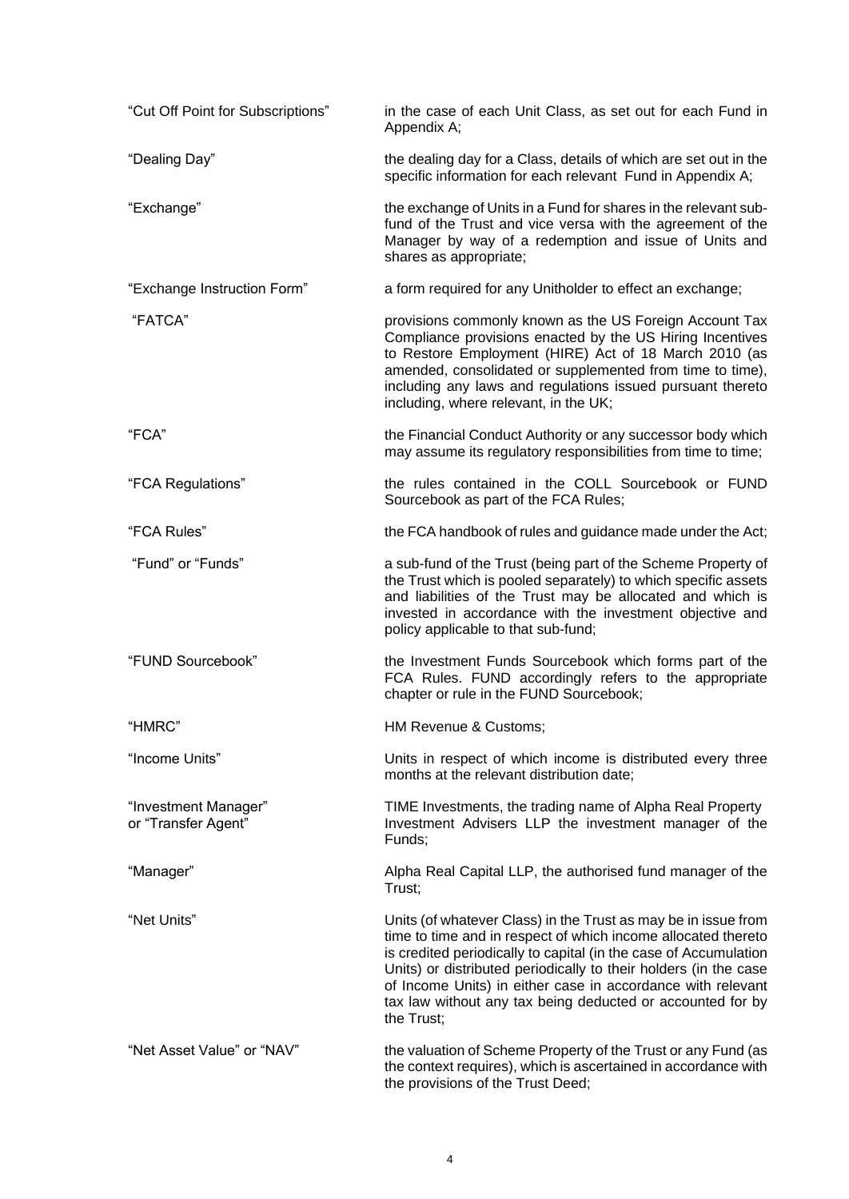| | |
|---|---|
| "Cut Off Point for Subscriptions" | in the case of each Unit Class, as set out for each Fund in Appendix A; |
| "Dealing Day" | the dealing day for a Class, details of which are set out in the specific information for each relevant Fund in Appendix A; |
| "Exchange" | the exchange of Units in a Fund for shares in the relevant sub-fund of the Trust and vice versa with the agreement of the Manager by way of a redemption and issue of Units and shares as appropriate; |
| "Exchange Instruction Form" | a form required for any Unitholder to effect an exchange; |
| "FATCA" | provisions commonly known as the US Foreign Account Tax Compliance provisions enacted by the US Hiring Incentives to Restore Employment (HIRE) Act of 18 March 2010 (as amended, consolidated or supplemented from time to time), including any laws and regulations issued pursuant thereto including, where relevant, in the UK; |
| "FCA" | the Financial Conduct Authority or any successor body which may assume its regulatory responsibilities from time to time; |
| "FCA Regulations" | the rules contained in the COLL Sourcebook or FUND Sourcebook as part of the FCA Rules; |
| "FCA Rules" | the FCA handbook of rules and guidance made under the Act; |
| "Fund" or "Funds" | a sub-fund of the Trust (being part of the Scheme Property of the Trust which is pooled separately) to which specific assets and liabilities of the Trust may be allocated and which is invested in accordance with the investment objective and policy applicable to that sub-fund; |
| "FUND Sourcebook" | the Investment Funds Sourcebook which forms part of the FCA Rules. FUND accordingly refers to the appropriate chapter or rule in the FUND Sourcebook; |
| "HMRC" | HM Revenue & Customs; |
| "Income Units" | Units in respect of which income is distributed every three months at the relevant distribution date; |
| "Investment Manager" or "Transfer Agent" | TIME Investments, the trading name of Alpha Real Property Investment Advisers LLP the investment manager of the Funds; |
| "Manager" | Alpha Real Capital LLP, the authorised fund manager of the Trust; |
| "Net Units" | Units (of whatever Class) in the Trust as may be in issue from time to time and in respect of which income allocated thereto is credited periodically to capital (in the case of Accumulation Units) or distributed periodically to their holders (in the case of Income Units) in either case in accordance with relevant tax law without any tax being deducted or accounted for by the Trust; |
| "Net Asset Value" or "NAV" | the valuation of Scheme Property of the Trust or any Fund (as the context requires), which is ascertained in accordance with the provisions of the Trust Deed; |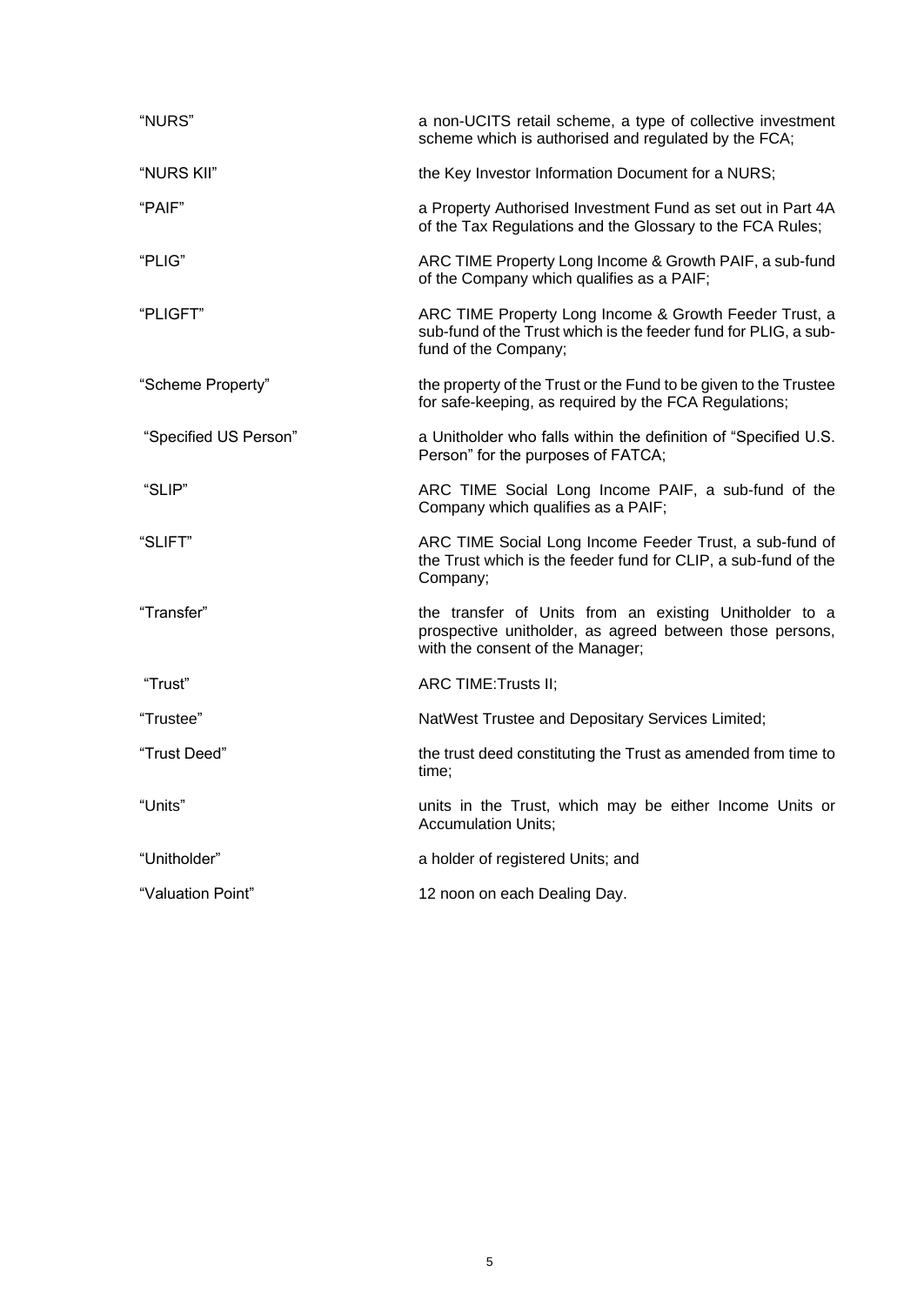| | |
|---|---|
| "NURS" | a non-UCITS retail scheme, a type of collective investment scheme which is authorised and regulated by the FCA; |
| "NURS KII" | the Key Investor Information Document for a NURS; |
| "PAIF" | a Property Authorised Investment Fund as set out in Part 4A of the Tax Regulations and the Glossary to the FCA Rules; |
| "PLIG" | ARC TIME Property Long Income & Growth PAIF, a sub-fund of the Company which qualifies as a PAIF; |
| "PLIGFT" | ARC TIME Property Long Income & Growth Feeder Trust, a sub-fund of the Trust which is the feeder fund for PLIG, a sub-fund of the Company; |
| "Scheme Property" | the property of the Trust or the Fund to be given to the Trustee for safe-keeping, as required by the FCA Regulations; |
| "Specified US Person" | a Unitholder who falls within the definition of "Specified U.S. Person" for the purposes of FATCA; |
| "SLIP" | ARC TIME Social Long Income PAIF, a sub-fund of the Company which qualifies as a PAIF; |
| "SLIFT" | ARC TIME Social Long Income Feeder Trust, a sub-fund of the Trust which is the feeder fund for CLIP, a sub-fund of the Company; |
| "Transfer" | the transfer of Units from an existing Unitholder to a prospective unitholder, as agreed between those persons, with the consent of the Manager; |
| "Trust" | ARC TIME:Trusts II; |
| "Trustee" | NatWest Trustee and Depositary Services Limited; |
| "Trust Deed" | the trust deed constituting the Trust as amended from time to time; |
| "Units" | units in the Trust, which may be either Income Units or Accumulation Units; |
| "Unitholder" | a holder of registered Units; and |
| "Valuation Point" | 12 noon on each Dealing Day. |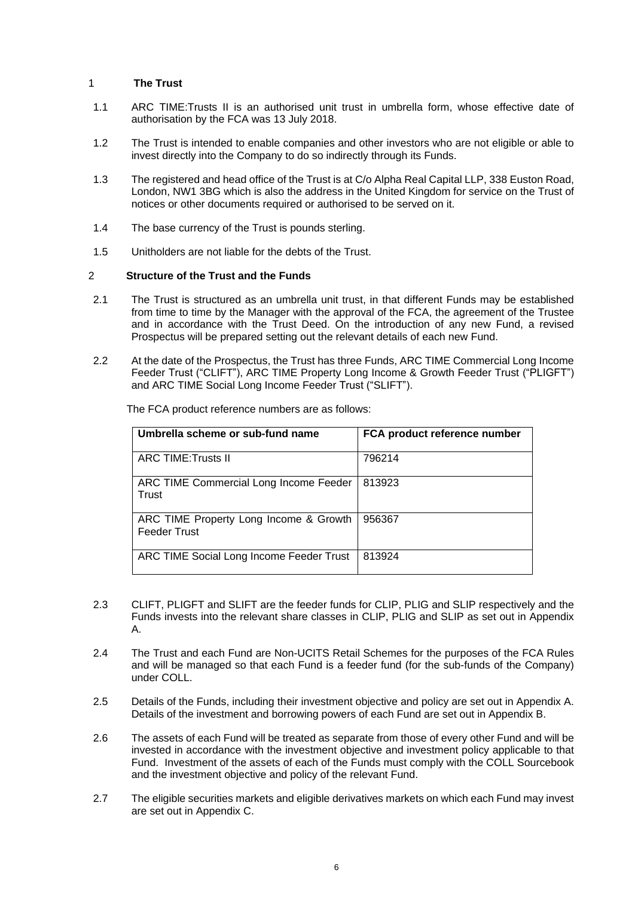## 1 The Trust

1.1 ARC TIME:Trusts II is an authorised unit trust in umbrella form, whose effective date of authorisation by the FCA was 13 July 2018.

1.2 The Trust is intended to enable companies and other investors who are not eligible or able to invest directly into the Company to do so indirectly through its Funds.

1.3 The registered and head office of the Trust is at C/o Alpha Real Capital LLP, 338 Euston Road, London, NW1 3BG which is also the address in the United Kingdom for service on the Trust of notices or other documents required or authorised to be served on it.

1.4 The base currency of the Trust is pounds sterling.

1.5 Unitholders are not liable for the debts of the Trust.

## 2 Structure of the Trust and the Funds

2.1 The Trust is structured as an umbrella unit trust, in that different Funds may be established from time to time by the Manager with the approval of the FCA, the agreement of the Trustee and in accordance with the Trust Deed. On the introduction of any new Fund, a revised Prospectus will be prepared setting out the relevant details of each new Fund.

2.2 At the date of the Prospectus, the Trust has three Funds, ARC TIME Commercial Long Income Feeder Trust ("CLIFT"), ARC TIME Property Long Income & Growth Feeder Trust ("PLIGFT") and ARC TIME Social Long Income Feeder Trust ("SLIFT").

The FCA product reference numbers are as follows:

| Umbrella scheme or sub-fund name | FCA product reference number |
|---|---|
| ARC TIME:Trusts II | 796214 |
| ARC TIME Commercial Long Income Feeder Trust | 813923 |
| ARC TIME Property Long Income & Growth Feeder Trust | 956367 |
| ARC TIME Social Long Income Feeder Trust | 813924 |

2.3 CLIFT, PLIGFT and SLIFT are the feeder funds for CLIP, PLIG and SLIP respectively and the Funds invests into the relevant share classes in CLIP, PLIG and SLIP as set out in Appendix A.

2.4 The Trust and each Fund are Non-UCITS Retail Schemes for the purposes of the FCA Rules and will be managed so that each Fund is a feeder fund (for the sub-funds of the Company) under COLL.

2.5 Details of the Funds, including their investment objective and policy are set out in Appendix A. Details of the investment and borrowing powers of each Fund are set out in Appendix B.

2.6 The assets of each Fund will be treated as separate from those of every other Fund and will be invested in accordance with the investment objective and investment policy applicable to that Fund. Investment of the assets of each of the Funds must comply with the COLL Sourcebook and the investment objective and policy of the relevant Fund.

2.7 The eligible securities markets and eligible derivatives markets on which each Fund may invest are set out in Appendix C.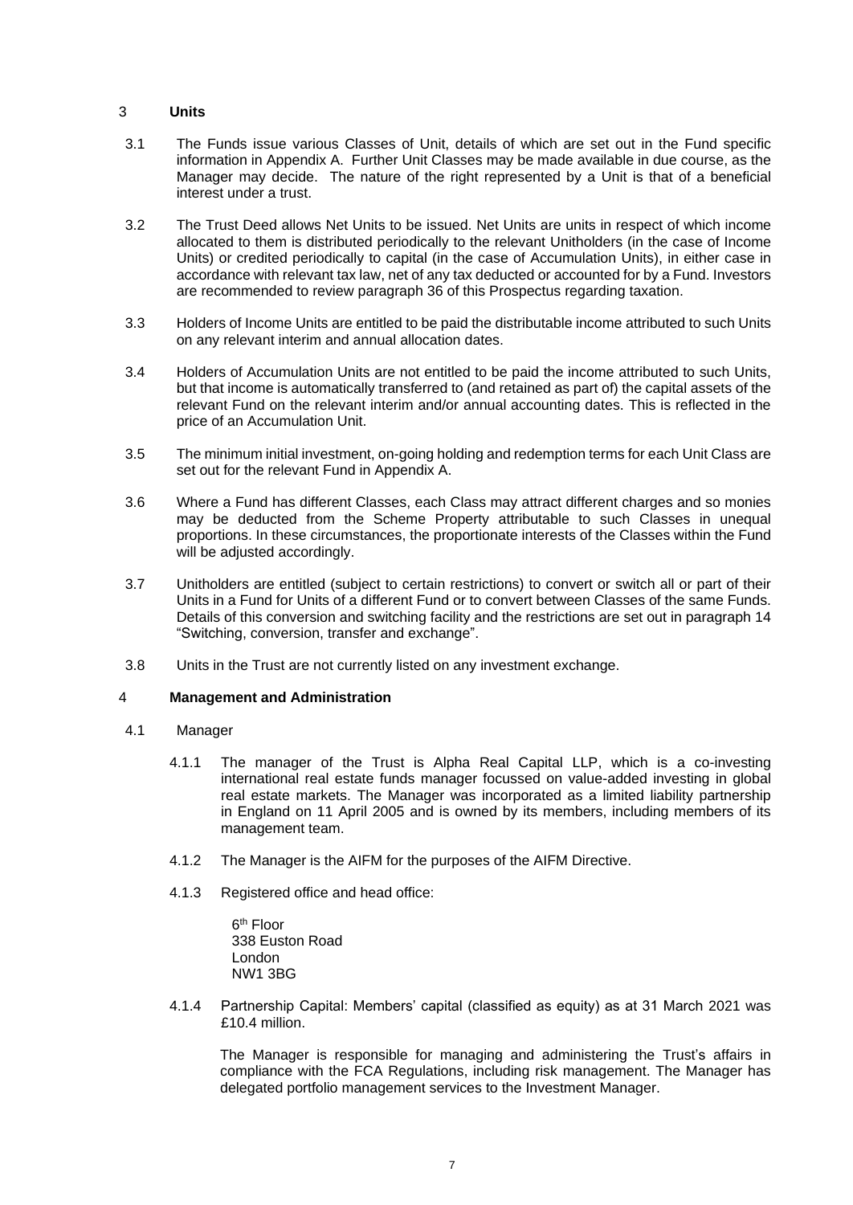## 3 **Units**

3.1 The Funds issue various Classes of Unit, details of which are set out in the Fund specific information in Appendix A. Further Unit Classes may be made available in due course, as the Manager may decide. The nature of the right represented by a Unit is that of a beneficial interest under a trust.

3.2 The Trust Deed allows Net Units to be issued. Net Units are units in respect of which income allocated to them is distributed periodically to the relevant Unitholders (in the case of Income Units) or credited periodically to capital (in the case of Accumulation Units), in either case in accordance with relevant tax law, net of any tax deducted or accounted for by a Fund. Investors are recommended to review paragraph 36 of this Prospectus regarding taxation.

3.3 Holders of Income Units are entitled to be paid the distributable income attributed to such Units on any relevant interim and annual allocation dates.

3.4 Holders of Accumulation Units are not entitled to be paid the income attributed to such Units, but that income is automatically transferred to (and retained as part of) the capital assets of the relevant Fund on the relevant interim and/or annual accounting dates. This is reflected in the price of an Accumulation Unit.

3.5 The minimum initial investment, on-going holding and redemption terms for each Unit Class are set out for the relevant Fund in Appendix A.

3.6 Where a Fund has different Classes, each Class may attract different charges and so monies may be deducted from the Scheme Property attributable to such Classes in unequal proportions. In these circumstances, the proportionate interests of the Classes within the Fund will be adjusted accordingly.

3.7 Unitholders are entitled (subject to certain restrictions) to convert or switch all or part of their Units in a Fund for Units of a different Fund or to convert between Classes of the same Funds. Details of this conversion and switching facility and the restrictions are set out in paragraph 14 "Switching, conversion, transfer and exchange".

3.8 Units in the Trust are not currently listed on any investment exchange.

## 4 **Management and Administration**

4.1 Manager

4.1.1 The manager of the Trust is Alpha Real Capital LLP, which is a co-investing international real estate funds manager focussed on value-added investing in global real estate markets. The Manager was incorporated as a limited liability partnership in England on 11 April 2005 and is owned by its members, including members of its management team.

4.1.2 The Manager is the AIFM for the purposes of the AIFM Directive.

4.1.3 Registered office and head office:

6th Floor
338 Euston Road
London
NW1 3BG

4.1.4 Partnership Capital: Members' capital (classified as equity) as at 31 March 2021 was £10.4 million.

The Manager is responsible for managing and administering the Trust's affairs in compliance with the FCA Regulations, including risk management. The Manager has delegated portfolio management services to the Investment Manager.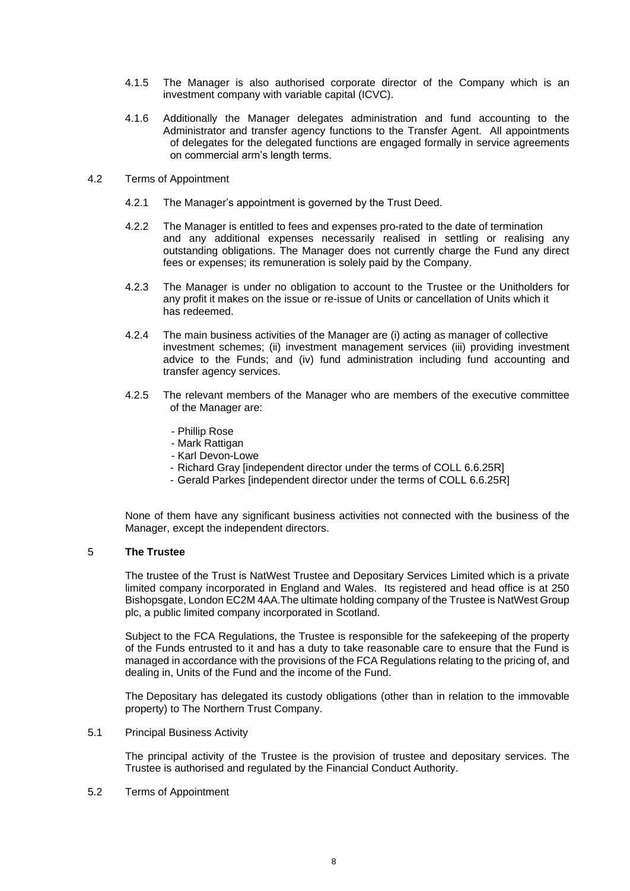4.1.5 The Manager is also authorised corporate director of the Company which is an investment company with variable capital (ICVC).

4.1.6 Additionally the Manager delegates administration and fund accounting to the Administrator and transfer agency functions to the Transfer Agent. All appointments of delegates for the delegated functions are engaged formally in service agreements on commercial arm's length terms.

4.2 Terms of Appointment

4.2.1 The Manager's appointment is governed by the Trust Deed.

4.2.2 The Manager is entitled to fees and expenses pro-rated to the date of termination and any additional expenses necessarily realised in settling or realising any outstanding obligations. The Manager does not currently charge the Fund any direct fees or expenses; its remuneration is solely paid by the Company.

4.2.3 The Manager is under no obligation to account to the Trustee or the Unitholders for any profit it makes on the issue or re-issue of Units or cancellation of Units which it has redeemed.

4.2.4 The main business activities of the Manager are (i) acting as manager of collective investment schemes; (ii) investment management services (iii) providing investment advice to the Funds; and (iv) fund administration including fund accounting and transfer agency services.

4.2.5 The relevant members of the Manager who are members of the executive committee of the Manager are:

- Phillip Rose
- Mark Rattigan
- Karl Devon-Lowe
- Richard Gray [independent director under the terms of COLL 6.6.25R]
- Gerald Parkes [independent director under the terms of COLL 6.6.25R]

None of them have any significant business activities not connected with the business of the Manager, except the independent directors.

## 5 The Trustee

The trustee of the Trust is NatWest Trustee and Depositary Services Limited which is a private limited company incorporated in England and Wales. Its registered and head office is at 250 Bishopsgate, London EC2M 4AA.The ultimate holding company of the Trustee is NatWest Group plc, a public limited company incorporated in Scotland.

Subject to the FCA Regulations, the Trustee is responsible for the safekeeping of the property of the Funds entrusted to it and has a duty to take reasonable care to ensure that the Fund is managed in accordance with the provisions of the FCA Regulations relating to the pricing of, and dealing in, Units of the Fund and the income of the Fund.

The Depositary has delegated its custody obligations (other than in relation to the immovable property) to The Northern Trust Company.

5.1 Principal Business Activity

The principal activity of the Trustee is the provision of trustee and depositary services. The Trustee is authorised and regulated by the Financial Conduct Authority.

5.2 Terms of Appointment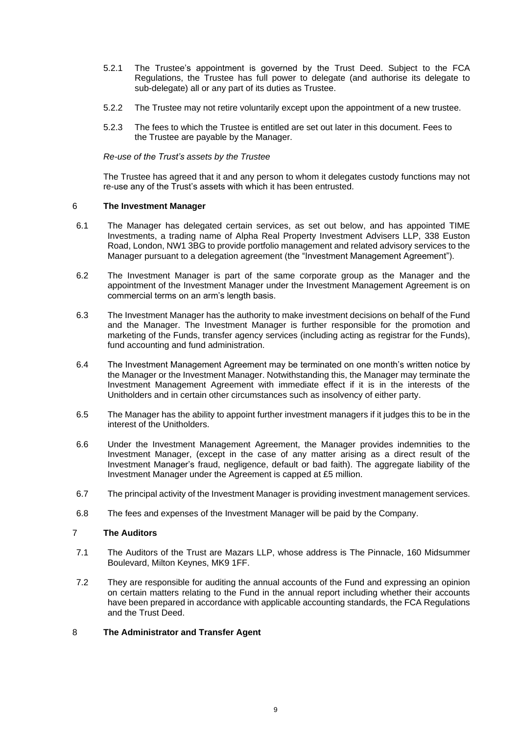5.2.1 The Trustee's appointment is governed by the Trust Deed. Subject to the FCA Regulations, the Trustee has full power to delegate (and authorise its delegate to sub-delegate) all or any part of its duties as Trustee.

5.2.2 The Trustee may not retire voluntarily except upon the appointment of a new trustee.

5.2.3 The fees to which the Trustee is entitled are set out later in this document. Fees to the Trustee are payable by the Manager.

*Re-use of the Trust's assets by the Trustee*

The Trustee has agreed that it and any person to whom it delegates custody functions may not re-use any of the Trust's assets with which it has been entrusted.

## 6 The Investment Manager

6.1 The Manager has delegated certain services, as set out below, and has appointed TIME Investments, a trading name of Alpha Real Property Investment Advisers LLP, 338 Euston Road, London, NW1 3BG to provide portfolio management and related advisory services to the Manager pursuant to a delegation agreement (the "Investment Management Agreement").

6.2 The Investment Manager is part of the same corporate group as the Manager and the appointment of the Investment Manager under the Investment Management Agreement is on commercial terms on an arm's length basis.

6.3 The Investment Manager has the authority to make investment decisions on behalf of the Fund and the Manager. The Investment Manager is further responsible for the promotion and marketing of the Funds, transfer agency services (including acting as registrar for the Funds), fund accounting and fund administration.

6.4 The Investment Management Agreement may be terminated on one month's written notice by the Manager or the Investment Manager. Notwithstanding this, the Manager may terminate the Investment Management Agreement with immediate effect if it is in the interests of the Unitholders and in certain other circumstances such as insolvency of either party.

6.5 The Manager has the ability to appoint further investment managers if it judges this to be in the interest of the Unitholders.

6.6 Under the Investment Management Agreement, the Manager provides indemnities to the Investment Manager, (except in the case of any matter arising as a direct result of the Investment Manager's fraud, negligence, default or bad faith). The aggregate liability of the Investment Manager under the Agreement is capped at £5 million.

6.7 The principal activity of the Investment Manager is providing investment management services.

6.8 The fees and expenses of the Investment Manager will be paid by the Company.

## 7 The Auditors

7.1 The Auditors of the Trust are Mazars LLP, whose address is The Pinnacle, 160 Midsummer Boulevard, Milton Keynes, MK9 1FF.

7.2 They are responsible for auditing the annual accounts of the Fund and expressing an opinion on certain matters relating to the Fund in the annual report including whether their accounts have been prepared in accordance with applicable accounting standards, the FCA Regulations and the Trust Deed.

## 8 The Administrator and Transfer Agent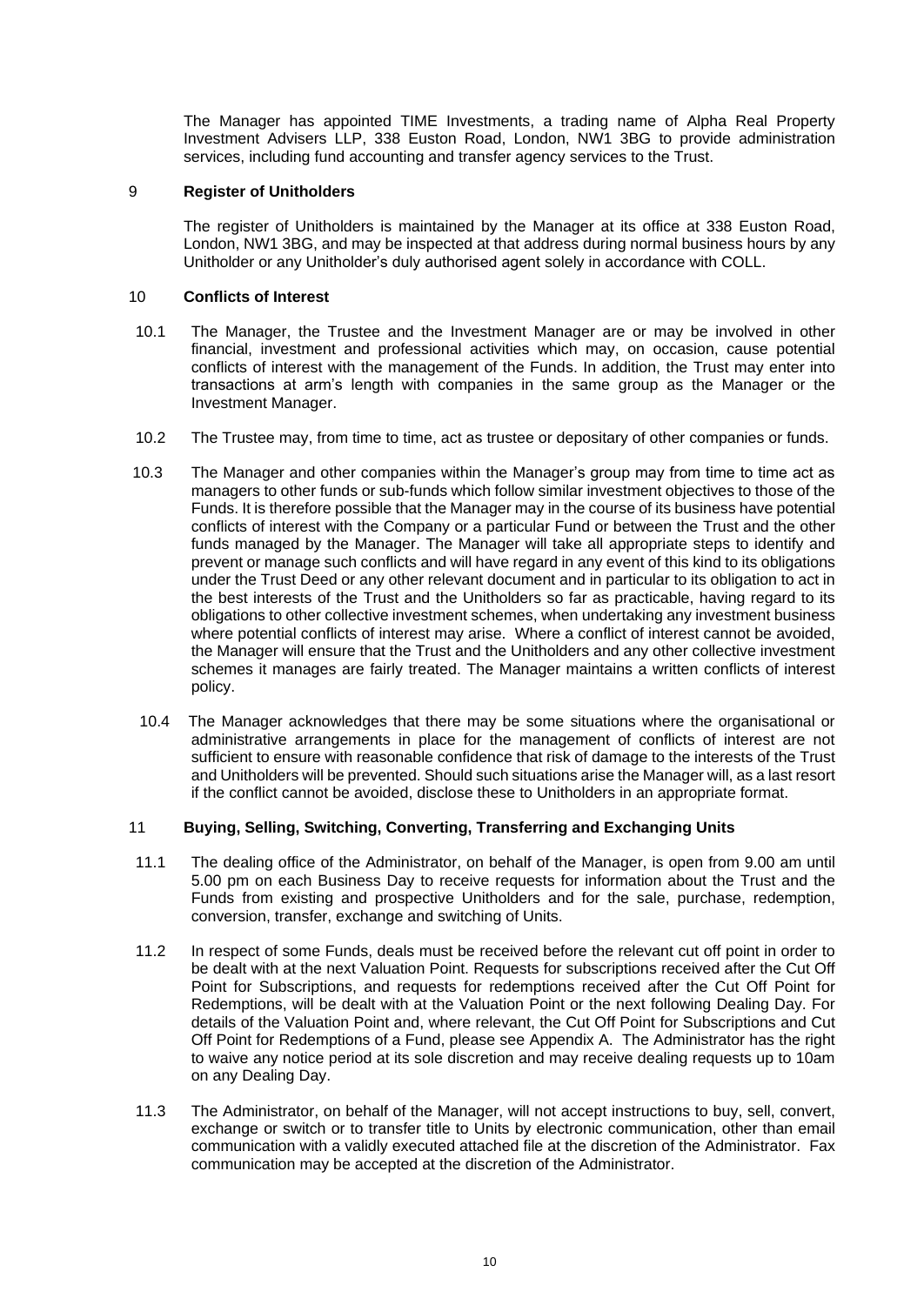The Manager has appointed TIME Investments, a trading name of Alpha Real Property Investment Advisers LLP, 338 Euston Road, London, NW1 3BG to provide administration services, including fund accounting and transfer agency services to the Trust.

## 9 Register of Unitholders

The register of Unitholders is maintained by the Manager at its office at 338 Euston Road, London, NW1 3BG, and may be inspected at that address during normal business hours by any Unitholder or any Unitholder's duly authorised agent solely in accordance with COLL.

## 10 Conflicts of Interest

10.1 The Manager, the Trustee and the Investment Manager are or may be involved in other financial, investment and professional activities which may, on occasion, cause potential conflicts of interest with the management of the Funds. In addition, the Trust may enter into transactions at arm's length with companies in the same group as the Manager or the Investment Manager.

10.2 The Trustee may, from time to time, act as trustee or depositary of other companies or funds.

10.3 The Manager and other companies within the Manager's group may from time to time act as managers to other funds or sub-funds which follow similar investment objectives to those of the Funds. It is therefore possible that the Manager may in the course of its business have potential conflicts of interest with the Company or a particular Fund or between the Trust and the other funds managed by the Manager. The Manager will take all appropriate steps to identify and prevent or manage such conflicts and will have regard in any event of this kind to its obligations under the Trust Deed or any other relevant document and in particular to its obligation to act in the best interests of the Trust and the Unitholders so far as practicable, having regard to its obligations to other collective investment schemes, when undertaking any investment business where potential conflicts of interest may arise. Where a conflict of interest cannot be avoided, the Manager will ensure that the Trust and the Unitholders and any other collective investment schemes it manages are fairly treated. The Manager maintains a written conflicts of interest policy.

10.4 The Manager acknowledges that there may be some situations where the organisational or administrative arrangements in place for the management of conflicts of interest are not sufficient to ensure with reasonable confidence that risk of damage to the interests of the Trust and Unitholders will be prevented. Should such situations arise the Manager will, as a last resort if the conflict cannot be avoided, disclose these to Unitholders in an appropriate format.

## 11 Buying, Selling, Switching, Converting, Transferring and Exchanging Units

11.1 The dealing office of the Administrator, on behalf of the Manager, is open from 9.00 am until 5.00 pm on each Business Day to receive requests for information about the Trust and the Funds from existing and prospective Unitholders and for the sale, purchase, redemption, conversion, transfer, exchange and switching of Units.

11.2 In respect of some Funds, deals must be received before the relevant cut off point in order to be dealt with at the next Valuation Point. Requests for subscriptions received after the Cut Off Point for Subscriptions, and requests for redemptions received after the Cut Off Point for Redemptions, will be dealt with at the Valuation Point or the next following Dealing Day. For details of the Valuation Point and, where relevant, the Cut Off Point for Subscriptions and Cut Off Point for Redemptions of a Fund, please see Appendix A. The Administrator has the right to waive any notice period at its sole discretion and may receive dealing requests up to 10am on any Dealing Day.

11.3 The Administrator, on behalf of the Manager, will not accept instructions to buy, sell, convert, exchange or switch or to transfer title to Units by electronic communication, other than email communication with a validly executed attached file at the discretion of the Administrator. Fax communication may be accepted at the discretion of the Administrator.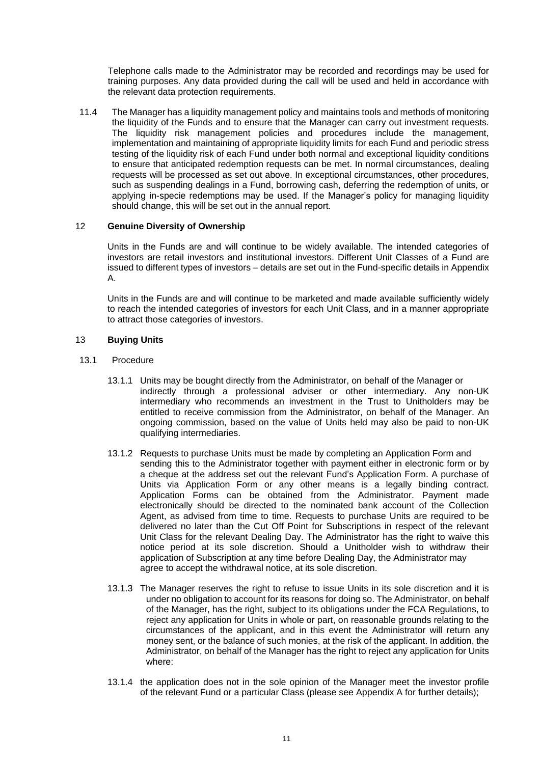Telephone calls made to the Administrator may be recorded and recordings may be used for training purposes. Any data provided during the call will be used and held in accordance with the relevant data protection requirements.

11.4 The Manager has a liquidity management policy and maintains tools and methods of monitoring the liquidity of the Funds and to ensure that the Manager can carry out investment requests. The liquidity risk management policies and procedures include the management, implementation and maintaining of appropriate liquidity limits for each Fund and periodic stress testing of the liquidity risk of each Fund under both normal and exceptional liquidity conditions to ensure that anticipated redemption requests can be met. In normal circumstances, dealing requests will be processed as set out above. In exceptional circumstances, other procedures, such as suspending dealings in a Fund, borrowing cash, deferring the redemption of units, or applying in-specie redemptions may be used. If the Manager's policy for managing liquidity should change, this will be set out in the annual report.

## 12 Genuine Diversity of Ownership

Units in the Funds are and will continue to be widely available. The intended categories of investors are retail investors and institutional investors. Different Unit Classes of a Fund are issued to different types of investors – details are set out in the Fund-specific details in Appendix A.

Units in the Funds are and will continue to be marketed and made available sufficiently widely to reach the intended categories of investors for each Unit Class, and in a manner appropriate to attract those categories of investors.

## 13 Buying Units

13.1 Procedure

13.1.1 Units may be bought directly from the Administrator, on behalf of the Manager or indirectly through a professional adviser or other intermediary. Any non-UK intermediary who recommends an investment in the Trust to Unitholders may be entitled to receive commission from the Administrator, on behalf of the Manager. An ongoing commission, based on the value of Units held may also be paid to non-UK qualifying intermediaries.

13.1.2 Requests to purchase Units must be made by completing an Application Form and sending this to the Administrator together with payment either in electronic form or by a cheque at the address set out the relevant Fund's Application Form. A purchase of Units via Application Form or any other means is a legally binding contract. Application Forms can be obtained from the Administrator. Payment made electronically should be directed to the nominated bank account of the Collection Agent, as advised from time to time. Requests to purchase Units are required to be delivered no later than the Cut Off Point for Subscriptions in respect of the relevant Unit Class for the relevant Dealing Day. The Administrator has the right to waive this notice period at its sole discretion. Should a Unitholder wish to withdraw their application of Subscription at any time before Dealing Day, the Administrator may agree to accept the withdrawal notice, at its sole discretion.

13.1.3 The Manager reserves the right to refuse to issue Units in its sole discretion and it is under no obligation to account for its reasons for doing so. The Administrator, on behalf of the Manager, has the right, subject to its obligations under the FCA Regulations, to reject any application for Units in whole or part, on reasonable grounds relating to the circumstances of the applicant, and in this event the Administrator will return any money sent, or the balance of such monies, at the risk of the applicant. In addition, the Administrator, on behalf of the Manager has the right to reject any application for Units where:

13.1.4 the application does not in the sole opinion of the Manager meet the investor profile of the relevant Fund or a particular Class (please see Appendix A for further details);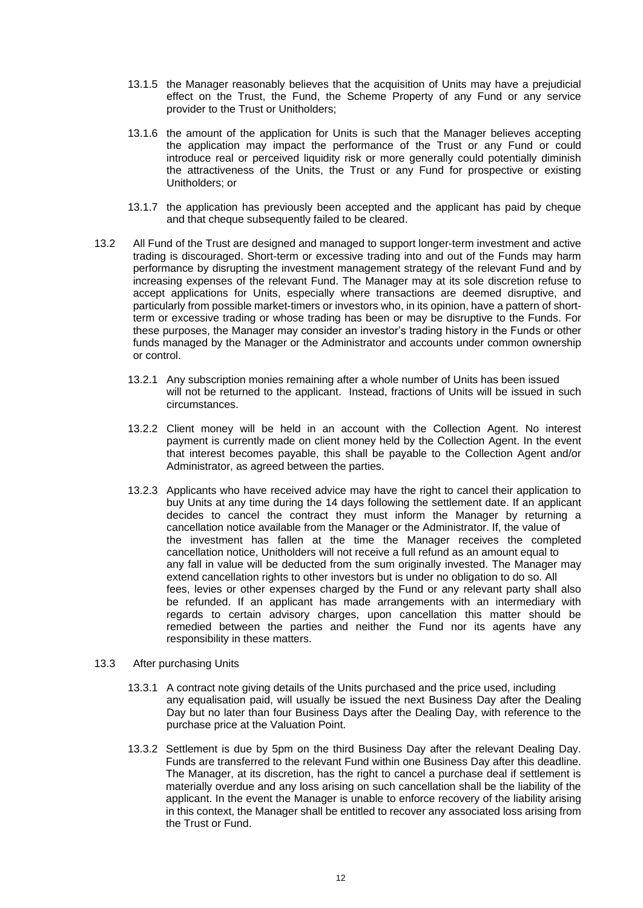13.1.5 the Manager reasonably believes that the acquisition of Units may have a prejudicial effect on the Trust, the Fund, the Scheme Property of any Fund or any service provider to the Trust or Unitholders;

13.1.6 the amount of the application for Units is such that the Manager believes accepting the application may impact the performance of the Trust or any Fund or could introduce real or perceived liquidity risk or more generally could potentially diminish the attractiveness of the Units, the Trust or any Fund for prospective or existing Unitholders; or

13.1.7 the application has previously been accepted and the applicant has paid by cheque and that cheque subsequently failed to be cleared.

13.2 All Fund of the Trust are designed and managed to support longer-term investment and active trading is discouraged. Short-term or excessive trading into and out of the Funds may harm performance by disrupting the investment management strategy of the relevant Fund and by increasing expenses of the relevant Fund. The Manager may at its sole discretion refuse to accept applications for Units, especially where transactions are deemed disruptive, and particularly from possible market-timers or investors who, in its opinion, have a pattern of short-term or excessive trading or whose trading has been or may be disruptive to the Funds. For these purposes, the Manager may consider an investor's trading history in the Funds or other funds managed by the Manager or the Administrator and accounts under common ownership or control.

13.2.1 Any subscription monies remaining after a whole number of Units has been issued will not be returned to the applicant. Instead, fractions of Units will be issued in such circumstances.

13.2.2 Client money will be held in an account with the Collection Agent. No interest payment is currently made on client money held by the Collection Agent. In the event that interest becomes payable, this shall be payable to the Collection Agent and/or Administrator, as agreed between the parties.

13.2.3 Applicants who have received advice may have the right to cancel their application to buy Units at any time during the 14 days following the settlement date. If an applicant decides to cancel the contract they must inform the Manager by returning a cancellation notice available from the Manager or the Administrator. If, the value of the investment has fallen at the time the Manager receives the completed cancellation notice, Unitholders will not receive a full refund as an amount equal to any fall in value will be deducted from the sum originally invested. The Manager may extend cancellation rights to other investors but is under no obligation to do so. All fees, levies or other expenses charged by the Fund or any relevant party shall also be refunded. If an applicant has made arrangements with an intermediary with regards to certain advisory charges, upon cancellation this matter should be remedied between the parties and neither the Fund nor its agents have any responsibility in these matters.

13.3 After purchasing Units

13.3.1 A contract note giving details of the Units purchased and the price used, including any equalisation paid, will usually be issued the next Business Day after the Dealing Day but no later than four Business Days after the Dealing Day, with reference to the purchase price at the Valuation Point.

13.3.2 Settlement is due by 5pm on the third Business Day after the relevant Dealing Day. Funds are transferred to the relevant Fund within one Business Day after this deadline. The Manager, at its discretion, has the right to cancel a purchase deal if settlement is materially overdue and any loss arising on such cancellation shall be the liability of the applicant. In the event the Manager is unable to enforce recovery of the liability arising in this context, the Manager shall be entitled to recover any associated loss arising from the Trust or Fund.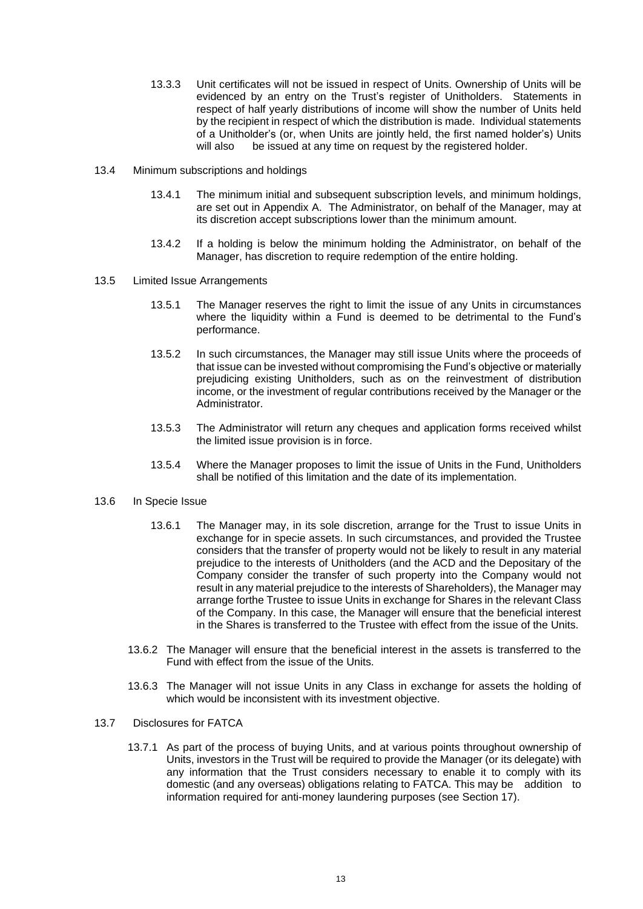13.3.3 Unit certificates will not be issued in respect of Units. Ownership of Units will be evidenced by an entry on the Trust's register of Unitholders. Statements in respect of half yearly distributions of income will show the number of Units held by the recipient in respect of which the distribution is made. Individual statements of a Unitholder's (or, when Units are jointly held, the first named holder's) Units will also be issued at any time on request by the registered holder.

13.4 Minimum subscriptions and holdings

13.4.1 The minimum initial and subsequent subscription levels, and minimum holdings, are set out in Appendix A. The Administrator, on behalf of the Manager, may at its discretion accept subscriptions lower than the minimum amount.

13.4.2 If a holding is below the minimum holding the Administrator, on behalf of the Manager, has discretion to require redemption of the entire holding.

13.5 Limited Issue Arrangements

13.5.1 The Manager reserves the right to limit the issue of any Units in circumstances where the liquidity within a Fund is deemed to be detrimental to the Fund's performance.

13.5.2 In such circumstances, the Manager may still issue Units where the proceeds of that issue can be invested without compromising the Fund's objective or materially prejudicing existing Unitholders, such as on the reinvestment of distribution income, or the investment of regular contributions received by the Manager or the Administrator.

13.5.3 The Administrator will return any cheques and application forms received whilst the limited issue provision is in force.

13.5.4 Where the Manager proposes to limit the issue of Units in the Fund, Unitholders shall be notified of this limitation and the date of its implementation.

13.6 In Specie Issue

13.6.1 The Manager may, in its sole discretion, arrange for the Trust to issue Units in exchange for in specie assets. In such circumstances, and provided the Trustee considers that the transfer of property would not be likely to result in any material prejudice to the interests of Unitholders (and the ACD and the Depositary of the Company consider the transfer of such property into the Company would not result in any material prejudice to the interests of Shareholders), the Manager may arrange forthe Trustee to issue Units in exchange for Shares in the relevant Class of the Company. In this case, the Manager will ensure that the beneficial interest in the Shares is transferred to the Trustee with effect from the issue of the Units.

13.6.2 The Manager will ensure that the beneficial interest in the assets is transferred to the Fund with effect from the issue of the Units.

13.6.3 The Manager will not issue Units in any Class in exchange for assets the holding of which would be inconsistent with its investment objective.

13.7 Disclosures for FATCA

13.7.1 As part of the process of buying Units, and at various points throughout ownership of Units, investors in the Trust will be required to provide the Manager (or its delegate) with any information that the Trust considers necessary to enable it to comply with its domestic (and any overseas) obligations relating to FATCA. This may be addition to information required for anti-money laundering purposes (see Section 17).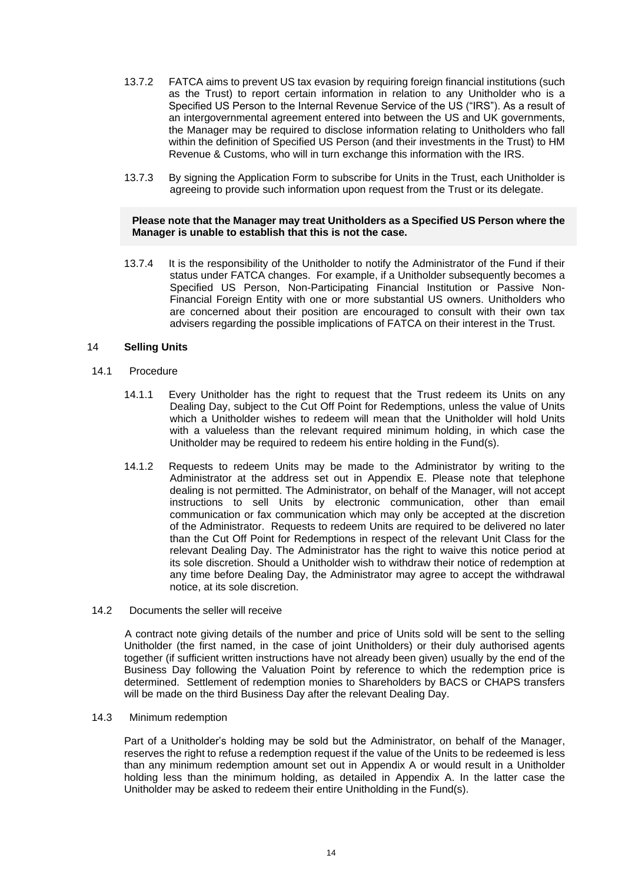13.7.2 FATCA aims to prevent US tax evasion by requiring foreign financial institutions (such as the Trust) to report certain information in relation to any Unitholder who is a Specified US Person to the Internal Revenue Service of the US ("IRS"). As a result of an intergovernmental agreement entered into between the US and UK governments, the Manager may be required to disclose information relating to Unitholders who fall within the definition of Specified US Person (and their investments in the Trust) to HM Revenue & Customs, who will in turn exchange this information with the IRS.

13.7.3 By signing the Application Form to subscribe for Units in the Trust, each Unitholder is agreeing to provide such information upon request from the Trust or its delegate.

**Please note that the Manager may treat Unitholders as a Specified US Person where the Manager is unable to establish that this is not the case.**

13.7.4 It is the responsibility of the Unitholder to notify the Administrator of the Fund if their status under FATCA changes. For example, if a Unitholder subsequently becomes a Specified US Person, Non-Participating Financial Institution or Passive Non-Financial Foreign Entity with one or more substantial US owners. Unitholders who are concerned about their position are encouraged to consult with their own tax advisers regarding the possible implications of FATCA on their interest in the Trust.

## 14 Selling Units

14.1 Procedure

14.1.1 Every Unitholder has the right to request that the Trust redeem its Units on any Dealing Day, subject to the Cut Off Point for Redemptions, unless the value of Units which a Unitholder wishes to redeem will mean that the Unitholder will hold Units with a valueless than the relevant required minimum holding, in which case the Unitholder may be required to redeem his entire holding in the Fund(s).

14.1.2 Requests to redeem Units may be made to the Administrator by writing to the Administrator at the address set out in Appendix E. Please note that telephone dealing is not permitted. The Administrator, on behalf of the Manager, will not accept instructions to sell Units by electronic communication, other than email communication or fax communication which may only be accepted at the discretion of the Administrator. Requests to redeem Units are required to be delivered no later than the Cut Off Point for Redemptions in respect of the relevant Unit Class for the relevant Dealing Day. The Administrator has the right to waive this notice period at its sole discretion. Should a Unitholder wish to withdraw their notice of redemption at any time before Dealing Day, the Administrator may agree to accept the withdrawal notice, at its sole discretion.

14.2 Documents the seller will receive

A contract note giving details of the number and price of Units sold will be sent to the selling Unitholder (the first named, in the case of joint Unitholders) or their duly authorised agents together (if sufficient written instructions have not already been given) usually by the end of the Business Day following the Valuation Point by reference to which the redemption price is determined. Settlement of redemption monies to Shareholders by BACS or CHAPS transfers will be made on the third Business Day after the relevant Dealing Day.

14.3 Minimum redemption

Part of a Unitholder's holding may be sold but the Administrator, on behalf of the Manager, reserves the right to refuse a redemption request if the value of the Units to be redeemed is less than any minimum redemption amount set out in Appendix A or would result in a Unitholder holding less than the minimum holding, as detailed in Appendix A. In the latter case the Unitholder may be asked to redeem their entire Unitholding in the Fund(s).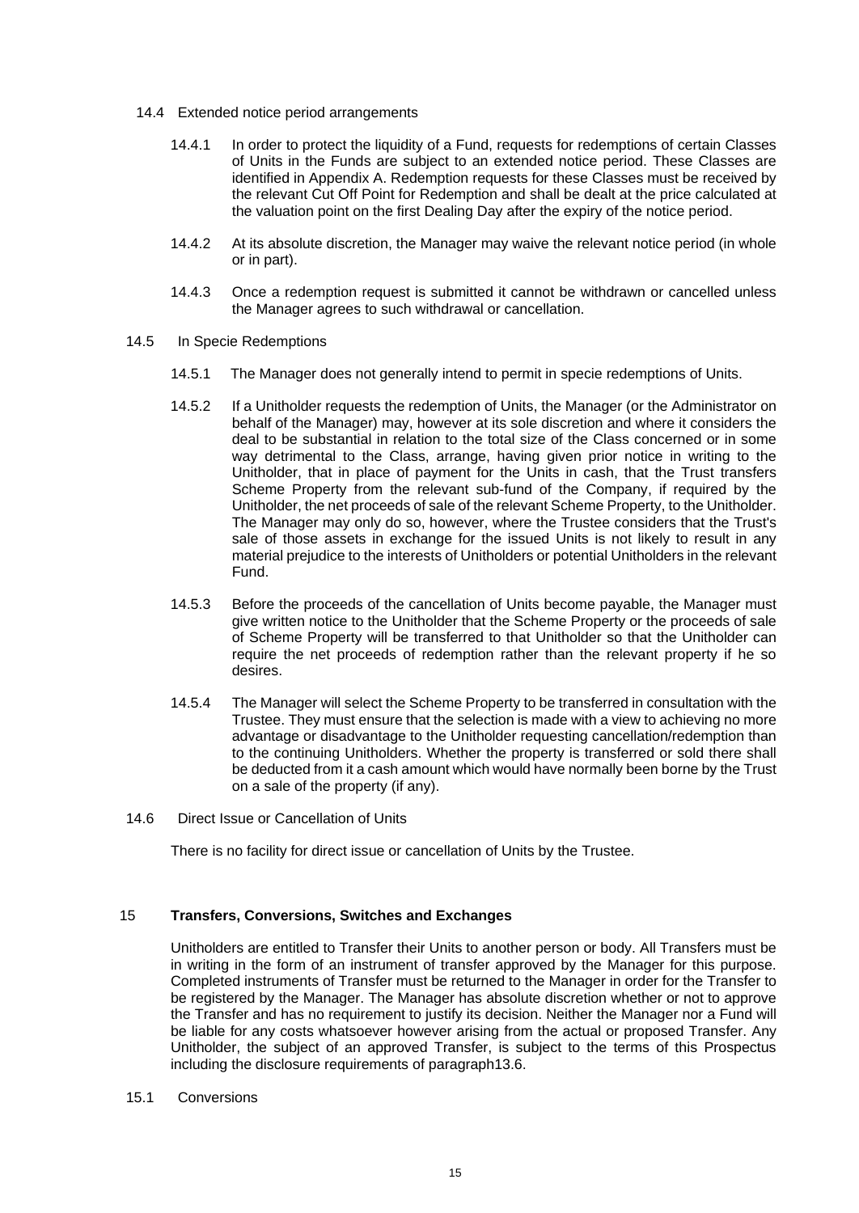14.4 Extended notice period arrangements

14.4.1 In order to protect the liquidity of a Fund, requests for redemptions of certain Classes of Units in the Funds are subject to an extended notice period. These Classes are identified in Appendix A. Redemption requests for these Classes must be received by the relevant Cut Off Point for Redemption and shall be dealt at the price calculated at the valuation point on the first Dealing Day after the expiry of the notice period.

14.4.2 At its absolute discretion, the Manager may waive the relevant notice period (in whole or in part).

14.4.3 Once a redemption request is submitted it cannot be withdrawn or cancelled unless the Manager agrees to such withdrawal or cancellation.

14.5 In Specie Redemptions

14.5.1 The Manager does not generally intend to permit in specie redemptions of Units.

14.5.2 If a Unitholder requests the redemption of Units, the Manager (or the Administrator on behalf of the Manager) may, however at its sole discretion and where it considers the deal to be substantial in relation to the total size of the Class concerned or in some way detrimental to the Class, arrange, having given prior notice in writing to the Unitholder, that in place of payment for the Units in cash, that the Trust transfers Scheme Property from the relevant sub-fund of the Company, if required by the Unitholder, the net proceeds of sale of the relevant Scheme Property, to the Unitholder. The Manager may only do so, however, where the Trustee considers that the Trust's sale of those assets in exchange for the issued Units is not likely to result in any material prejudice to the interests of Unitholders or potential Unitholders in the relevant Fund.

14.5.3 Before the proceeds of the cancellation of Units become payable, the Manager must give written notice to the Unitholder that the Scheme Property or the proceeds of sale of Scheme Property will be transferred to that Unitholder so that the Unitholder can require the net proceeds of redemption rather than the relevant property if he so desires.

14.5.4 The Manager will select the Scheme Property to be transferred in consultation with the Trustee. They must ensure that the selection is made with a view to achieving no more advantage or disadvantage to the Unitholder requesting cancellation/redemption than to the continuing Unitholders. Whether the property is transferred or sold there shall be deducted from it a cash amount which would have normally been borne by the Trust on a sale of the property (if any).

14.6 Direct Issue or Cancellation of Units

There is no facility for direct issue or cancellation of Units by the Trustee.

## 15 Transfers, Conversions, Switches and Exchanges

Unitholders are entitled to Transfer their Units to another person or body. All Transfers must be in writing in the form of an instrument of transfer approved by the Manager for this purpose. Completed instruments of Transfer must be returned to the Manager in order for the Transfer to be registered by the Manager. The Manager has absolute discretion whether or not to approve the Transfer and has no requirement to justify its decision. Neither the Manager nor a Fund will be liable for any costs whatsoever however arising from the actual or proposed Transfer. Any Unitholder, the subject of an approved Transfer, is subject to the terms of this Prospectus including the disclosure requirements of paragraph13.6.

15.1 Conversions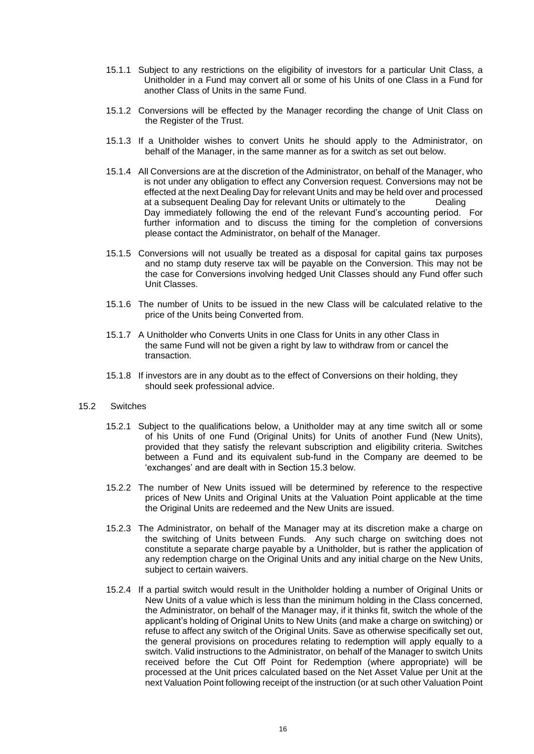15.1.1 Subject to any restrictions on the eligibility of investors for a particular Unit Class, a Unitholder in a Fund may convert all or some of his Units of one Class in a Fund for another Class of Units in the same Fund.

15.1.2 Conversions will be effected by the Manager recording the change of Unit Class on the Register of the Trust.

15.1.3 If a Unitholder wishes to convert Units he should apply to the Administrator, on behalf of the Manager, in the same manner as for a switch as set out below.

15.1.4 All Conversions are at the discretion of the Administrator, on behalf of the Manager, who is not under any obligation to effect any Conversion request. Conversions may not be effected at the next Dealing Day for relevant Units and may be held over and processed at a subsequent Dealing Day for relevant Units or ultimately to the Dealing Day immediately following the end of the relevant Fund's accounting period. For further information and to discuss the timing for the completion of conversions please contact the Administrator, on behalf of the Manager.

15.1.5 Conversions will not usually be treated as a disposal for capital gains tax purposes and no stamp duty reserve tax will be payable on the Conversion. This may not be the case for Conversions involving hedged Unit Classes should any Fund offer such Unit Classes.

15.1.6 The number of Units to be issued in the new Class will be calculated relative to the price of the Units being Converted from.

15.1.7 A Unitholder who Converts Units in one Class for Units in any other Class in the same Fund will not be given a right by law to withdraw from or cancel the transaction.

15.1.8 If investors are in any doubt as to the effect of Conversions on their holding, they should seek professional advice.

15.2 Switches

15.2.1 Subject to the qualifications below, a Unitholder may at any time switch all or some of his Units of one Fund (Original Units) for Units of another Fund (New Units), provided that they satisfy the relevant subscription and eligibility criteria. Switches between a Fund and its equivalent sub-fund in the Company are deemed to be 'exchanges' and are dealt with in Section 15.3 below.

15.2.2 The number of New Units issued will be determined by reference to the respective prices of New Units and Original Units at the Valuation Point applicable at the time the Original Units are redeemed and the New Units are issued.

15.2.3 The Administrator, on behalf of the Manager may at its discretion make a charge on the switching of Units between Funds. Any such charge on switching does not constitute a separate charge payable by a Unitholder, but is rather the application of any redemption charge on the Original Units and any initial charge on the New Units, subject to certain waivers.

15.2.4 If a partial switch would result in the Unitholder holding a number of Original Units or New Units of a value which is less than the minimum holding in the Class concerned, the Administrator, on behalf of the Manager may, if it thinks fit, switch the whole of the applicant's holding of Original Units to New Units (and make a charge on switching) or refuse to affect any switch of the Original Units. Save as otherwise specifically set out, the general provisions on procedures relating to redemption will apply equally to a switch. Valid instructions to the Administrator, on behalf of the Manager to switch Units received before the Cut Off Point for Redemption (where appropriate) will be processed at the Unit prices calculated based on the Net Asset Value per Unit at the next Valuation Point following receipt of the instruction (or at such other Valuation Point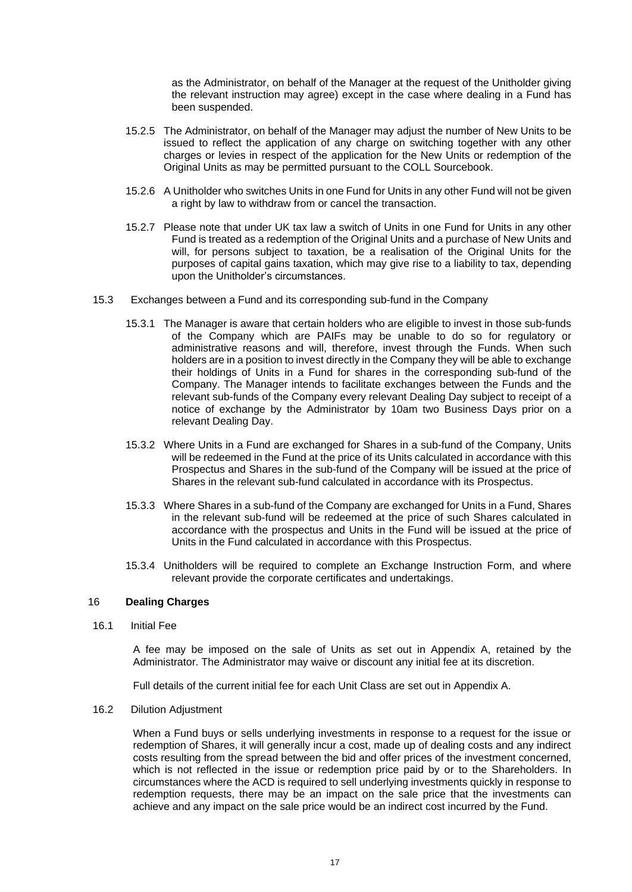as the Administrator, on behalf of the Manager at the request of the Unitholder giving the relevant instruction may agree) except in the case where dealing in a Fund has been suspended.

15.2.5 The Administrator, on behalf of the Manager may adjust the number of New Units to be issued to reflect the application of any charge on switching together with any other charges or levies in respect of the application for the New Units or redemption of the Original Units as may be permitted pursuant to the COLL Sourcebook.

15.2.6 A Unitholder who switches Units in one Fund for Units in any other Fund will not be given a right by law to withdraw from or cancel the transaction.

15.2.7 Please note that under UK tax law a switch of Units in one Fund for Units in any other Fund is treated as a redemption of the Original Units and a purchase of New Units and will, for persons subject to taxation, be a realisation of the Original Units for the purposes of capital gains taxation, which may give rise to a liability to tax, depending upon the Unitholder's circumstances.

15.3 Exchanges between a Fund and its corresponding sub-fund in the Company

15.3.1 The Manager is aware that certain holders who are eligible to invest in those sub-funds of the Company which are PAIFs may be unable to do so for regulatory or administrative reasons and will, therefore, invest through the Funds. When such holders are in a position to invest directly in the Company they will be able to exchange their holdings of Units in a Fund for shares in the corresponding sub-fund of the Company. The Manager intends to facilitate exchanges between the Funds and the relevant sub-funds of the Company every relevant Dealing Day subject to receipt of a notice of exchange by the Administrator by 10am two Business Days prior on a relevant Dealing Day.

15.3.2 Where Units in a Fund are exchanged for Shares in a sub-fund of the Company, Units will be redeemed in the Fund at the price of its Units calculated in accordance with this Prospectus and Shares in the sub-fund of the Company will be issued at the price of Shares in the relevant sub-fund calculated in accordance with its Prospectus.

15.3.3 Where Shares in a sub-fund of the Company are exchanged for Units in a Fund, Shares in the relevant sub-fund will be redeemed at the price of such Shares calculated in accordance with the prospectus and Units in the Fund will be issued at the price of Units in the Fund calculated in accordance with this Prospectus.

15.3.4 Unitholders will be required to complete an Exchange Instruction Form, and where relevant provide the corporate certificates and undertakings.

## 16 Dealing Charges

16.1 Initial Fee

A fee may be imposed on the sale of Units as set out in Appendix A, retained by the Administrator. The Administrator may waive or discount any initial fee at its discretion.

Full details of the current initial fee for each Unit Class are set out in Appendix A.

16.2 Dilution Adjustment

When a Fund buys or sells underlying investments in response to a request for the issue or redemption of Shares, it will generally incur a cost, made up of dealing costs and any indirect costs resulting from the spread between the bid and offer prices of the investment concerned, which is not reflected in the issue or redemption price paid by or to the Shareholders. In circumstances where the ACD is required to sell underlying investments quickly in response to redemption requests, there may be an impact on the sale price that the investments can achieve and any impact on the sale price would be an indirect cost incurred by the Fund.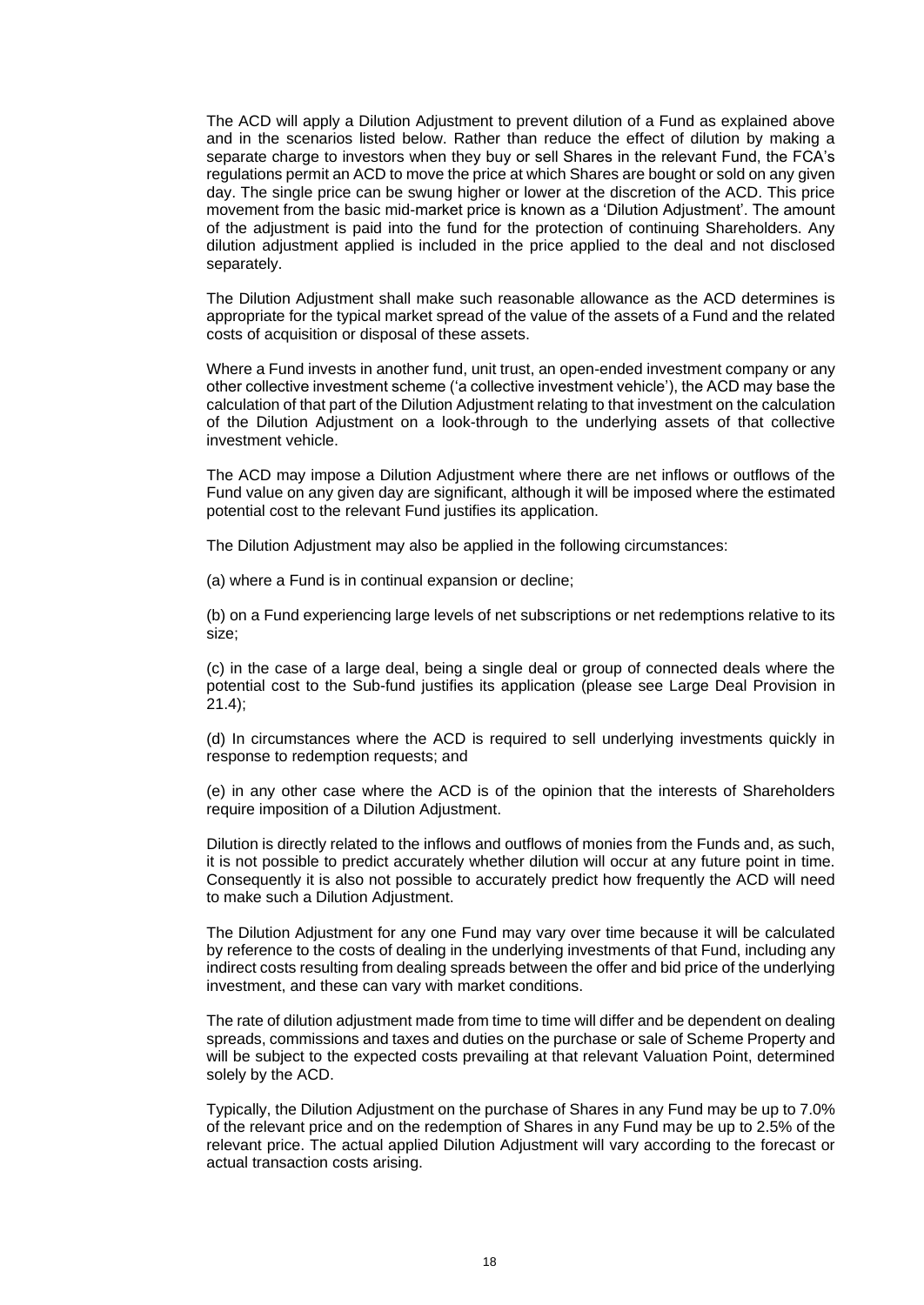The ACD will apply a Dilution Adjustment to prevent dilution of a Fund as explained above and in the scenarios listed below. Rather than reduce the effect of dilution by making a separate charge to investors when they buy or sell Shares in the relevant Fund, the FCA's regulations permit an ACD to move the price at which Shares are bought or sold on any given day. The single price can be swung higher or lower at the discretion of the ACD. This price movement from the basic mid-market price is known as a 'Dilution Adjustment'. The amount of the adjustment is paid into the fund for the protection of continuing Shareholders. Any dilution adjustment applied is included in the price applied to the deal and not disclosed separately.

The Dilution Adjustment shall make such reasonable allowance as the ACD determines is appropriate for the typical market spread of the value of the assets of a Fund and the related costs of acquisition or disposal of these assets.

Where a Fund invests in another fund, unit trust, an open-ended investment company or any other collective investment scheme ('a collective investment vehicle'), the ACD may base the calculation of that part of the Dilution Adjustment relating to that investment on the calculation of the Dilution Adjustment on a look-through to the underlying assets of that collective investment vehicle.

The ACD may impose a Dilution Adjustment where there are net inflows or outflows of the Fund value on any given day are significant, although it will be imposed where the estimated potential cost to the relevant Fund justifies its application.

The Dilution Adjustment may also be applied in the following circumstances:

(a) where a Fund is in continual expansion or decline;

(b) on a Fund experiencing large levels of net subscriptions or net redemptions relative to its size;

(c) in the case of a large deal, being a single deal or group of connected deals where the potential cost to the Sub-fund justifies its application (please see Large Deal Provision in 21.4);

(d) In circumstances where the ACD is required to sell underlying investments quickly in response to redemption requests; and

(e) in any other case where the ACD is of the opinion that the interests of Shareholders require imposition of a Dilution Adjustment.

Dilution is directly related to the inflows and outflows of monies from the Funds and, as such, it is not possible to predict accurately whether dilution will occur at any future point in time. Consequently it is also not possible to accurately predict how frequently the ACD will need to make such a Dilution Adjustment.

The Dilution Adjustment for any one Fund may vary over time because it will be calculated by reference to the costs of dealing in the underlying investments of that Fund, including any indirect costs resulting from dealing spreads between the offer and bid price of the underlying investment, and these can vary with market conditions.

The rate of dilution adjustment made from time to time will differ and be dependent on dealing spreads, commissions and taxes and duties on the purchase or sale of Scheme Property and will be subject to the expected costs prevailing at that relevant Valuation Point, determined solely by the ACD.

Typically, the Dilution Adjustment on the purchase of Shares in any Fund may be up to 7.0% of the relevant price and on the redemption of Shares in any Fund may be up to 2.5% of the relevant price. The actual applied Dilution Adjustment will vary according to the forecast or actual transaction costs arising.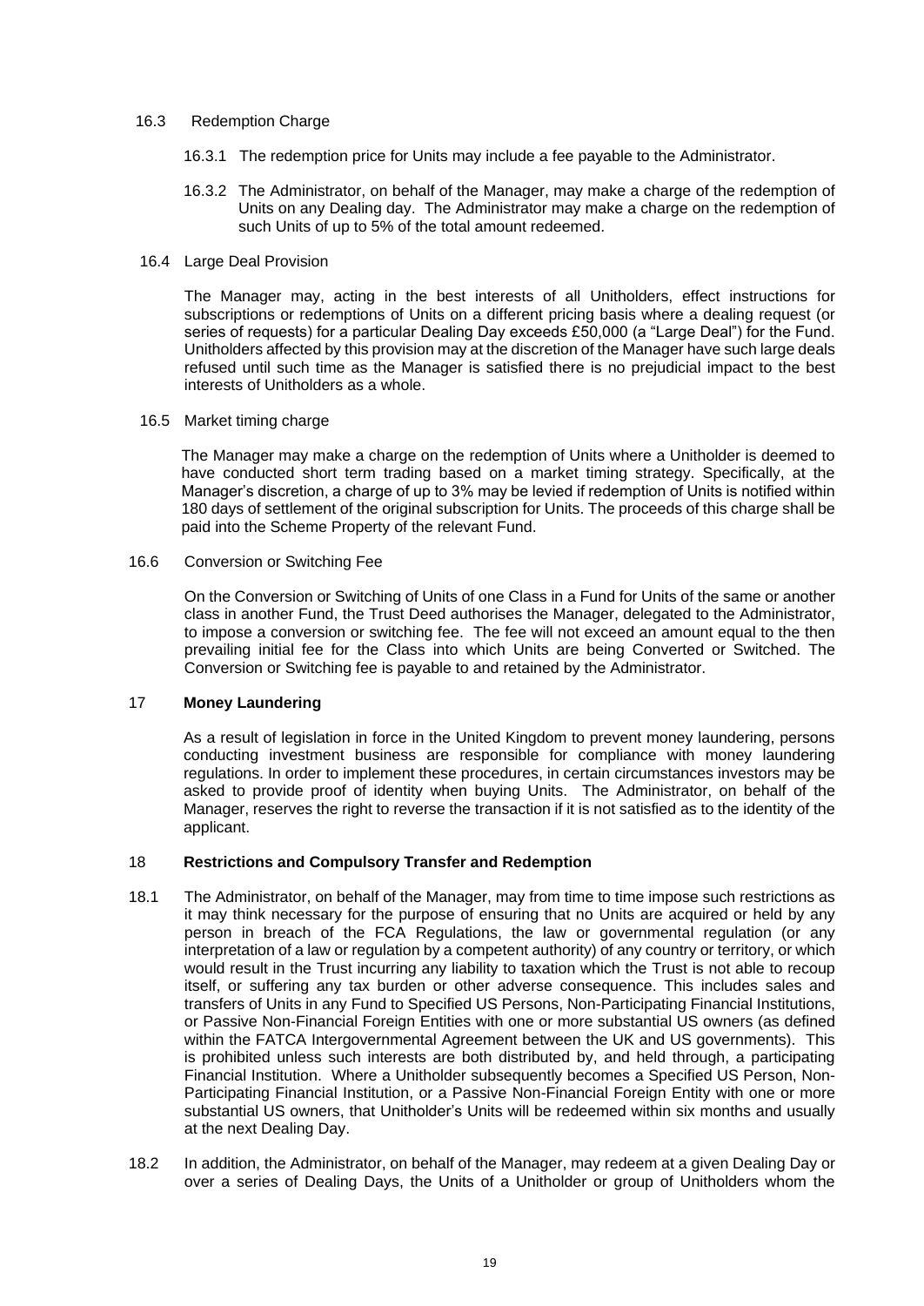### 16.3 Redemption Charge

16.3.1 The redemption price for Units may include a fee payable to the Administrator.

16.3.2 The Administrator, on behalf of the Manager, may make a charge of the redemption of Units on any Dealing day. The Administrator may make a charge on the redemption of such Units of up to 5% of the total amount redeemed.

### 16.4 Large Deal Provision

The Manager may, acting in the best interests of all Unitholders, effect instructions for subscriptions or redemptions of Units on a different pricing basis where a dealing request (or series of requests) for a particular Dealing Day exceeds £50,000 (a "Large Deal") for the Fund. Unitholders affected by this provision may at the discretion of the Manager have such large deals refused until such time as the Manager is satisfied there is no prejudicial impact to the best interests of Unitholders as a whole.

### 16.5 Market timing charge

The Manager may make a charge on the redemption of Units where a Unitholder is deemed to have conducted short term trading based on a market timing strategy. Specifically, at the Manager's discretion, a charge of up to 3% may be levied if redemption of Units is notified within 180 days of settlement of the original subscription for Units. The proceeds of this charge shall be paid into the Scheme Property of the relevant Fund.

### 16.6 Conversion or Switching Fee

On the Conversion or Switching of Units of one Class in a Fund for Units of the same or another class in another Fund, the Trust Deed authorises the Manager, delegated to the Administrator, to impose a conversion or switching fee. The fee will not exceed an amount equal to the then prevailing initial fee for the Class into which Units are being Converted or Switched. The Conversion or Switching fee is payable to and retained by the Administrator.

## 17 Money Laundering

As a result of legislation in force in the United Kingdom to prevent money laundering, persons conducting investment business are responsible for compliance with money laundering regulations. In order to implement these procedures, in certain circumstances investors may be asked to provide proof of identity when buying Units. The Administrator, on behalf of the Manager, reserves the right to reverse the transaction if it is not satisfied as to the identity of the applicant.

## 18 Restrictions and Compulsory Transfer and Redemption

18.1 The Administrator, on behalf of the Manager, may from time to time impose such restrictions as it may think necessary for the purpose of ensuring that no Units are acquired or held by any person in breach of the FCA Regulations, the law or governmental regulation (or any interpretation of a law or regulation by a competent authority) of any country or territory, or which would result in the Trust incurring any liability to taxation which the Trust is not able to recoup itself, or suffering any tax burden or other adverse consequence. This includes sales and transfers of Units in any Fund to Specified US Persons, Non-Participating Financial Institutions, or Passive Non-Financial Foreign Entities with one or more substantial US owners (as defined within the FATCA Intergovernmental Agreement between the UK and US governments). This is prohibited unless such interests are both distributed by, and held through, a participating Financial Institution. Where a Unitholder subsequently becomes a Specified US Person, Non-Participating Financial Institution, or a Passive Non-Financial Foreign Entity with one or more substantial US owners, that Unitholder's Units will be redeemed within six months and usually at the next Dealing Day.

18.2 In addition, the Administrator, on behalf of the Manager, may redeem at a given Dealing Day or over a series of Dealing Days, the Units of a Unitholder or group of Unitholders whom the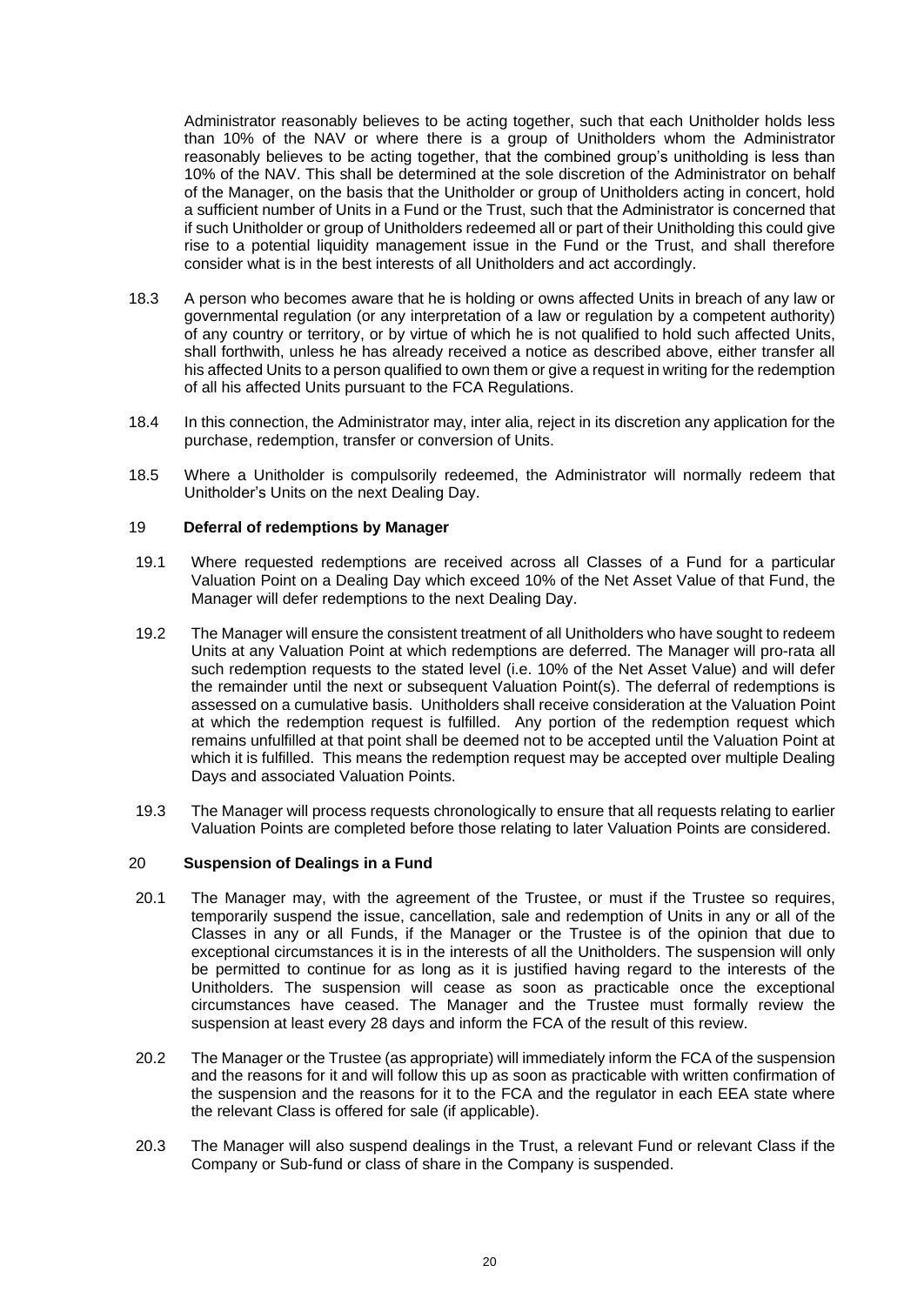Administrator reasonably believes to be acting together, such that each Unitholder holds less than 10% of the NAV or where there is a group of Unitholders whom the Administrator reasonably believes to be acting together, that the combined group's unitholding is less than 10% of the NAV. This shall be determined at the sole discretion of the Administrator on behalf of the Manager, on the basis that the Unitholder or group of Unitholders acting in concert, hold a sufficient number of Units in a Fund or the Trust, such that the Administrator is concerned that if such Unitholder or group of Unitholders redeemed all or part of their Unitholding this could give rise to a potential liquidity management issue in the Fund or the Trust, and shall therefore consider what is in the best interests of all Unitholders and act accordingly.

18.3 A person who becomes aware that he is holding or owns affected Units in breach of any law or governmental regulation (or any interpretation of a law or regulation by a competent authority) of any country or territory, or by virtue of which he is not qualified to hold such affected Units, shall forthwith, unless he has already received a notice as described above, either transfer all his affected Units to a person qualified to own them or give a request in writing for the redemption of all his affected Units pursuant to the FCA Regulations.

18.4 In this connection, the Administrator may, inter alia, reject in its discretion any application for the purchase, redemption, transfer or conversion of Units.

18.5 Where a Unitholder is compulsorily redeemed, the Administrator will normally redeem that Unitholder's Units on the next Dealing Day.

## 19 Deferral of redemptions by Manager

19.1 Where requested redemptions are received across all Classes of a Fund for a particular Valuation Point on a Dealing Day which exceed 10% of the Net Asset Value of that Fund, the Manager will defer redemptions to the next Dealing Day.

19.2 The Manager will ensure the consistent treatment of all Unitholders who have sought to redeem Units at any Valuation Point at which redemptions are deferred. The Manager will pro-rata all such redemption requests to the stated level (i.e. 10% of the Net Asset Value) and will defer the remainder until the next or subsequent Valuation Point(s). The deferral of redemptions is assessed on a cumulative basis. Unitholders shall receive consideration at the Valuation Point at which the redemption request is fulfilled. Any portion of the redemption request which remains unfulfilled at that point shall be deemed not to be accepted until the Valuation Point at which it is fulfilled. This means the redemption request may be accepted over multiple Dealing Days and associated Valuation Points.

19.3 The Manager will process requests chronologically to ensure that all requests relating to earlier Valuation Points are completed before those relating to later Valuation Points are considered.

## 20 Suspension of Dealings in a Fund

20.1 The Manager may, with the agreement of the Trustee, or must if the Trustee so requires, temporarily suspend the issue, cancellation, sale and redemption of Units in any or all of the Classes in any or all Funds, if the Manager or the Trustee is of the opinion that due to exceptional circumstances it is in the interests of all the Unitholders. The suspension will only be permitted to continue for as long as it is justified having regard to the interests of the Unitholders. The suspension will cease as soon as practicable once the exceptional circumstances have ceased. The Manager and the Trustee must formally review the suspension at least every 28 days and inform the FCA of the result of this review.

20.2 The Manager or the Trustee (as appropriate) will immediately inform the FCA of the suspension and the reasons for it and will follow this up as soon as practicable with written confirmation of the suspension and the reasons for it to the FCA and the regulator in each EEA state where the relevant Class is offered for sale (if applicable).

20.3 The Manager will also suspend dealings in the Trust, a relevant Fund or relevant Class if the Company or Sub-fund or class of share in the Company is suspended.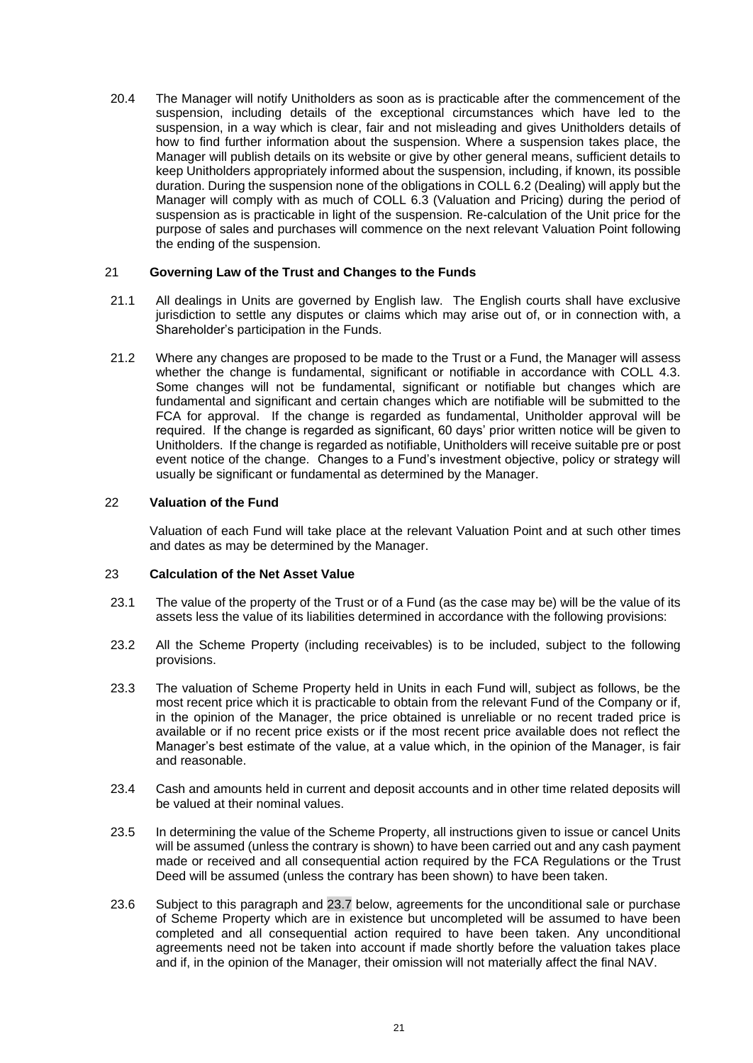20.4 The Manager will notify Unitholders as soon as is practicable after the commencement of the suspension, including details of the exceptional circumstances which have led to the suspension, in a way which is clear, fair and not misleading and gives Unitholders details of how to find further information about the suspension. Where a suspension takes place, the Manager will publish details on its website or give by other general means, sufficient details to keep Unitholders appropriately informed about the suspension, including, if known, its possible duration. During the suspension none of the obligations in COLL 6.2 (Dealing) will apply but the Manager will comply with as much of COLL 6.3 (Valuation and Pricing) during the period of suspension as is practicable in light of the suspension. Re-calculation of the Unit price for the purpose of sales and purchases will commence on the next relevant Valuation Point following the ending of the suspension.

## 21 Governing Law of the Trust and Changes to the Funds

21.1 All dealings in Units are governed by English law. The English courts shall have exclusive jurisdiction to settle any disputes or claims which may arise out of, or in connection with, a Shareholder's participation in the Funds.

21.2 Where any changes are proposed to be made to the Trust or a Fund, the Manager will assess whether the change is fundamental, significant or notifiable in accordance with COLL 4.3. Some changes will not be fundamental, significant or notifiable but changes which are fundamental and significant and certain changes which are notifiable will be submitted to the FCA for approval. If the change is regarded as fundamental, Unitholder approval will be required. If the change is regarded as significant, 60 days' prior written notice will be given to Unitholders. If the change is regarded as notifiable, Unitholders will receive suitable pre or post event notice of the change. Changes to a Fund's investment objective, policy or strategy will usually be significant or fundamental as determined by the Manager.

## 22 Valuation of the Fund

Valuation of each Fund will take place at the relevant Valuation Point and at such other times and dates as may be determined by the Manager.

## 23 Calculation of the Net Asset Value

23.1 The value of the property of the Trust or of a Fund (as the case may be) will be the value of its assets less the value of its liabilities determined in accordance with the following provisions:

23.2 All the Scheme Property (including receivables) is to be included, subject to the following provisions.

23.3 The valuation of Scheme Property held in Units in each Fund will, subject as follows, be the most recent price which it is practicable to obtain from the relevant Fund of the Company or if, in the opinion of the Manager, the price obtained is unreliable or no recent traded price is available or if no recent price exists or if the most recent price available does not reflect the Manager's best estimate of the value, at a value which, in the opinion of the Manager, is fair and reasonable.

23.4 Cash and amounts held in current and deposit accounts and in other time related deposits will be valued at their nominal values.

23.5 In determining the value of the Scheme Property, all instructions given to issue or cancel Units will be assumed (unless the contrary is shown) to have been carried out and any cash payment made or received and all consequential action required by the FCA Regulations or the Trust Deed will be assumed (unless the contrary has been shown) to have been taken.

23.6 Subject to this paragraph and 23.7 below, agreements for the unconditional sale or purchase of Scheme Property which are in existence but uncompleted will be assumed to have been completed and all consequential action required to have been taken. Any unconditional agreements need not be taken into account if made shortly before the valuation takes place and if, in the opinion of the Manager, their omission will not materially affect the final NAV.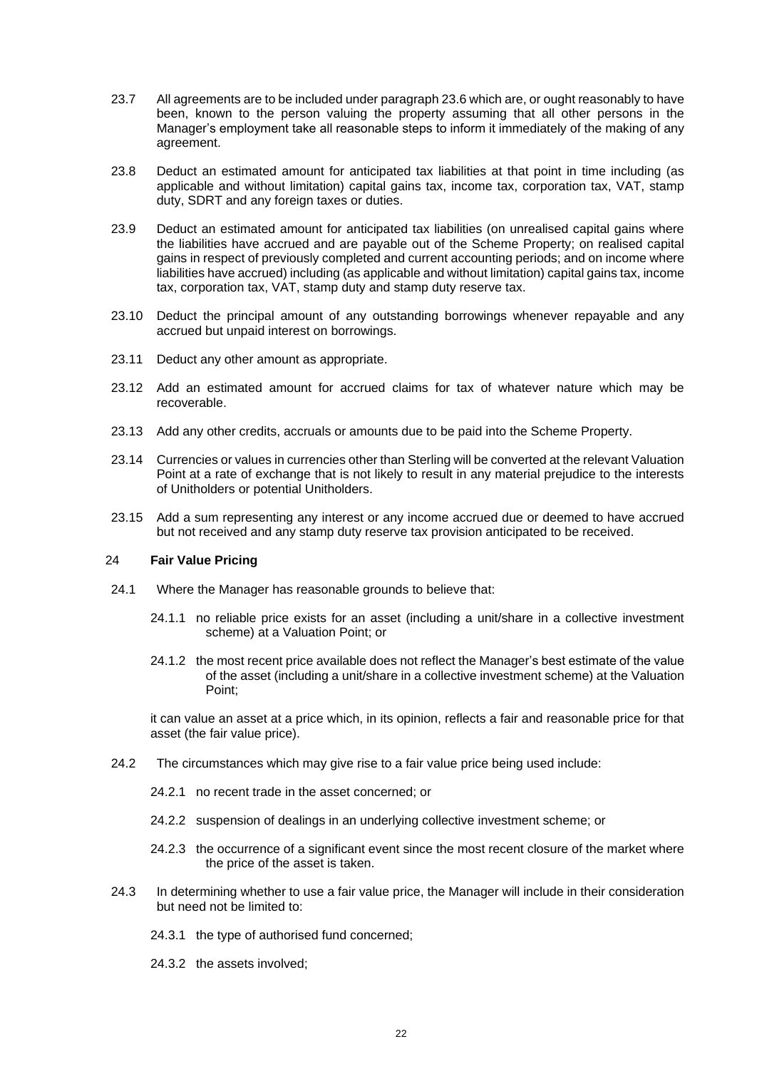23.7 All agreements are to be included under paragraph 23.6 which are, or ought reasonably to have been, known to the person valuing the property assuming that all other persons in the Manager's employment take all reasonable steps to inform it immediately of the making of any agreement.

23.8 Deduct an estimated amount for anticipated tax liabilities at that point in time including (as applicable and without limitation) capital gains tax, income tax, corporation tax, VAT, stamp duty, SDRT and any foreign taxes or duties.

23.9 Deduct an estimated amount for anticipated tax liabilities (on unrealised capital gains where the liabilities have accrued and are payable out of the Scheme Property; on realised capital gains in respect of previously completed and current accounting periods; and on income where liabilities have accrued) including (as applicable and without limitation) capital gains tax, income tax, corporation tax, VAT, stamp duty and stamp duty reserve tax.

23.10 Deduct the principal amount of any outstanding borrowings whenever repayable and any accrued but unpaid interest on borrowings.

23.11 Deduct any other amount as appropriate.

23.12 Add an estimated amount for accrued claims for tax of whatever nature which may be recoverable.

23.13 Add any other credits, accruals or amounts due to be paid into the Scheme Property.

23.14 Currencies or values in currencies other than Sterling will be converted at the relevant Valuation Point at a rate of exchange that is not likely to result in any material prejudice to the interests of Unitholders or potential Unitholders.

23.15 Add a sum representing any interest or any income accrued due or deemed to have accrued but not received and any stamp duty reserve tax provision anticipated to be received.

## 24 Fair Value Pricing

24.1 Where the Manager has reasonable grounds to believe that:

24.1.1 no reliable price exists for an asset (including a unit/share in a collective investment scheme) at a Valuation Point; or

24.1.2 the most recent price available does not reflect the Manager's best estimate of the value of the asset (including a unit/share in a collective investment scheme) at the Valuation Point;

it can value an asset at a price which, in its opinion, reflects a fair and reasonable price for that asset (the fair value price).

24.2 The circumstances which may give rise to a fair value price being used include:

24.2.1 no recent trade in the asset concerned; or

24.2.2 suspension of dealings in an underlying collective investment scheme; or

24.2.3 the occurrence of a significant event since the most recent closure of the market where the price of the asset is taken.

24.3 In determining whether to use a fair value price, the Manager will include in their consideration but need not be limited to:

24.3.1 the type of authorised fund concerned;

24.3.2 the assets involved;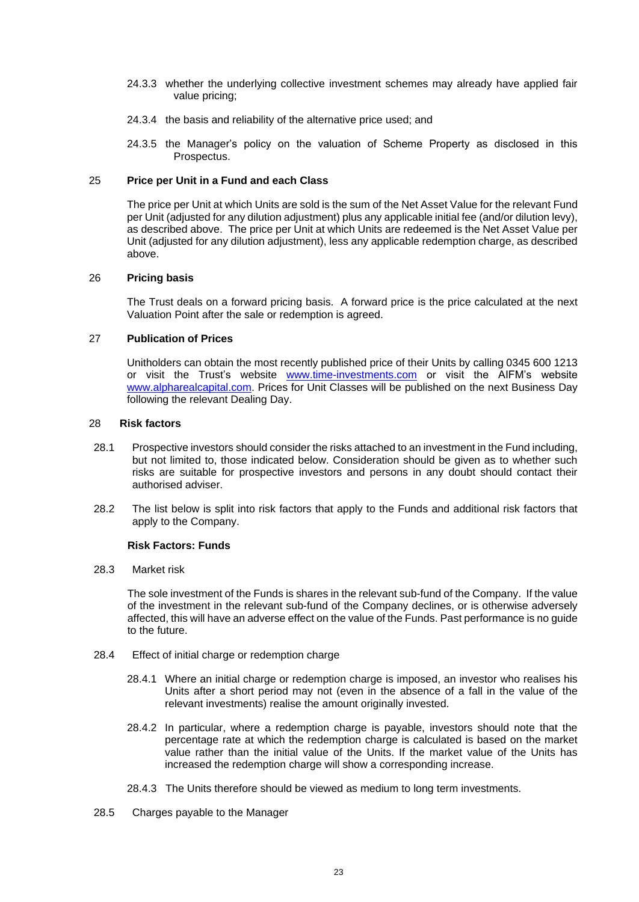24.3.3 whether the underlying collective investment schemes may already have applied fair value pricing;

24.3.4 the basis and reliability of the alternative price used; and

24.3.5 the Manager's policy on the valuation of Scheme Property as disclosed in this Prospectus.

## 25 Price per Unit in a Fund and each Class

The price per Unit at which Units are sold is the sum of the Net Asset Value for the relevant Fund per Unit (adjusted for any dilution adjustment) plus any applicable initial fee (and/or dilution levy), as described above. The price per Unit at which Units are redeemed is the Net Asset Value per Unit (adjusted for any dilution adjustment), less any applicable redemption charge, as described above.

## 26 Pricing basis

The Trust deals on a forward pricing basis. A forward price is the price calculated at the next Valuation Point after the sale or redemption is agreed.

## 27 Publication of Prices

Unitholders can obtain the most recently published price of their Units by calling 0345 600 1213 or visit the Trust's website [www.time-investments.com](www.time-investments.com) or visit the AIFM's website [www.alpharealcapital.com](www.alpharealcapital.com). Prices for Unit Classes will be published on the next Business Day following the relevant Dealing Day.

## 28 Risk factors

28.1 Prospective investors should consider the risks attached to an investment in the Fund including, but not limited to, those indicated below. Consideration should be given as to whether such risks are suitable for prospective investors and persons in any doubt should contact their authorised adviser.

28.2 The list below is split into risk factors that apply to the Funds and additional risk factors that apply to the Company.

**Risk Factors: Funds**

28.3 Market risk

The sole investment of the Funds is shares in the relevant sub-fund of the Company. If the value of the investment in the relevant sub-fund of the Company declines, or is otherwise adversely affected, this will have an adverse effect on the value of the Funds. Past performance is no guide to the future.

28.4 Effect of initial charge or redemption charge

28.4.1 Where an initial charge or redemption charge is imposed, an investor who realises his Units after a short period may not (even in the absence of a fall in the value of the relevant investments) realise the amount originally invested.

28.4.2 In particular, where a redemption charge is payable, investors should note that the percentage rate at which the redemption charge is calculated is based on the market value rather than the initial value of the Units. If the market value of the Units has increased the redemption charge will show a corresponding increase.

28.4.3 The Units therefore should be viewed as medium to long term investments.

28.5 Charges payable to the Manager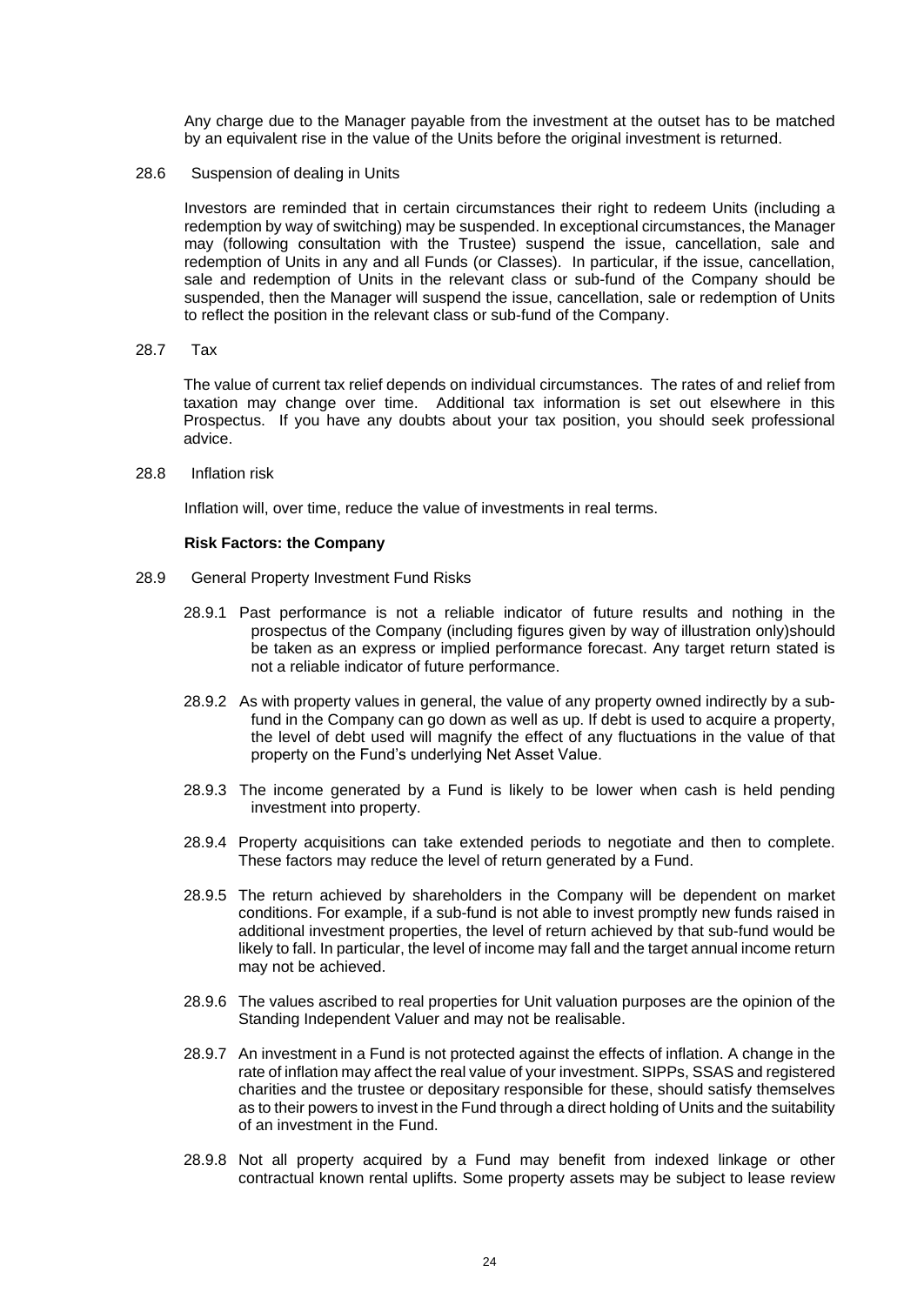Any charge due to the Manager payable from the investment at the outset has to be matched by an equivalent rise in the value of the Units before the original investment is returned.

28.6 Suspension of dealing in Units

Investors are reminded that in certain circumstances their right to redeem Units (including a redemption by way of switching) may be suspended. In exceptional circumstances, the Manager may (following consultation with the Trustee) suspend the issue, cancellation, sale and redemption of Units in any and all Funds (or Classes). In particular, if the issue, cancellation, sale and redemption of Units in the relevant class or sub-fund of the Company should be suspended, then the Manager will suspend the issue, cancellation, sale or redemption of Units to reflect the position in the relevant class or sub-fund of the Company.

28.7 Tax

The value of current tax relief depends on individual circumstances. The rates of and relief from taxation may change over time. Additional tax information is set out elsewhere in this Prospectus. If you have any doubts about your tax position, you should seek professional advice.

28.8 Inflation risk

Inflation will, over time, reduce the value of investments in real terms.

**Risk Factors: the Company**

28.9 General Property Investment Fund Risks

28.9.1 Past performance is not a reliable indicator of future results and nothing in the prospectus of the Company (including figures given by way of illustration only)should be taken as an express or implied performance forecast. Any target return stated is not a reliable indicator of future performance.

28.9.2 As with property values in general, the value of any property owned indirectly by a sub-fund in the Company can go down as well as up. If debt is used to acquire a property, the level of debt used will magnify the effect of any fluctuations in the value of that property on the Fund's underlying Net Asset Value.

28.9.3 The income generated by a Fund is likely to be lower when cash is held pending investment into property.

28.9.4 Property acquisitions can take extended periods to negotiate and then to complete. These factors may reduce the level of return generated by a Fund.

28.9.5 The return achieved by shareholders in the Company will be dependent on market conditions. For example, if a sub-fund is not able to invest promptly new funds raised in additional investment properties, the level of return achieved by that sub-fund would be likely to fall. In particular, the level of income may fall and the target annual income return may not be achieved.

28.9.6 The values ascribed to real properties for Unit valuation purposes are the opinion of the Standing Independent Valuer and may not be realisable.

28.9.7 An investment in a Fund is not protected against the effects of inflation. A change in the rate of inflation may affect the real value of your investment. SIPPs, SSAS and registered charities and the trustee or depositary responsible for these, should satisfy themselves as to their powers to invest in the Fund through a direct holding of Units and the suitability of an investment in the Fund.

28.9.8 Not all property acquired by a Fund may benefit from indexed linkage or other contractual known rental uplifts. Some property assets may be subject to lease review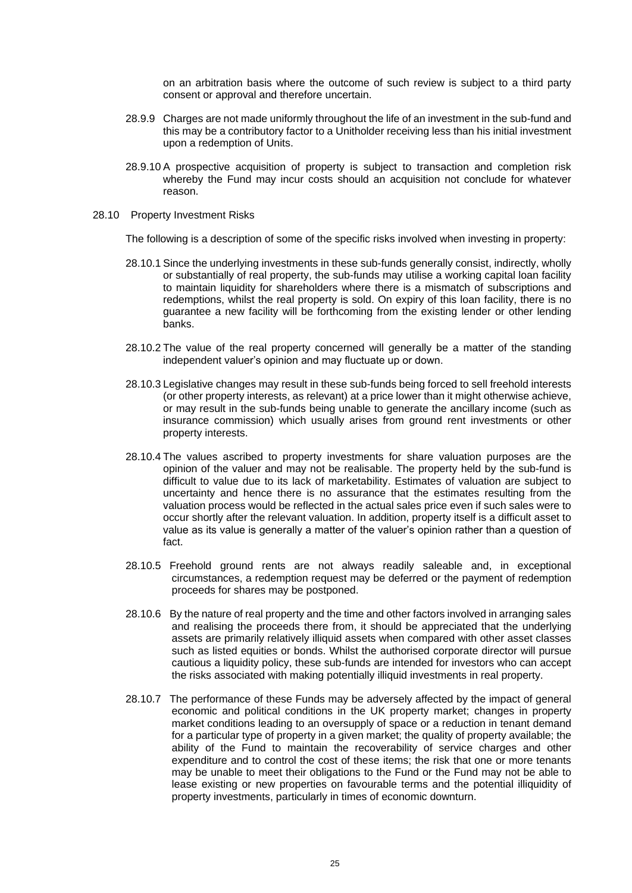on an arbitration basis where the outcome of such review is subject to a third party consent or approval and therefore uncertain.

28.9.9 Charges are not made uniformly throughout the life of an investment in the sub-fund and this may be a contributory factor to a Unitholder receiving less than his initial investment upon a redemption of Units.

28.9.10 A prospective acquisition of property is subject to transaction and completion risk whereby the Fund may incur costs should an acquisition not conclude for whatever reason.

28.10 Property Investment Risks

The following is a description of some of the specific risks involved when investing in property:

28.10.1 Since the underlying investments in these sub-funds generally consist, indirectly, wholly or substantially of real property, the sub-funds may utilise a working capital loan facility to maintain liquidity for shareholders where there is a mismatch of subscriptions and redemptions, whilst the real property is sold. On expiry of this loan facility, there is no guarantee a new facility will be forthcoming from the existing lender or other lending banks.

28.10.2 The value of the real property concerned will generally be a matter of the standing independent valuer's opinion and may fluctuate up or down.

28.10.3 Legislative changes may result in these sub-funds being forced to sell freehold interests (or other property interests, as relevant) at a price lower than it might otherwise achieve, or may result in the sub-funds being unable to generate the ancillary income (such as insurance commission) which usually arises from ground rent investments or other property interests.

28.10.4 The values ascribed to property investments for share valuation purposes are the opinion of the valuer and may not be realisable. The property held by the sub-fund is difficult to value due to its lack of marketability. Estimates of valuation are subject to uncertainty and hence there is no assurance that the estimates resulting from the valuation process would be reflected in the actual sales price even if such sales were to occur shortly after the relevant valuation. In addition, property itself is a difficult asset to value as its value is generally a matter of the valuer's opinion rather than a question of fact.

28.10.5 Freehold ground rents are not always readily saleable and, in exceptional circumstances, a redemption request may be deferred or the payment of redemption proceeds for shares may be postponed.

28.10.6 By the nature of real property and the time and other factors involved in arranging sales and realising the proceeds there from, it should be appreciated that the underlying assets are primarily relatively illiquid assets when compared with other asset classes such as listed equities or bonds. Whilst the authorised corporate director will pursue cautious a liquidity policy, these sub-funds are intended for investors who can accept the risks associated with making potentially illiquid investments in real property.

28.10.7 The performance of these Funds may be adversely affected by the impact of general economic and political conditions in the UK property market; changes in property market conditions leading to an oversupply of space or a reduction in tenant demand for a particular type of property in a given market; the quality of property available; the ability of the Fund to maintain the recoverability of service charges and other expenditure and to control the cost of these items; the risk that one or more tenants may be unable to meet their obligations to the Fund or the Fund may not be able to lease existing or new properties on favourable terms and the potential illiquidity of property investments, particularly in times of economic downturn.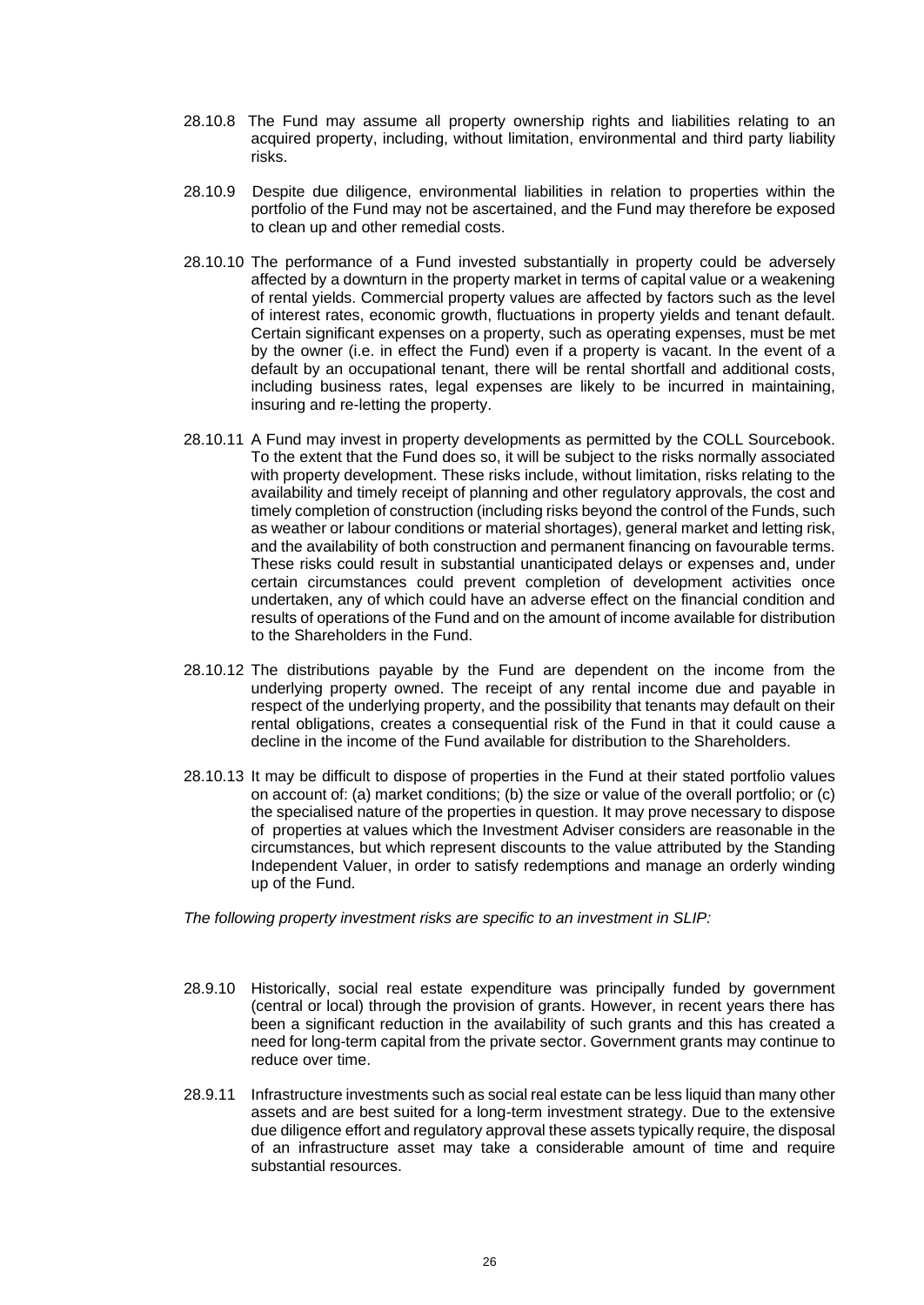28.10.8 The Fund may assume all property ownership rights and liabilities relating to an acquired property, including, without limitation, environmental and third party liability risks.

28.10.9 Despite due diligence, environmental liabilities in relation to properties within the portfolio of the Fund may not be ascertained, and the Fund may therefore be exposed to clean up and other remedial costs.

28.10.10 The performance of a Fund invested substantially in property could be adversely affected by a downturn in the property market in terms of capital value or a weakening of rental yields. Commercial property values are affected by factors such as the level of interest rates, economic growth, fluctuations in property yields and tenant default. Certain significant expenses on a property, such as operating expenses, must be met by the owner (i.e. in effect the Fund) even if a property is vacant. In the event of a default by an occupational tenant, there will be rental shortfall and additional costs, including business rates, legal expenses are likely to be incurred in maintaining, insuring and re-letting the property.

28.10.11 A Fund may invest in property developments as permitted by the COLL Sourcebook. To the extent that the Fund does so, it will be subject to the risks normally associated with property development. These risks include, without limitation, risks relating to the availability and timely receipt of planning and other regulatory approvals, the cost and timely completion of construction (including risks beyond the control of the Funds, such as weather or labour conditions or material shortages), general market and letting risk, and the availability of both construction and permanent financing on favourable terms. These risks could result in substantial unanticipated delays or expenses and, under certain circumstances could prevent completion of development activities once undertaken, any of which could have an adverse effect on the financial condition and results of operations of the Fund and on the amount of income available for distribution to the Shareholders in the Fund.

28.10.12 The distributions payable by the Fund are dependent on the income from the underlying property owned. The receipt of any rental income due and payable in respect of the underlying property, and the possibility that tenants may default on their rental obligations, creates a consequential risk of the Fund in that it could cause a decline in the income of the Fund available for distribution to the Shareholders.

28.10.13 It may be difficult to dispose of properties in the Fund at their stated portfolio values on account of: (a) market conditions; (b) the size or value of the overall portfolio; or (c) the specialised nature of the properties in question. It may prove necessary to dispose of properties at values which the Investment Adviser considers are reasonable in the circumstances, but which represent discounts to the value attributed by the Standing Independent Valuer, in order to satisfy redemptions and manage an orderly winding up of the Fund.

*The following property investment risks are specific to an investment in SLIP:*

28.9.10 Historically, social real estate expenditure was principally funded by government (central or local) through the provision of grants. However, in recent years there has been a significant reduction in the availability of such grants and this has created a need for long-term capital from the private sector. Government grants may continue to reduce over time.

28.9.11 Infrastructure investments such as social real estate can be less liquid than many other assets and are best suited for a long-term investment strategy. Due to the extensive due diligence effort and regulatory approval these assets typically require, the disposal of an infrastructure asset may take a considerable amount of time and require substantial resources.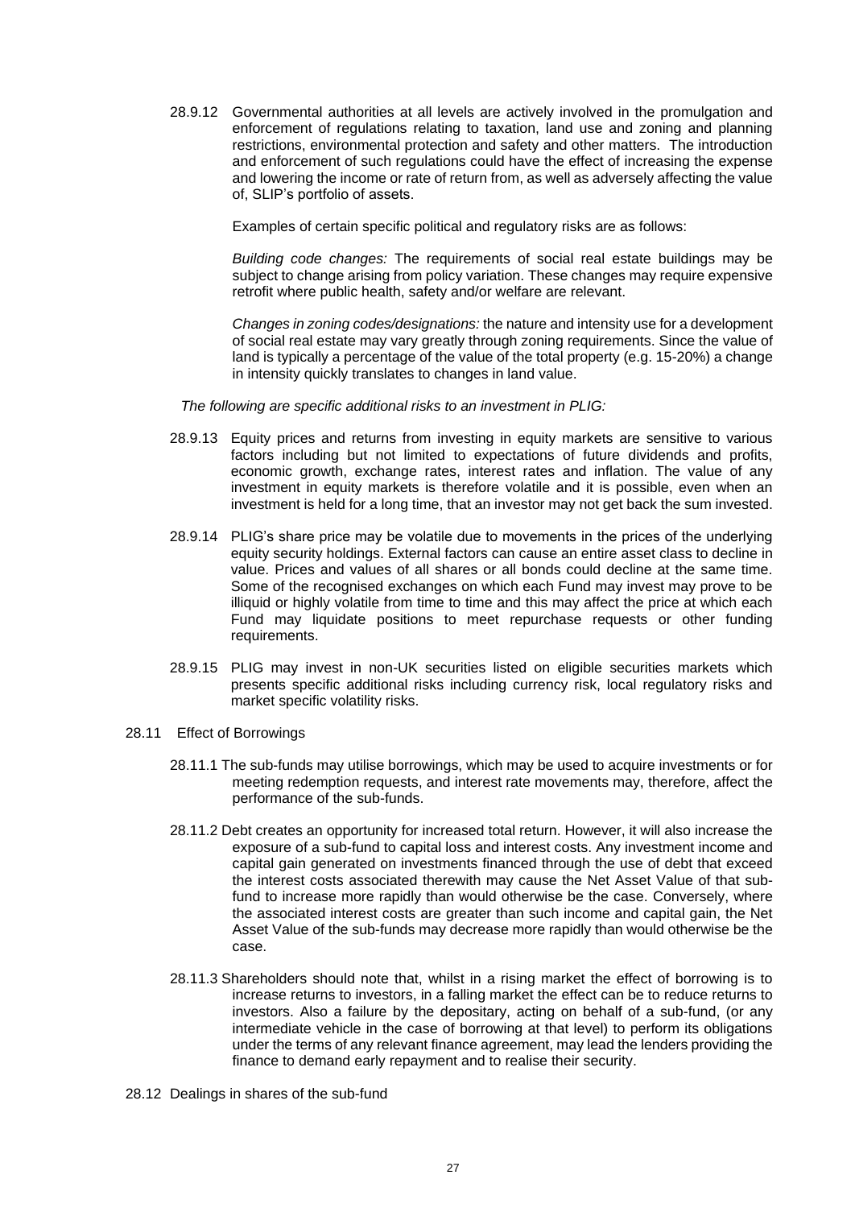28.9.12 Governmental authorities at all levels are actively involved in the promulgation and enforcement of regulations relating to taxation, land use and zoning and planning restrictions, environmental protection and safety and other matters. The introduction and enforcement of such regulations could have the effect of increasing the expense and lowering the income or rate of return from, as well as adversely affecting the value of, SLIP's portfolio of assets.

Examples of certain specific political and regulatory risks are as follows:

*Building code changes:* The requirements of social real estate buildings may be subject to change arising from policy variation. These changes may require expensive retrofit where public health, safety and/or welfare are relevant.

*Changes in zoning codes/designations:* the nature and intensity use for a development of social real estate may vary greatly through zoning requirements. Since the value of land is typically a percentage of the value of the total property (e.g. 15-20%) a change in intensity quickly translates to changes in land value.

*The following are specific additional risks to an investment in PLIG:*

28.9.13 Equity prices and returns from investing in equity markets are sensitive to various factors including but not limited to expectations of future dividends and profits, economic growth, exchange rates, interest rates and inflation. The value of any investment in equity markets is therefore volatile and it is possible, even when an investment is held for a long time, that an investor may not get back the sum invested.

28.9.14 PLIG's share price may be volatile due to movements in the prices of the underlying equity security holdings. External factors can cause an entire asset class to decline in value. Prices and values of all shares or all bonds could decline at the same time. Some of the recognised exchanges on which each Fund may invest may prove to be illiquid or highly volatile from time to time and this may affect the price at which each Fund may liquidate positions to meet repurchase requests or other funding requirements.

28.9.15 PLIG may invest in non-UK securities listed on eligible securities markets which presents specific additional risks including currency risk, local regulatory risks and market specific volatility risks.

28.11 Effect of Borrowings

28.11.1 The sub-funds may utilise borrowings, which may be used to acquire investments or for meeting redemption requests, and interest rate movements may, therefore, affect the performance of the sub-funds.

28.11.2 Debt creates an opportunity for increased total return. However, it will also increase the exposure of a sub-fund to capital loss and interest costs. Any investment income and capital gain generated on investments financed through the use of debt that exceed the interest costs associated therewith may cause the Net Asset Value of that sub-fund to increase more rapidly than would otherwise be the case. Conversely, where the associated interest costs are greater than such income and capital gain, the Net Asset Value of the sub-funds may decrease more rapidly than would otherwise be the case.

28.11.3 Shareholders should note that, whilst in a rising market the effect of borrowing is to increase returns to investors, in a falling market the effect can be to reduce returns to investors. Also a failure by the depositary, acting on behalf of a sub-fund, (or any intermediate vehicle in the case of borrowing at that level) to perform its obligations under the terms of any relevant finance agreement, may lead the lenders providing the finance to demand early repayment and to realise their security.

28.12 Dealings in shares of the sub-fund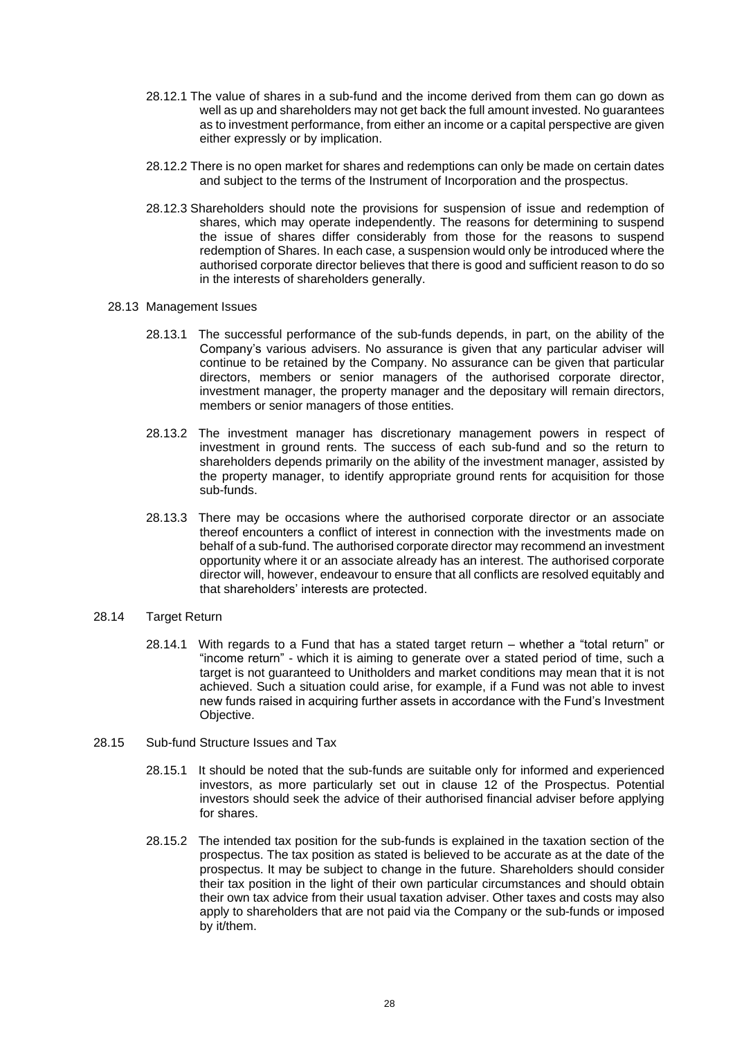28.12.1 The value of shares in a sub-fund and the income derived from them can go down as well as up and shareholders may not get back the full amount invested. No guarantees as to investment performance, from either an income or a capital perspective are given either expressly or by implication.

28.12.2 There is no open market for shares and redemptions can only be made on certain dates and subject to the terms of the Instrument of Incorporation and the prospectus.

28.12.3 Shareholders should note the provisions for suspension of issue and redemption of shares, which may operate independently. The reasons for determining to suspend the issue of shares differ considerably from those for the reasons to suspend redemption of Shares. In each case, a suspension would only be introduced where the authorised corporate director believes that there is good and sufficient reason to do so in the interests of shareholders generally.

28.13 Management Issues

28.13.1 The successful performance of the sub-funds depends, in part, on the ability of the Company's various advisers. No assurance is given that any particular adviser will continue to be retained by the Company. No assurance can be given that particular directors, members or senior managers of the authorised corporate director, investment manager, the property manager and the depositary will remain directors, members or senior managers of those entities.

28.13.2 The investment manager has discretionary management powers in respect of investment in ground rents. The success of each sub-fund and so the return to shareholders depends primarily on the ability of the investment manager, assisted by the property manager, to identify appropriate ground rents for acquisition for those sub-funds.

28.13.3 There may be occasions where the authorised corporate director or an associate thereof encounters a conflict of interest in connection with the investments made on behalf of a sub-fund. The authorised corporate director may recommend an investment opportunity where it or an associate already has an interest. The authorised corporate director will, however, endeavour to ensure that all conflicts are resolved equitably and that shareholders' interests are protected.

28.14 Target Return

28.14.1 With regards to a Fund that has a stated target return – whether a "total return" or "income return" - which it is aiming to generate over a stated period of time, such a target is not guaranteed to Unitholders and market conditions may mean that it is not achieved. Such a situation could arise, for example, if a Fund was not able to invest new funds raised in acquiring further assets in accordance with the Fund's Investment Objective.

28.15 Sub-fund Structure Issues and Tax

28.15.1 It should be noted that the sub-funds are suitable only for informed and experienced investors, as more particularly set out in clause 12 of the Prospectus. Potential investors should seek the advice of their authorised financial adviser before applying for shares.

28.15.2 The intended tax position for the sub-funds is explained in the taxation section of the prospectus. The tax position as stated is believed to be accurate as at the date of the prospectus. It may be subject to change in the future. Shareholders should consider their tax position in the light of their own particular circumstances and should obtain their own tax advice from their usual taxation adviser. Other taxes and costs may also apply to shareholders that are not paid via the Company or the sub-funds or imposed by it/them.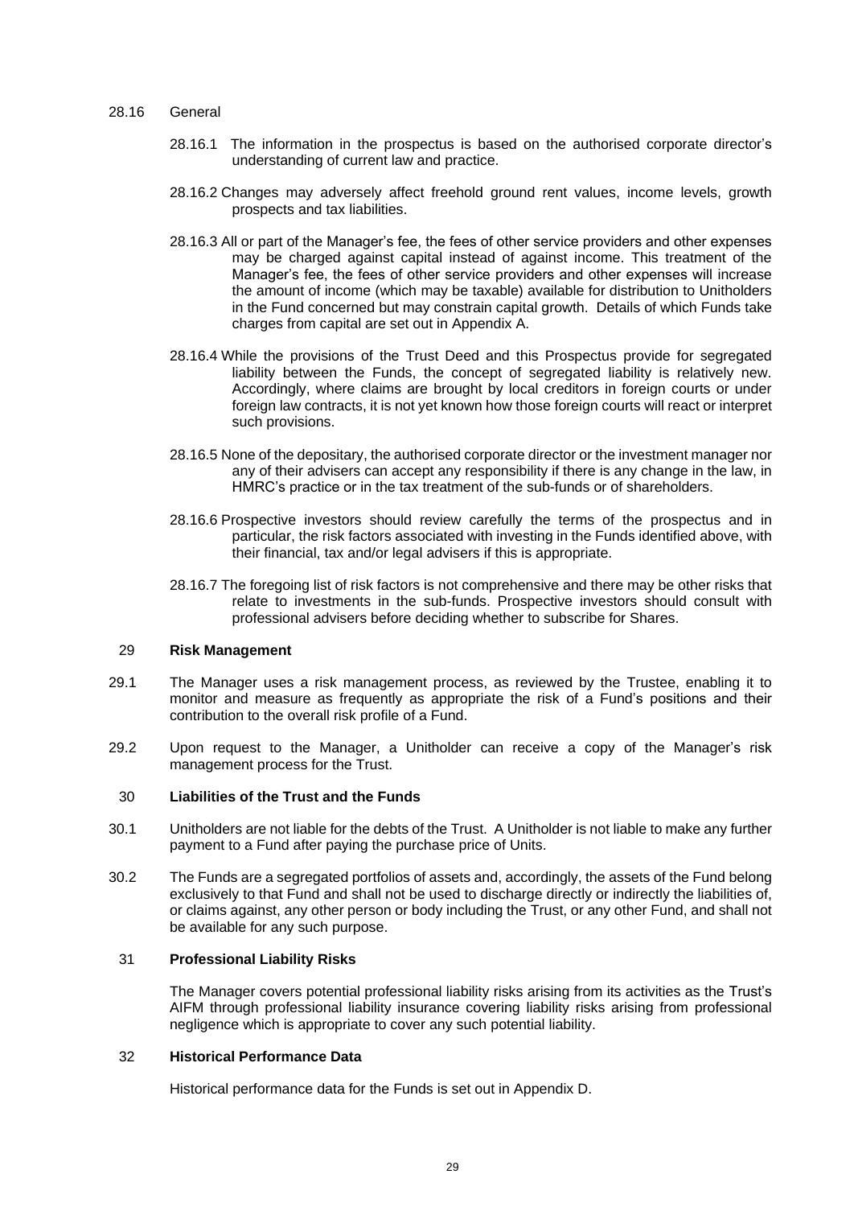28.16 General

28.16.1 The information in the prospectus is based on the authorised corporate director's understanding of current law and practice.

28.16.2 Changes may adversely affect freehold ground rent values, income levels, growth prospects and tax liabilities.

28.16.3 All or part of the Manager's fee, the fees of other service providers and other expenses may be charged against capital instead of against income. This treatment of the Manager's fee, the fees of other service providers and other expenses will increase the amount of income (which may be taxable) available for distribution to Unitholders in the Fund concerned but may constrain capital growth. Details of which Funds take charges from capital are set out in Appendix A.

28.16.4 While the provisions of the Trust Deed and this Prospectus provide for segregated liability between the Funds, the concept of segregated liability is relatively new. Accordingly, where claims are brought by local creditors in foreign courts or under foreign law contracts, it is not yet known how those foreign courts will react or interpret such provisions.

28.16.5 None of the depositary, the authorised corporate director or the investment manager nor any of their advisers can accept any responsibility if there is any change in the law, in HMRC's practice or in the tax treatment of the sub-funds or of shareholders.

28.16.6 Prospective investors should review carefully the terms of the prospectus and in particular, the risk factors associated with investing in the Funds identified above, with their financial, tax and/or legal advisers if this is appropriate.

28.16.7 The foregoing list of risk factors is not comprehensive and there may be other risks that relate to investments in the sub-funds. Prospective investors should consult with professional advisers before deciding whether to subscribe for Shares.

## 29 Risk Management

29.1 The Manager uses a risk management process, as reviewed by the Trustee, enabling it to monitor and measure as frequently as appropriate the risk of a Fund's positions and their contribution to the overall risk profile of a Fund.

29.2 Upon request to the Manager, a Unitholder can receive a copy of the Manager's risk management process for the Trust.

## 30 Liabilities of the Trust and the Funds

30.1 Unitholders are not liable for the debts of the Trust. A Unitholder is not liable to make any further payment to a Fund after paying the purchase price of Units.

30.2 The Funds are a segregated portfolios of assets and, accordingly, the assets of the Fund belong exclusively to that Fund and shall not be used to discharge directly or indirectly the liabilities of, or claims against, any other person or body including the Trust, or any other Fund, and shall not be available for any such purpose.

## 31 Professional Liability Risks

The Manager covers potential professional liability risks arising from its activities as the Trust's AIFM through professional liability insurance covering liability risks arising from professional negligence which is appropriate to cover any such potential liability.

## 32 Historical Performance Data

Historical performance data for the Funds is set out in Appendix D.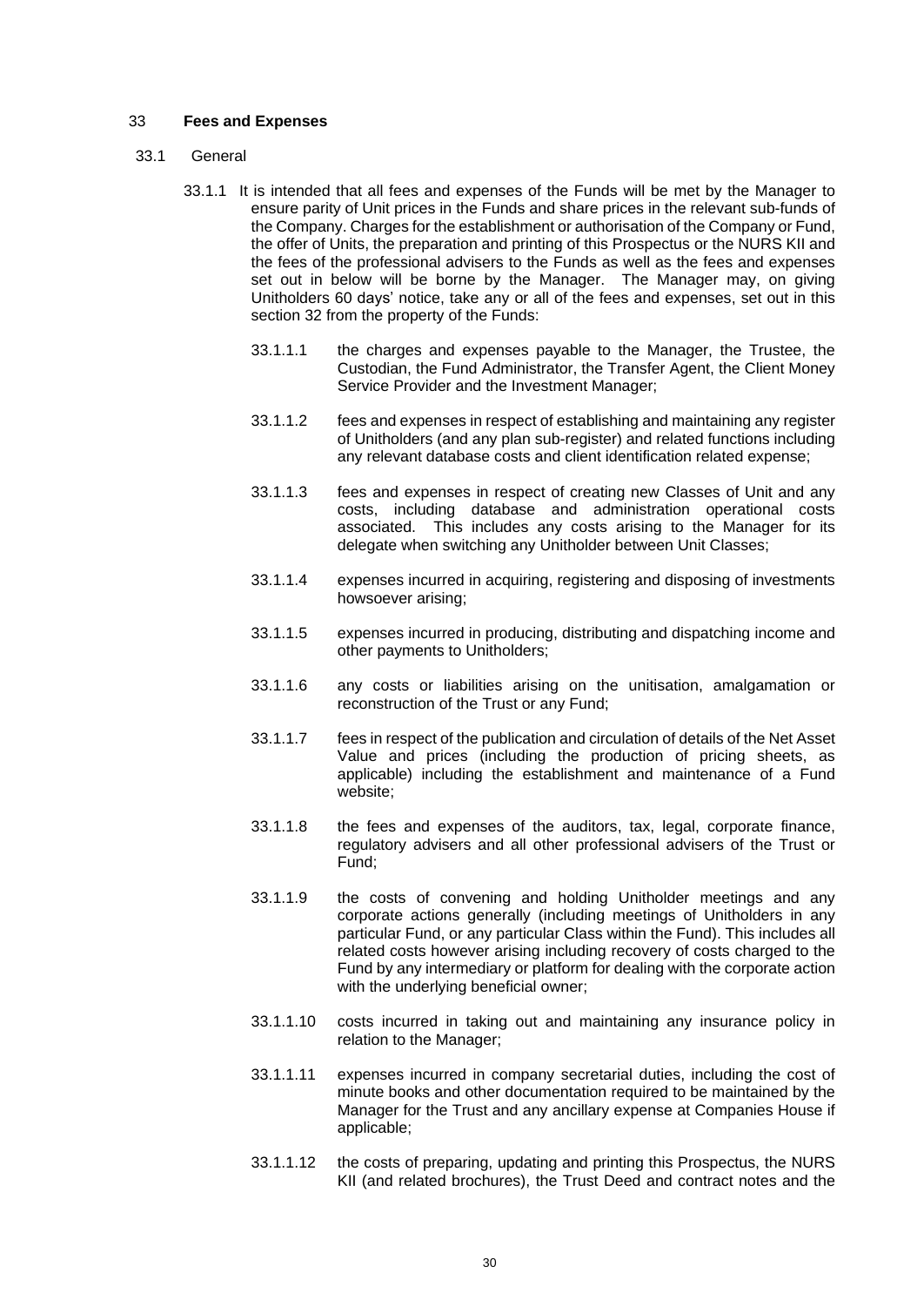## 33 Fees and Expenses

### 33.1 General

33.1.1 It is intended that all fees and expenses of the Funds will be met by the Manager to ensure parity of Unit prices in the Funds and share prices in the relevant sub-funds of the Company. Charges for the establishment or authorisation of the Company or Fund, the offer of Units, the preparation and printing of this Prospectus or the NURS KII and the fees of the professional advisers to the Funds as well as the fees and expenses set out in below will be borne by the Manager. The Manager may, on giving Unitholders 60 days' notice, take any or all of the fees and expenses, set out in this section 32 from the property of the Funds:

33.1.1.1 the charges and expenses payable to the Manager, the Trustee, the Custodian, the Fund Administrator, the Transfer Agent, the Client Money Service Provider and the Investment Manager;

33.1.1.2 fees and expenses in respect of establishing and maintaining any register of Unitholders (and any plan sub-register) and related functions including any relevant database costs and client identification related expense;

33.1.1.3 fees and expenses in respect of creating new Classes of Unit and any costs, including database and administration operational costs associated. This includes any costs arising to the Manager for its delegate when switching any Unitholder between Unit Classes;

33.1.1.4 expenses incurred in acquiring, registering and disposing of investments howsoever arising;

33.1.1.5 expenses incurred in producing, distributing and dispatching income and other payments to Unitholders;

33.1.1.6 any costs or liabilities arising on the unitisation, amalgamation or reconstruction of the Trust or any Fund;

33.1.1.7 fees in respect of the publication and circulation of details of the Net Asset Value and prices (including the production of pricing sheets, as applicable) including the establishment and maintenance of a Fund website;

33.1.1.8 the fees and expenses of the auditors, tax, legal, corporate finance, regulatory advisers and all other professional advisers of the Trust or Fund;

33.1.1.9 the costs of convening and holding Unitholder meetings and any corporate actions generally (including meetings of Unitholders in any particular Fund, or any particular Class within the Fund). This includes all related costs however arising including recovery of costs charged to the Fund by any intermediary or platform for dealing with the corporate action with the underlying beneficial owner;

33.1.1.10 costs incurred in taking out and maintaining any insurance policy in relation to the Manager;

33.1.1.11 expenses incurred in company secretarial duties, including the cost of minute books and other documentation required to be maintained by the Manager for the Trust and any ancillary expense at Companies House if applicable;

33.1.1.12 the costs of preparing, updating and printing this Prospectus, the NURS KII (and related brochures), the Trust Deed and contract notes and the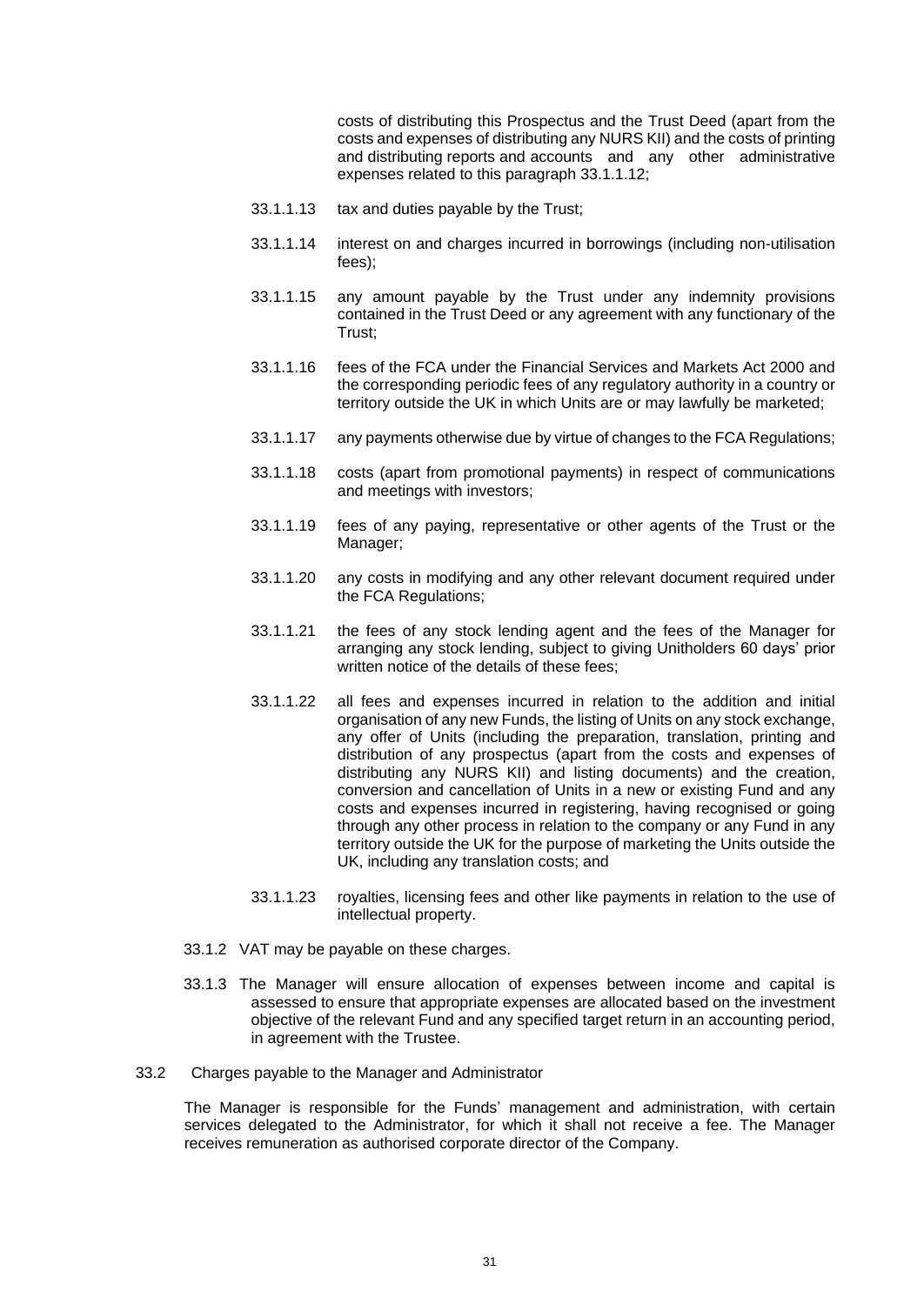costs of distributing this Prospectus and the Trust Deed (apart from the costs and expenses of distributing any NURS KII) and the costs of printing and distributing reports and accounts and any other administrative expenses related to this paragraph 33.1.1.12;

33.1.1.13 tax and duties payable by the Trust;

33.1.1.14 interest on and charges incurred in borrowings (including non-utilisation fees);

33.1.1.15 any amount payable by the Trust under any indemnity provisions contained in the Trust Deed or any agreement with any functionary of the Trust;

33.1.1.16 fees of the FCA under the Financial Services and Markets Act 2000 and the corresponding periodic fees of any regulatory authority in a country or territory outside the UK in which Units are or may lawfully be marketed;

33.1.1.17 any payments otherwise due by virtue of changes to the FCA Regulations;

33.1.1.18 costs (apart from promotional payments) in respect of communications and meetings with investors;

33.1.1.19 fees of any paying, representative or other agents of the Trust or the Manager;

33.1.1.20 any costs in modifying and any other relevant document required under the FCA Regulations;

33.1.1.21 the fees of any stock lending agent and the fees of the Manager for arranging any stock lending, subject to giving Unitholders 60 days' prior written notice of the details of these fees;

33.1.1.22 all fees and expenses incurred in relation to the addition and initial organisation of any new Funds, the listing of Units on any stock exchange, any offer of Units (including the preparation, translation, printing and distribution of any prospectus (apart from the costs and expenses of distributing any NURS KII) and listing documents) and the creation, conversion and cancellation of Units in a new or existing Fund and any costs and expenses incurred in registering, having recognised or going through any other process in relation to the company or any Fund in any territory outside the UK for the purpose of marketing the Units outside the UK, including any translation costs; and

33.1.1.23 royalties, licensing fees and other like payments in relation to the use of intellectual property.

33.1.2 VAT may be payable on these charges.

33.1.3 The Manager will ensure allocation of expenses between income and capital is assessed to ensure that appropriate expenses are allocated based on the investment objective of the relevant Fund and any specified target return in an accounting period, in agreement with the Trustee.

33.2 Charges payable to the Manager and Administrator

The Manager is responsible for the Funds' management and administration, with certain services delegated to the Administrator, for which it shall not receive a fee. The Manager receives remuneration as authorised corporate director of the Company.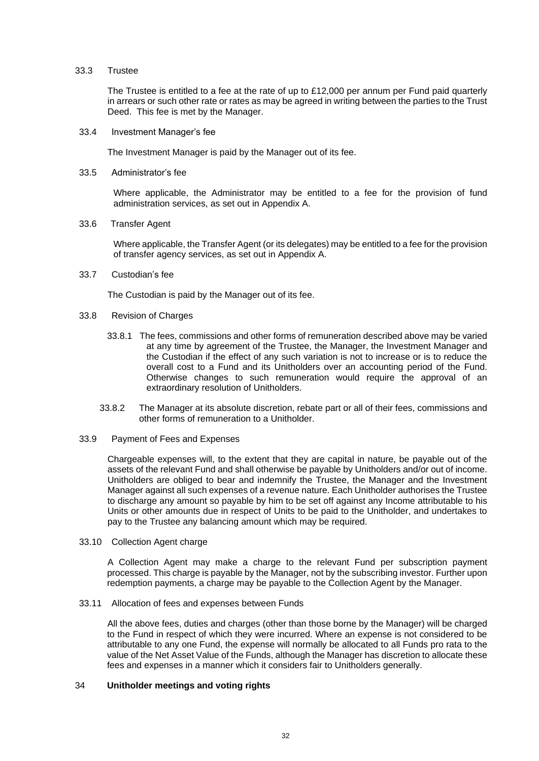33.3 Trustee

The Trustee is entitled to a fee at the rate of up to £12,000 per annum per Fund paid quarterly in arrears or such other rate or rates as may be agreed in writing between the parties to the Trust Deed. This fee is met by the Manager.

33.4 Investment Manager's fee

The Investment Manager is paid by the Manager out of its fee.

33.5 Administrator's fee

Where applicable, the Administrator may be entitled to a fee for the provision of fund administration services, as set out in Appendix A.

33.6 Transfer Agent

Where applicable, the Transfer Agent (or its delegates) may be entitled to a fee for the provision of transfer agency services, as set out in Appendix A.

33.7 Custodian's fee

The Custodian is paid by the Manager out of its fee.

33.8 Revision of Charges

33.8.1 The fees, commissions and other forms of remuneration described above may be varied at any time by agreement of the Trustee, the Manager, the Investment Manager and the Custodian if the effect of any such variation is not to increase or is to reduce the overall cost to a Fund and its Unitholders over an accounting period of the Fund. Otherwise changes to such remuneration would require the approval of an extraordinary resolution of Unitholders.

33.8.2 The Manager at its absolute discretion, rebate part or all of their fees, commissions and other forms of remuneration to a Unitholder.

33.9 Payment of Fees and Expenses

Chargeable expenses will, to the extent that they are capital in nature, be payable out of the assets of the relevant Fund and shall otherwise be payable by Unitholders and/or out of income. Unitholders are obliged to bear and indemnify the Trustee, the Manager and the Investment Manager against all such expenses of a revenue nature. Each Unitholder authorises the Trustee to discharge any amount so payable by him to be set off against any Income attributable to his Units or other amounts due in respect of Units to be paid to the Unitholder, and undertakes to pay to the Trustee any balancing amount which may be required.

33.10 Collection Agent charge

A Collection Agent may make a charge to the relevant Fund per subscription payment processed. This charge is payable by the Manager, not by the subscribing investor. Further upon redemption payments, a charge may be payable to the Collection Agent by the Manager.

33.11 Allocation of fees and expenses between Funds

All the above fees, duties and charges (other than those borne by the Manager) will be charged to the Fund in respect of which they were incurred. Where an expense is not considered to be attributable to any one Fund, the expense will normally be allocated to all Funds pro rata to the value of the Net Asset Value of the Funds, although the Manager has discretion to allocate these fees and expenses in a manner which it considers fair to Unitholders generally.

## 34 Unitholder meetings and voting rights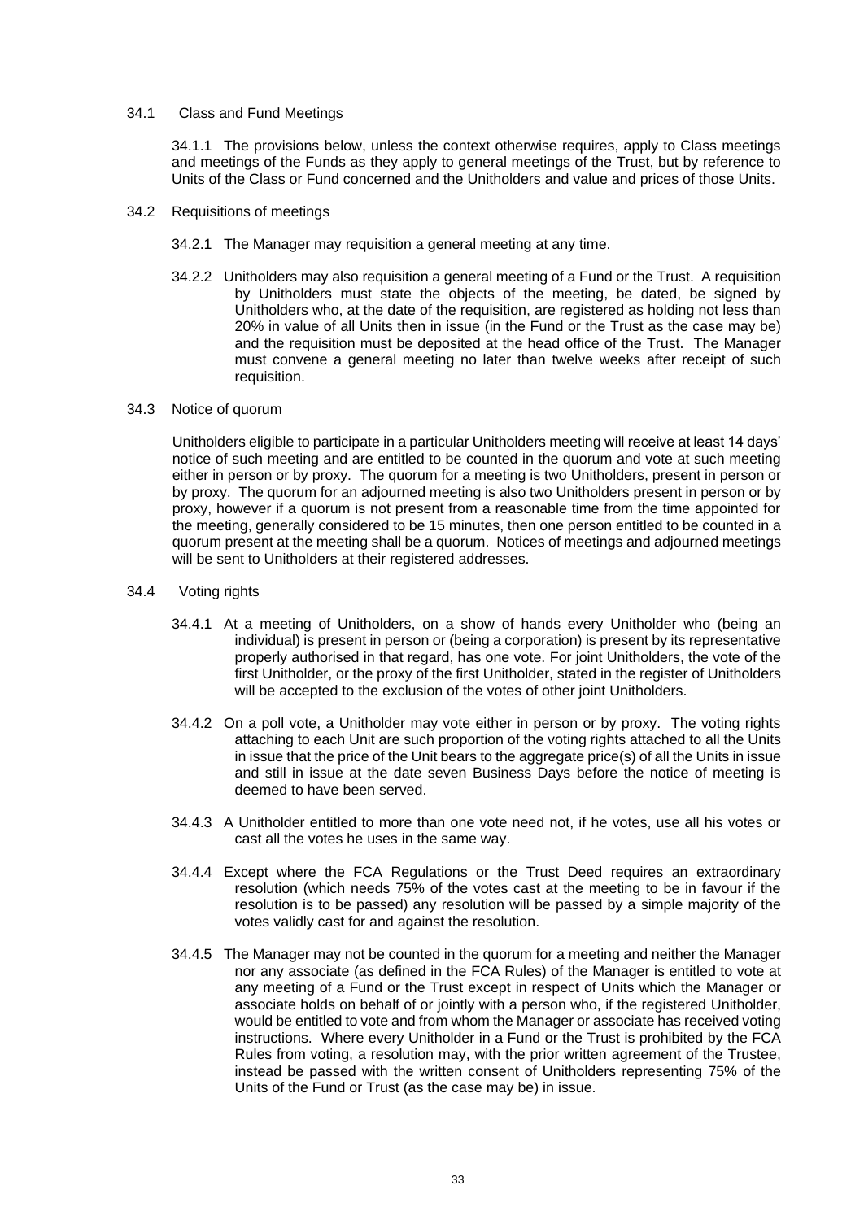34.1 Class and Fund Meetings

34.1.1 The provisions below, unless the context otherwise requires, apply to Class meetings and meetings of the Funds as they apply to general meetings of the Trust, but by reference to Units of the Class or Fund concerned and the Unitholders and value and prices of those Units.

34.2 Requisitions of meetings

34.2.1 The Manager may requisition a general meeting at any time.

34.2.2 Unitholders may also requisition a general meeting of a Fund or the Trust. A requisition by Unitholders must state the objects of the meeting, be dated, be signed by Unitholders who, at the date of the requisition, are registered as holding not less than 20% in value of all Units then in issue (in the Fund or the Trust as the case may be) and the requisition must be deposited at the head office of the Trust. The Manager must convene a general meeting no later than twelve weeks after receipt of such requisition.

34.3 Notice of quorum

Unitholders eligible to participate in a particular Unitholders meeting will receive at least 14 days' notice of such meeting and are entitled to be counted in the quorum and vote at such meeting either in person or by proxy. The quorum for a meeting is two Unitholders, present in person or by proxy. The quorum for an adjourned meeting is also two Unitholders present in person or by proxy, however if a quorum is not present from a reasonable time from the time appointed for the meeting, generally considered to be 15 minutes, then one person entitled to be counted in a quorum present at the meeting shall be a quorum. Notices of meetings and adjourned meetings will be sent to Unitholders at their registered addresses.

34.4 Voting rights

34.4.1 At a meeting of Unitholders, on a show of hands every Unitholder who (being an individual) is present in person or (being a corporation) is present by its representative properly authorised in that regard, has one vote. For joint Unitholders, the vote of the first Unitholder, or the proxy of the first Unitholder, stated in the register of Unitholders will be accepted to the exclusion of the votes of other joint Unitholders.

34.4.2 On a poll vote, a Unitholder may vote either in person or by proxy. The voting rights attaching to each Unit are such proportion of the voting rights attached to all the Units in issue that the price of the Unit bears to the aggregate price(s) of all the Units in issue and still in issue at the date seven Business Days before the notice of meeting is deemed to have been served.

34.4.3 A Unitholder entitled to more than one vote need not, if he votes, use all his votes or cast all the votes he uses in the same way.

34.4.4 Except where the FCA Regulations or the Trust Deed requires an extraordinary resolution (which needs 75% of the votes cast at the meeting to be in favour if the resolution is to be passed) any resolution will be passed by a simple majority of the votes validly cast for and against the resolution.

34.4.5 The Manager may not be counted in the quorum for a meeting and neither the Manager nor any associate (as defined in the FCA Rules) of the Manager is entitled to vote at any meeting of a Fund or the Trust except in respect of Units which the Manager or associate holds on behalf of or jointly with a person who, if the registered Unitholder, would be entitled to vote and from whom the Manager or associate has received voting instructions. Where every Unitholder in a Fund or the Trust is prohibited by the FCA Rules from voting, a resolution may, with the prior written agreement of the Trustee, instead be passed with the written consent of Unitholders representing 75% of the Units of the Fund or Trust (as the case may be) in issue.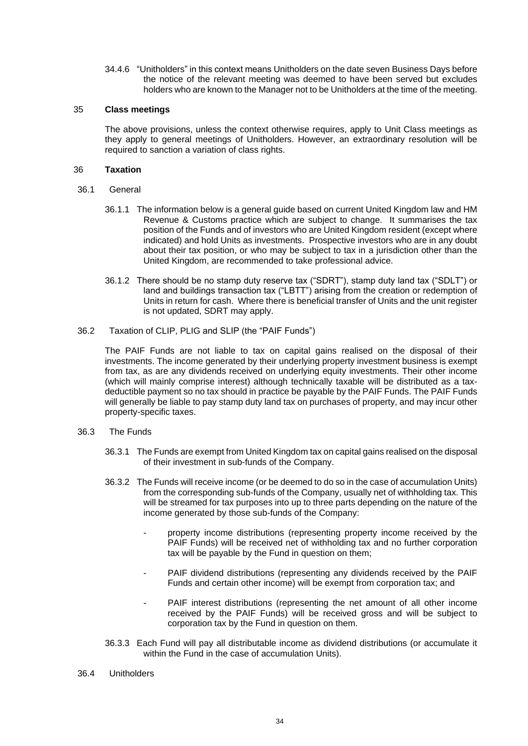34.4.6 "Unitholders" in this context means Unitholders on the date seven Business Days before the notice of the relevant meeting was deemed to have been served but excludes holders who are known to the Manager not to be Unitholders at the time of the meeting.

## 35 Class meetings

The above provisions, unless the context otherwise requires, apply to Unit Class meetings as they apply to general meetings of Unitholders. However, an extraordinary resolution will be required to sanction a variation of class rights.

## 36 Taxation

### 36.1 General

36.1.1 The information below is a general guide based on current United Kingdom law and HM Revenue & Customs practice which are subject to change. It summarises the tax position of the Funds and of investors who are United Kingdom resident (except where indicated) and hold Units as investments. Prospective investors who are in any doubt about their tax position, or who may be subject to tax in a jurisdiction other than the United Kingdom, are recommended to take professional advice.

36.1.2 There should be no stamp duty reserve tax ("SDRT"), stamp duty land tax ("SDLT") or land and buildings transaction tax ("LBTT") arising from the creation or redemption of Units in return for cash. Where there is beneficial transfer of Units and the unit register is not updated, SDRT may apply.

### 36.2 Taxation of CLIP, PLIG and SLIP (the "PAIF Funds")

The PAIF Funds are not liable to tax on capital gains realised on the disposal of their investments. The income generated by their underlying property investment business is exempt from tax, as are any dividends received on underlying equity investments. Their other income (which will mainly comprise interest) although technically taxable will be distributed as a tax-deductible payment so no tax should in practice be payable by the PAIF Funds. The PAIF Funds will generally be liable to pay stamp duty land tax on purchases of property, and may incur other property-specific taxes.

### 36.3 The Funds

36.3.1 The Funds are exempt from United Kingdom tax on capital gains realised on the disposal of their investment in sub-funds of the Company.

36.3.2 The Funds will receive income (or be deemed to do so in the case of accumulation Units) from the corresponding sub-funds of the Company, usually net of withholding tax. This will be streamed for tax purposes into up to three parts depending on the nature of the income generated by those sub-funds of the Company:

- property income distributions (representing property income received by the PAIF Funds) will be received net of withholding tax and no further corporation tax will be payable by the Fund in question on them;
- PAIF dividend distributions (representing any dividends received by the PAIF Funds and certain other income) will be exempt from corporation tax; and
- PAIF interest distributions (representing the net amount of all other income received by the PAIF Funds) will be received gross and will be subject to corporation tax by the Fund in question on them.

36.3.3 Each Fund will pay all distributable income as dividend distributions (or accumulate it within the Fund in the case of accumulation Units).

### 36.4 Unitholders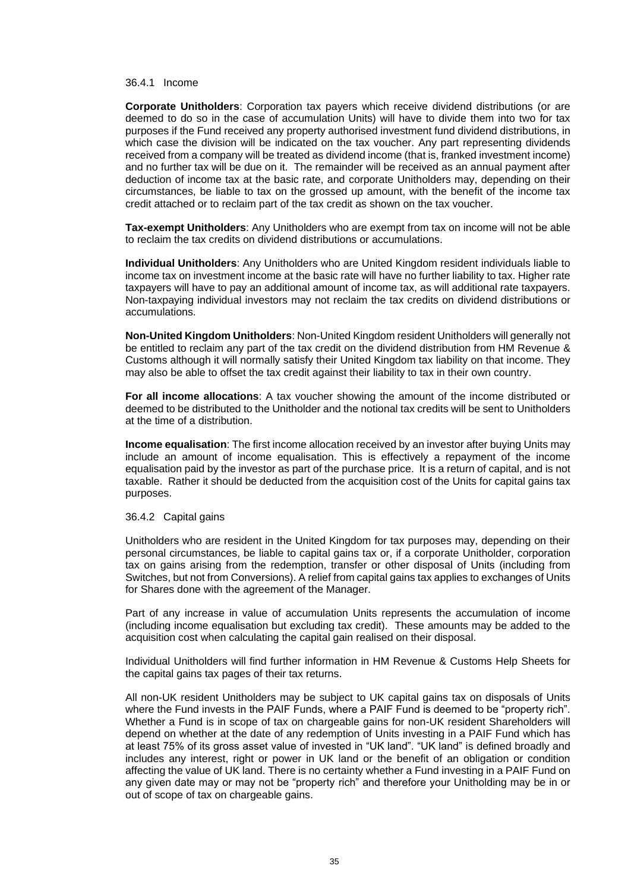#### 36.4.1 Income

**Corporate Unitholders**: Corporation tax payers which receive dividend distributions (or are deemed to do so in the case of accumulation Units) will have to divide them into two for tax purposes if the Fund received any property authorised investment fund dividend distributions, in which case the division will be indicated on the tax voucher. Any part representing dividends received from a company will be treated as dividend income (that is, franked investment income) and no further tax will be due on it. The remainder will be received as an annual payment after deduction of income tax at the basic rate, and corporate Unitholders may, depending on their circumstances, be liable to tax on the grossed up amount, with the benefit of the income tax credit attached or to reclaim part of the tax credit as shown on the tax voucher.

**Tax-exempt Unitholders**: Any Unitholders who are exempt from tax on income will not be able to reclaim the tax credits on dividend distributions or accumulations.

**Individual Unitholders**: Any Unitholders who are United Kingdom resident individuals liable to income tax on investment income at the basic rate will have no further liability to tax. Higher rate taxpayers will have to pay an additional amount of income tax, as will additional rate taxpayers. Non-taxpaying individual investors may not reclaim the tax credits on dividend distributions or accumulations.

**Non-United Kingdom Unitholders**: Non-United Kingdom resident Unitholders will generally not be entitled to reclaim any part of the tax credit on the dividend distribution from HM Revenue & Customs although it will normally satisfy their United Kingdom tax liability on that income. They may also be able to offset the tax credit against their liability to tax in their own country.

**For all income allocations**: A tax voucher showing the amount of the income distributed or deemed to be distributed to the Unitholder and the notional tax credits will be sent to Unitholders at the time of a distribution.

**Income equalisation**: The first income allocation received by an investor after buying Units may include an amount of income equalisation. This is effectively a repayment of the income equalisation paid by the investor as part of the purchase price. It is a return of capital, and is not taxable. Rather it should be deducted from the acquisition cost of the Units for capital gains tax purposes.

#### 36.4.2 Capital gains

Unitholders who are resident in the United Kingdom for tax purposes may, depending on their personal circumstances, be liable to capital gains tax or, if a corporate Unitholder, corporation tax on gains arising from the redemption, transfer or other disposal of Units (including from Switches, but not from Conversions). A relief from capital gains tax applies to exchanges of Units for Shares done with the agreement of the Manager.

Part of any increase in value of accumulation Units represents the accumulation of income (including income equalisation but excluding tax credit). These amounts may be added to the acquisition cost when calculating the capital gain realised on their disposal.

Individual Unitholders will find further information in HM Revenue & Customs Help Sheets for the capital gains tax pages of their tax returns.

All non-UK resident Unitholders may be subject to UK capital gains tax on disposals of Units where the Fund invests in the PAIF Funds, where a PAIF Fund is deemed to be "property rich". Whether a Fund is in scope of tax on chargeable gains for non-UK resident Shareholders will depend on whether at the date of any redemption of Units investing in a PAIF Fund which has at least 75% of its gross asset value of invested in "UK land". "UK land" is defined broadly and includes any interest, right or power in UK land or the benefit of an obligation or condition affecting the value of UK land. There is no certainty whether a Fund investing in a PAIF Fund on any given date may or may not be "property rich" and therefore your Unitholding may be in or out of scope of tax on chargeable gains.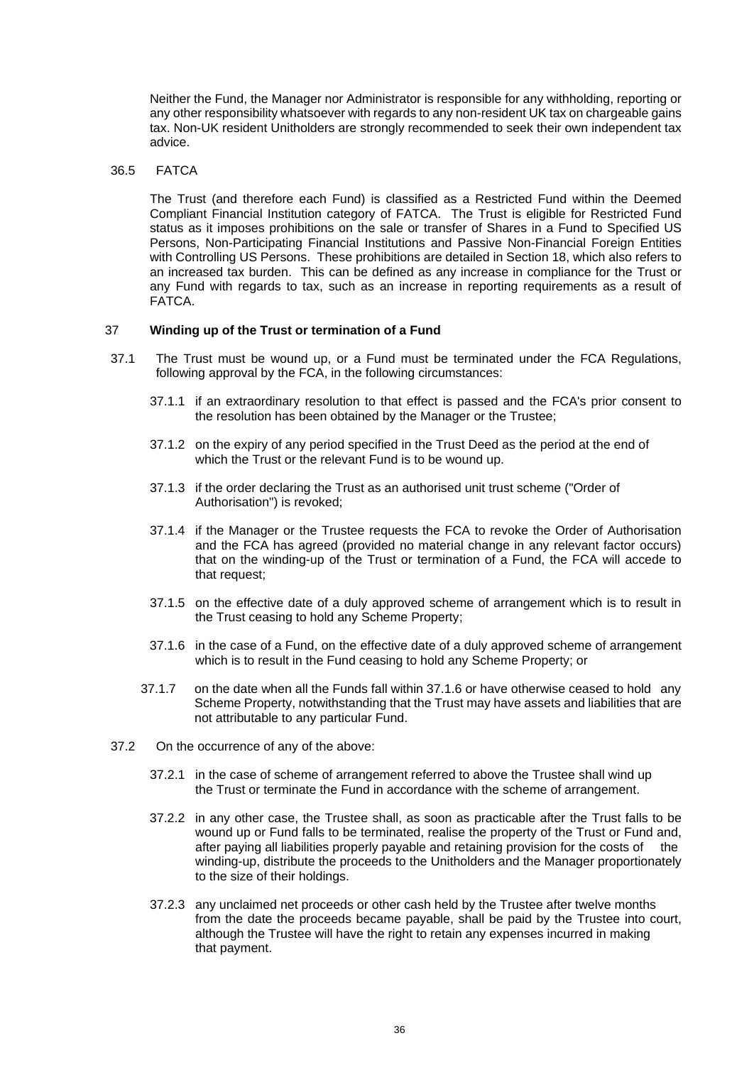Neither the Fund, the Manager nor Administrator is responsible for any withholding, reporting or any other responsibility whatsoever with regards to any non-resident UK tax on chargeable gains tax. Non-UK resident Unitholders are strongly recommended to seek their own independent tax advice.

36.5 FATCA

The Trust (and therefore each Fund) is classified as a Restricted Fund within the Deemed Compliant Financial Institution category of FATCA. The Trust is eligible for Restricted Fund status as it imposes prohibitions on the sale or transfer of Shares in a Fund to Specified US Persons, Non-Participating Financial Institutions and Passive Non-Financial Foreign Entities with Controlling US Persons. These prohibitions are detailed in Section 18, which also refers to an increased tax burden. This can be defined as any increase in compliance for the Trust or any Fund with regards to tax, such as an increase in reporting requirements as a result of FATCA.

## 37 Winding up of the Trust or termination of a Fund

37.1 The Trust must be wound up, or a Fund must be terminated under the FCA Regulations, following approval by the FCA, in the following circumstances:

37.1.1 if an extraordinary resolution to that effect is passed and the FCA's prior consent to the resolution has been obtained by the Manager or the Trustee;

37.1.2 on the expiry of any period specified in the Trust Deed as the period at the end of which the Trust or the relevant Fund is to be wound up.

37.1.3 if the order declaring the Trust as an authorised unit trust scheme ("Order of Authorisation") is revoked;

37.1.4 if the Manager or the Trustee requests the FCA to revoke the Order of Authorisation and the FCA has agreed (provided no material change in any relevant factor occurs) that on the winding-up of the Trust or termination of a Fund, the FCA will accede to that request;

37.1.5 on the effective date of a duly approved scheme of arrangement which is to result in the Trust ceasing to hold any Scheme Property;

37.1.6 in the case of a Fund, on the effective date of a duly approved scheme of arrangement which is to result in the Fund ceasing to hold any Scheme Property; or

37.1.7 on the date when all the Funds fall within 37.1.6 or have otherwise ceased to hold any Scheme Property, notwithstanding that the Trust may have assets and liabilities that are not attributable to any particular Fund.

37.2 On the occurrence of any of the above:

37.2.1 in the case of scheme of arrangement referred to above the Trustee shall wind up the Trust or terminate the Fund in accordance with the scheme of arrangement.

37.2.2 in any other case, the Trustee shall, as soon as practicable after the Trust falls to be wound up or Fund falls to be terminated, realise the property of the Trust or Fund and, after paying all liabilities properly payable and retaining provision for the costs of the winding-up, distribute the proceeds to the Unitholders and the Manager proportionately to the size of their holdings.

37.2.3 any unclaimed net proceeds or other cash held by the Trustee after twelve months from the date the proceeds became payable, shall be paid by the Trustee into court, although the Trustee will have the right to retain any expenses incurred in making that payment.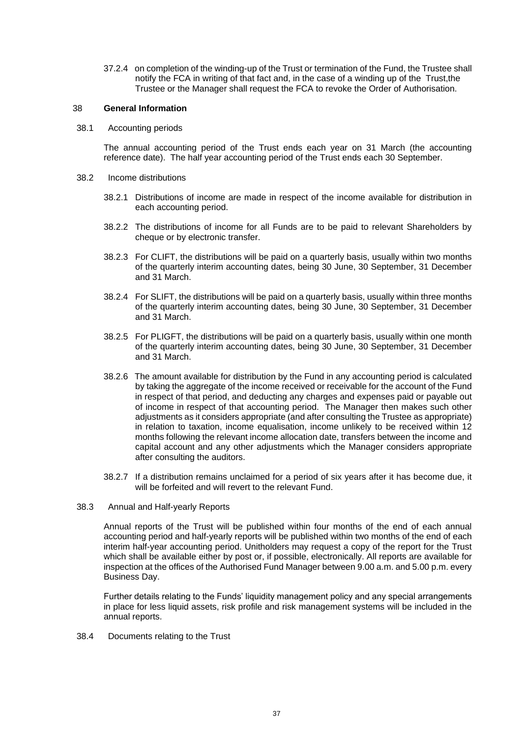37.2.4 on completion of the winding-up of the Trust or termination of the Fund, the Trustee shall notify the FCA in writing of that fact and, in the case of a winding up of the Trust,the Trustee or the Manager shall request the FCA to revoke the Order of Authorisation.

## 38 General Information

### 38.1 Accounting periods

The annual accounting period of the Trust ends each year on 31 March (the accounting reference date). The half year accounting period of the Trust ends each 30 September.

### 38.2 Income distributions

38.2.1 Distributions of income are made in respect of the income available for distribution in each accounting period.

38.2.2 The distributions of income for all Funds are to be paid to relevant Shareholders by cheque or by electronic transfer.

38.2.3 For CLIFT, the distributions will be paid on a quarterly basis, usually within two months of the quarterly interim accounting dates, being 30 June, 30 September, 31 December and 31 March.

38.2.4 For SLIFT, the distributions will be paid on a quarterly basis, usually within three months of the quarterly interim accounting dates, being 30 June, 30 September, 31 December and 31 March.

38.2.5 For PLIGFT, the distributions will be paid on a quarterly basis, usually within one month of the quarterly interim accounting dates, being 30 June, 30 September, 31 December and 31 March.

38.2.6 The amount available for distribution by the Fund in any accounting period is calculated by taking the aggregate of the income received or receivable for the account of the Fund in respect of that period, and deducting any charges and expenses paid or payable out of income in respect of that accounting period. The Manager then makes such other adjustments as it considers appropriate (and after consulting the Trustee as appropriate) in relation to taxation, income equalisation, income unlikely to be received within 12 months following the relevant income allocation date, transfers between the income and capital account and any other adjustments which the Manager considers appropriate after consulting the auditors.

38.2.7 If a distribution remains unclaimed for a period of six years after it has become due, it will be forfeited and will revert to the relevant Fund.

### 38.3 Annual and Half-yearly Reports

Annual reports of the Trust will be published within four months of the end of each annual accounting period and half-yearly reports will be published within two months of the end of each interim half-year accounting period. Unitholders may request a copy of the report for the Trust which shall be available either by post or, if possible, electronically. All reports are available for inspection at the offices of the Authorised Fund Manager between 9.00 a.m. and 5.00 p.m. every Business Day.

Further details relating to the Funds' liquidity management policy and any special arrangements in place for less liquid assets, risk profile and risk management systems will be included in the annual reports.

### 38.4 Documents relating to the Trust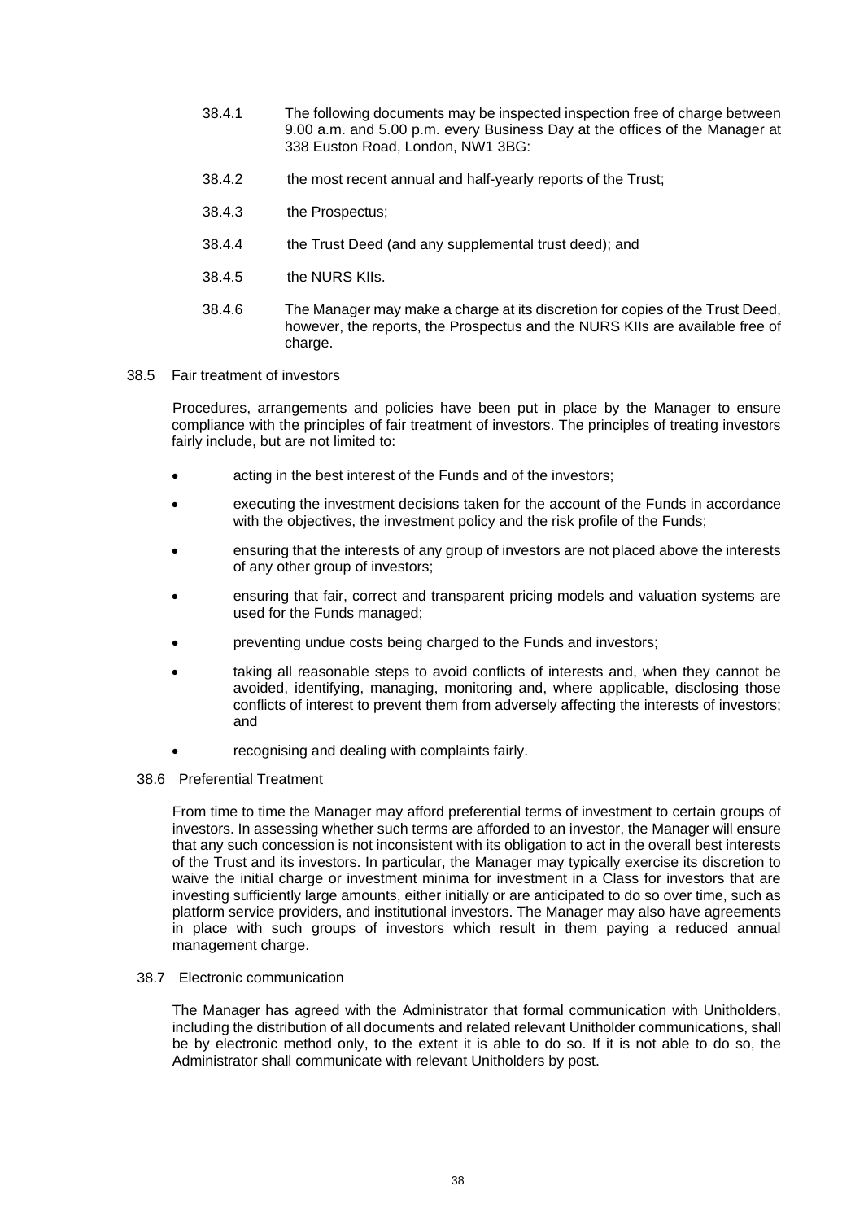38.4.1 The following documents may be inspected inspection free of charge between 9.00 a.m. and 5.00 p.m. every Business Day at the offices of the Manager at 338 Euston Road, London, NW1 3BG:

38.4.2 the most recent annual and half-yearly reports of the Trust;

38.4.3 the Prospectus;

38.4.4 the Trust Deed (and any supplemental trust deed); and

38.4.5 the NURS KIIs.

38.4.6 The Manager may make a charge at its discretion for copies of the Trust Deed, however, the reports, the Prospectus and the NURS KIIs are available free of charge.

38.5 Fair treatment of investors

Procedures, arrangements and policies have been put in place by the Manager to ensure compliance with the principles of fair treatment of investors. The principles of treating investors fairly include, but are not limited to:

- acting in the best interest of the Funds and of the investors;
- executing the investment decisions taken for the account of the Funds in accordance with the objectives, the investment policy and the risk profile of the Funds;
- ensuring that the interests of any group of investors are not placed above the interests of any other group of investors;
- ensuring that fair, correct and transparent pricing models and valuation systems are used for the Funds managed;
- preventing undue costs being charged to the Funds and investors;
- taking all reasonable steps to avoid conflicts of interests and, when they cannot be avoided, identifying, managing, monitoring and, where applicable, disclosing those conflicts of interest to prevent them from adversely affecting the interests of investors; and
- recognising and dealing with complaints fairly.

38.6 Preferential Treatment

From time to time the Manager may afford preferential terms of investment to certain groups of investors. In assessing whether such terms are afforded to an investor, the Manager will ensure that any such concession is not inconsistent with its obligation to act in the overall best interests of the Trust and its investors. In particular, the Manager may typically exercise its discretion to waive the initial charge or investment minima for investment in a Class for investors that are investing sufficiently large amounts, either initially or are anticipated to do so over time, such as platform service providers, and institutional investors. The Manager may also have agreements in place with such groups of investors which result in them paying a reduced annual management charge.

38.7 Electronic communication

The Manager has agreed with the Administrator that formal communication with Unitholders, including the distribution of all documents and related relevant Unitholder communications, shall be by electronic method only, to the extent it is able to do so. If it is not able to do so, the Administrator shall communicate with relevant Unitholders by post.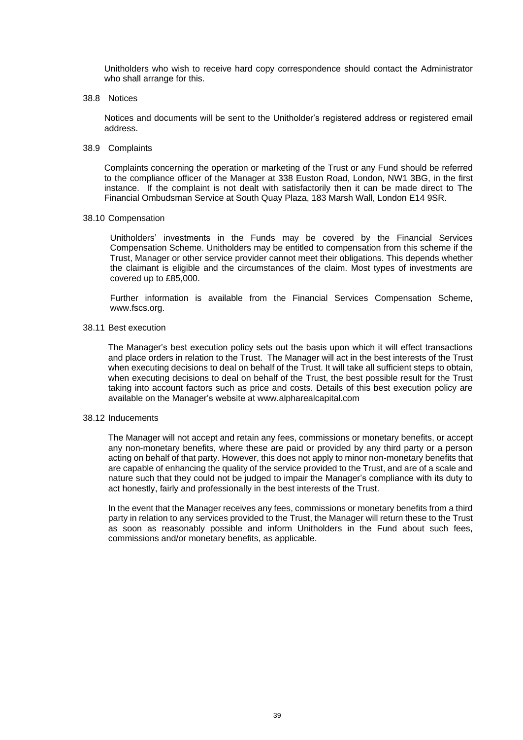Unitholders who wish to receive hard copy correspondence should contact the Administrator who shall arrange for this.

### 38.8 Notices

Notices and documents will be sent to the Unitholder's registered address or registered email address.

### 38.9 Complaints

Complaints concerning the operation or marketing of the Trust or any Fund should be referred to the compliance officer of the Manager at 338 Euston Road, London, NW1 3BG, in the first instance. If the complaint is not dealt with satisfactorily then it can be made direct to The Financial Ombudsman Service at South Quay Plaza, 183 Marsh Wall, London E14 9SR.

### 38.10 Compensation

Unitholders' investments in the Funds may be covered by the Financial Services Compensation Scheme. Unitholders may be entitled to compensation from this scheme if the Trust, Manager or other service provider cannot meet their obligations. This depends whether the claimant is eligible and the circumstances of the claim. Most types of investments are covered up to £85,000.

Further information is available from the Financial Services Compensation Scheme, www.fscs.org.

### 38.11 Best execution

The Manager's best execution policy sets out the basis upon which it will effect transactions and place orders in relation to the Trust. The Manager will act in the best interests of the Trust when executing decisions to deal on behalf of the Trust. It will take all sufficient steps to obtain, when executing decisions to deal on behalf of the Trust, the best possible result for the Trust taking into account factors such as price and costs. Details of this best execution policy are available on the Manager's website at www.alpharealcapital.com

### 38.12 Inducements

The Manager will not accept and retain any fees, commissions or monetary benefits, or accept any non-monetary benefits, where these are paid or provided by any third party or a person acting on behalf of that party. However, this does not apply to minor non-monetary benefits that are capable of enhancing the quality of the service provided to the Trust, and are of a scale and nature such that they could not be judged to impair the Manager's compliance with its duty to act honestly, fairly and professionally in the best interests of the Trust.

In the event that the Manager receives any fees, commissions or monetary benefits from a third party in relation to any services provided to the Trust, the Manager will return these to the Trust as soon as reasonably possible and inform Unitholders in the Fund about such fees, commissions and/or monetary benefits, as applicable.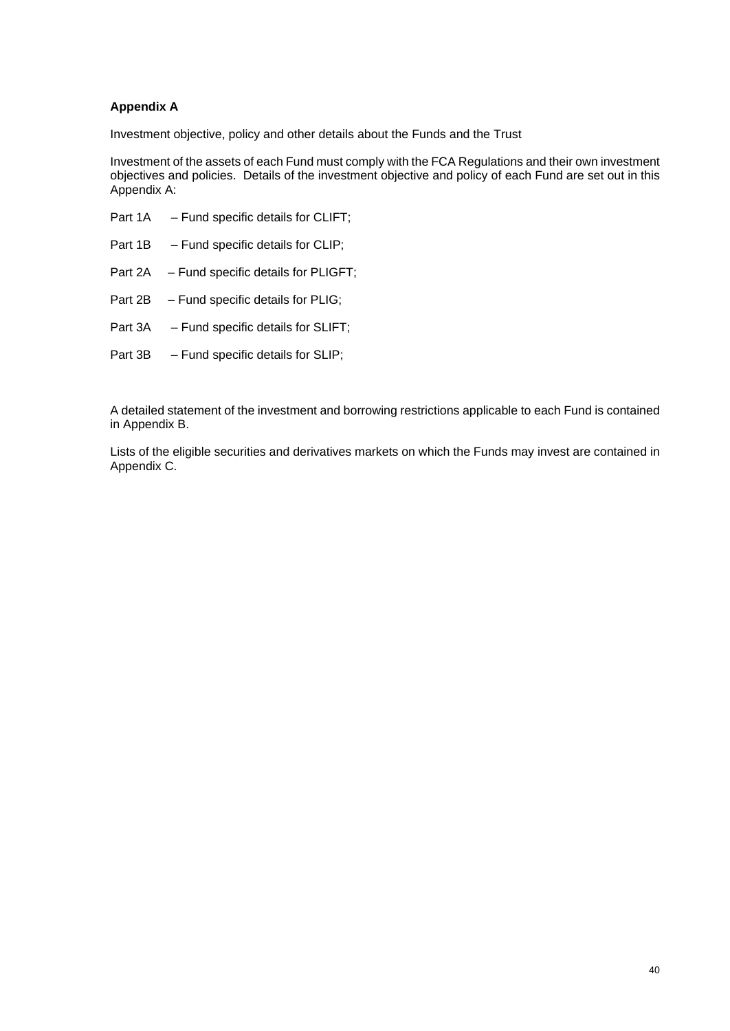## Appendix A

Investment objective, policy and other details about the Funds and the Trust

Investment of the assets of each Fund must comply with the FCA Regulations and their own investment objectives and policies. Details of the investment objective and policy of each Fund are set out in this Appendix A:

Part 1A – Fund specific details for CLIFT;

Part 1B – Fund specific details for CLIP;

Part 2A – Fund specific details for PLIGFT;

Part 2B – Fund specific details for PLIG;

Part 3A – Fund specific details for SLIFT;

Part 3B – Fund specific details for SLIP;

A detailed statement of the investment and borrowing restrictions applicable to each Fund is contained in Appendix B.

Lists of the eligible securities and derivatives markets on which the Funds may invest are contained in Appendix C.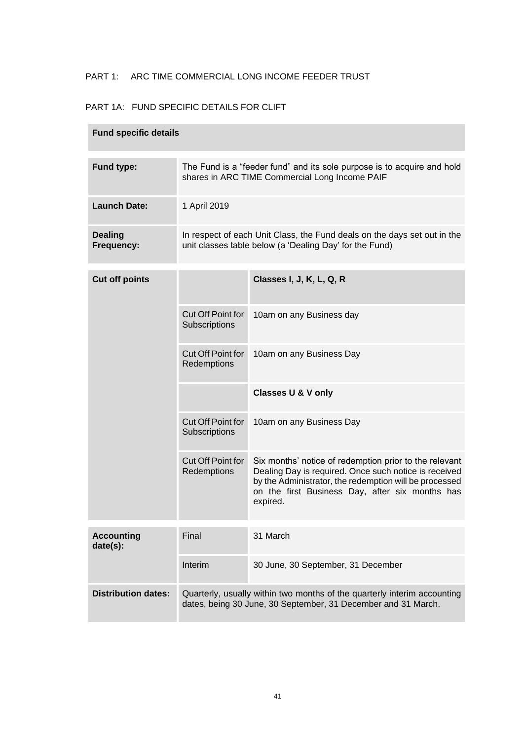PART 1: ARC TIME COMMERCIAL LONG INCOME FEEDER TRUST

PART 1A: FUND SPECIFIC DETAILS FOR CLIFT

| **Fund specific details** | | |
|---|---|---|
| **Fund type:** | The Fund is a "feeder fund" and its sole purpose is to acquire and hold shares in ARC TIME Commercial Long Income PAIF | |
| **Launch Date:** | 1 April 2019 | |
| **Dealing Frequency:** | In respect of each Unit Class, the Fund deals on the days set out in the unit classes table below (a 'Dealing Day' for the Fund) | |
| **Cut off points** | | **Classes I, J, K, L, Q, R** |
| | Cut Off Point for Subscriptions | 10am on any Business day |
| | Cut Off Point for Redemptions | 10am on any Business Day |
| | | **Classes U & V only** |
| | Cut Off Point for Subscriptions | 10am on any Business Day |
| | Cut Off Point for Redemptions | Six months' notice of redemption prior to the relevant Dealing Day is required. Once such notice is received by the Administrator, the redemption will be processed on the first Business Day, after six months has expired. |
| **Accounting date(s):** | Final | 31 March |
| | Interim | 30 June, 30 September, 31 December |
| **Distribution dates:** | Quarterly, usually within two months of the quarterly interim accounting dates, being 30 June, 30 September, 31 December and 31 March. | |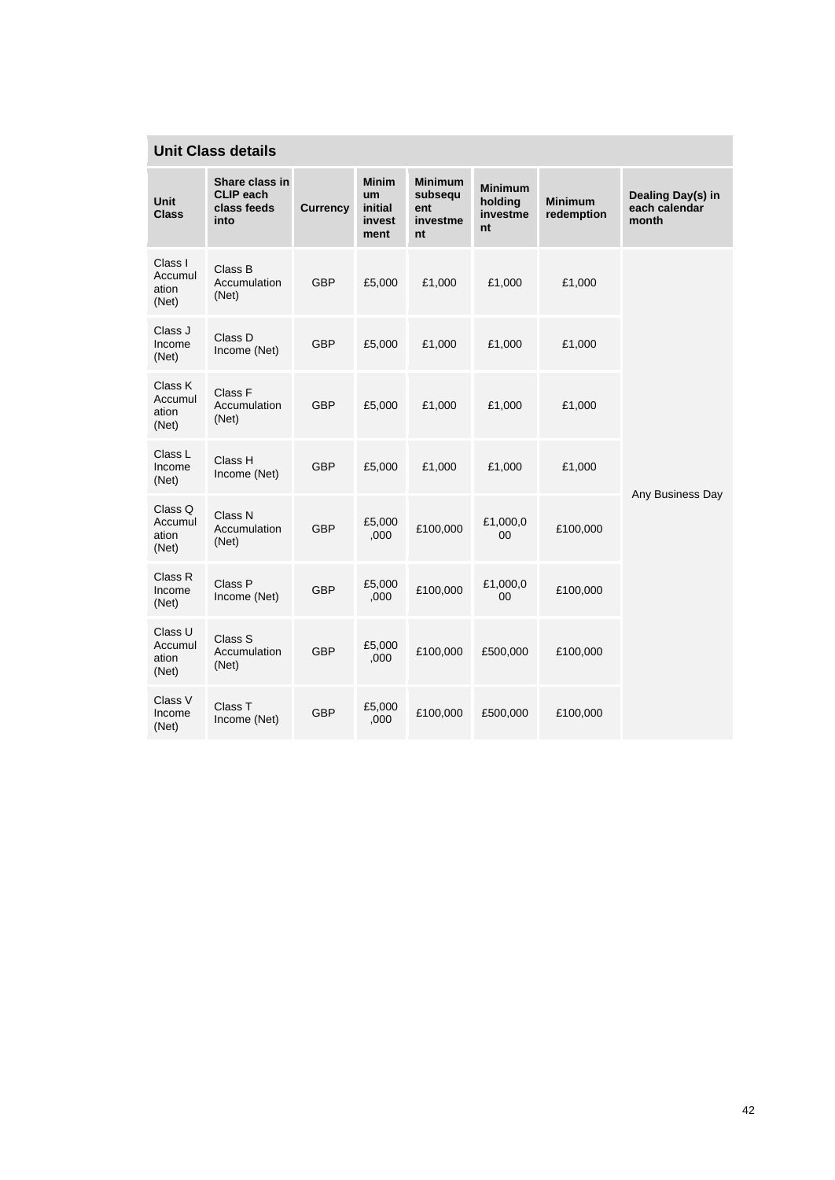## Unit Class details

| Unit Class | Share class in CLIP each class feeds into | Currency | Minimum initial investment | Minimum subsequent investment | Minimum holding investment | Minimum redemption | Dealing Day(s) in each calendar month |
|---|---|---|---|---|---|---|---|
| Class I Accumulation (Net) | Class B Accumulation (Net) | GBP | £5,000 | £1,000 | £1,000 | £1,000 | Any Business Day |
| Class J Income (Net) | Class D Income (Net) | GBP | £5,000 | £1,000 | £1,000 | £1,000 | |
| Class K Accumulation (Net) | Class F Accumulation (Net) | GBP | £5,000 | £1,000 | £1,000 | £1,000 | |
| Class L Income (Net) | Class H Income (Net) | GBP | £5,000 | £1,000 | £1,000 | £1,000 | |
| Class Q Accumulation (Net) | Class N Accumulation (Net) | GBP | £5,000,000 | £100,000 | £1,000,000 | £100,000 | |
| Class R Income (Net) | Class P Income (Net) | GBP | £5,000,000 | £100,000 | £1,000,000 | £100,000 | |
| Class U Accumulation (Net) | Class S Accumulation (Net) | GBP | £5,000,000 | £100,000 | £500,000 | £100,000 | |
| Class V Income (Net) | Class T Income (Net) | GBP | £5,000,000 | £100,000 | £500,000 | £100,000 | |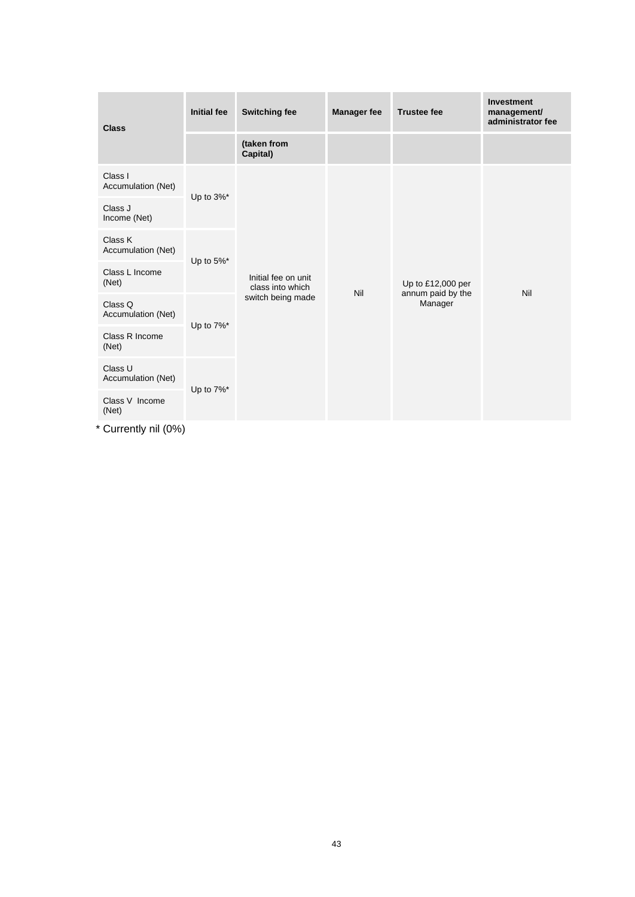| Class | Initial fee | Switching fee | Manager fee | Trustee fee | Investment management/ administrator fee |
|---|---|---|---|---|---|
| | | (taken from Capital) | | | |
| Class I Accumulation (Net) | Up to 3%* | Initial fee on unit class into which switch being made | Nil | Up to £12,000 per annum paid by the Manager | Nil |
| Class J Income (Net) | | | | | |
| Class K Accumulation (Net) | Up to 5%* | | | | |
| Class L Income (Net) | | | | | |
| Class Q Accumulation (Net) | Up to 7%* | | | | |
| Class R Income (Net) | | | | | |
| Class U Accumulation (Net) | Up to 7%* | | | | |
| Class V Income (Net) | | | | | |

* Currently nil (0%)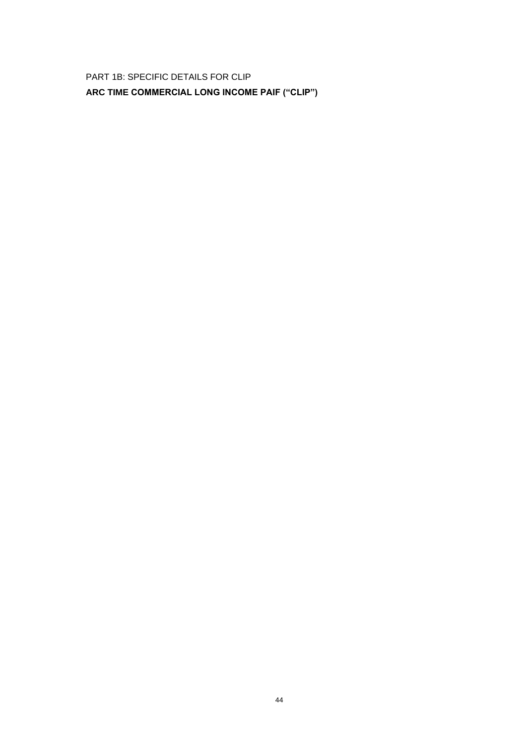PART 1B: SPECIFIC DETAILS FOR CLIP

## ARC TIME COMMERCIAL LONG INCOME PAIF ("CLIP")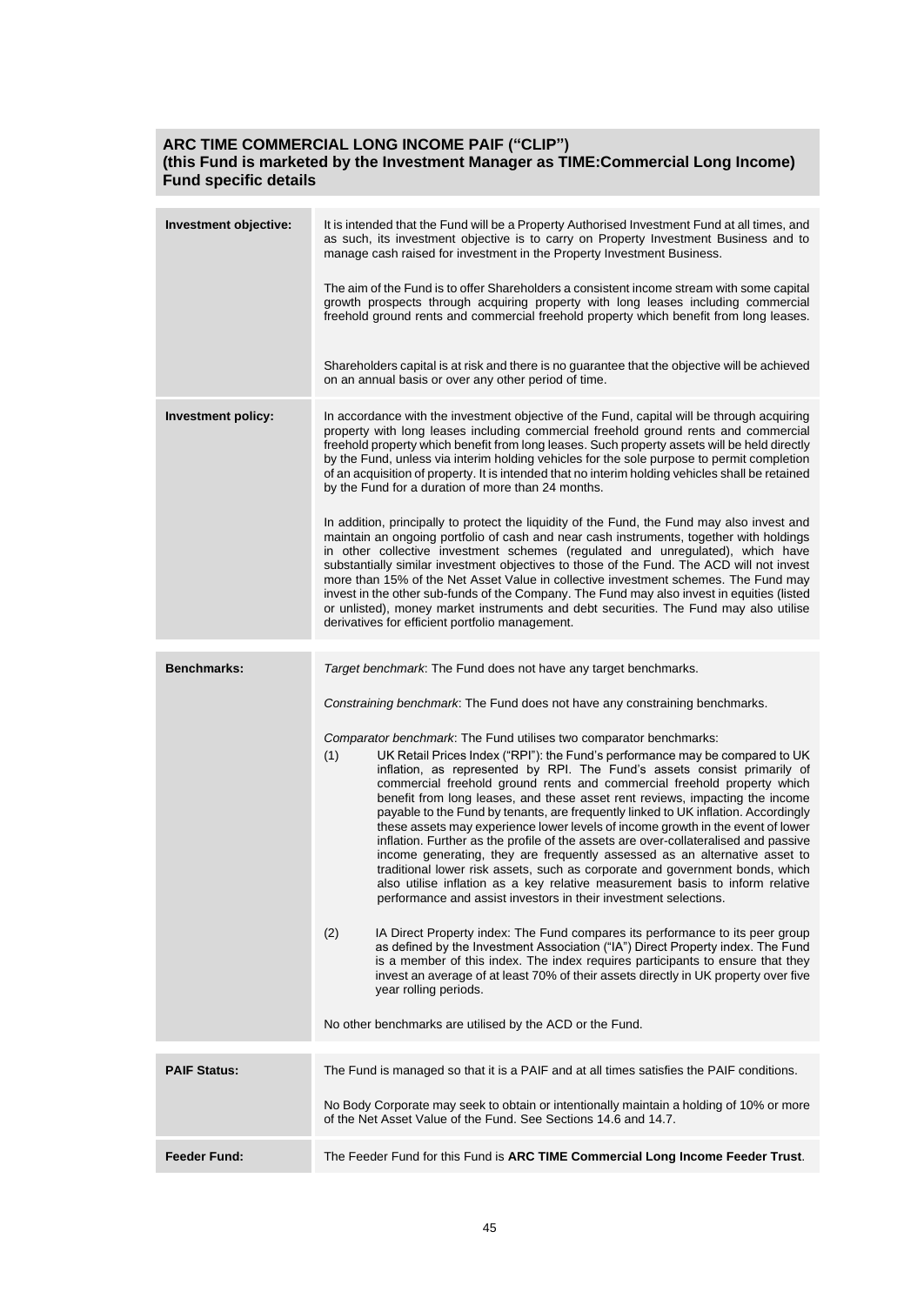## ARC TIME COMMERCIAL LONG INCOME PAIF ("CLIP")
## (this Fund is marketed by the Investment Manager as TIME:Commercial Long Income)
## Fund specific details

| | |
|---|---|
| **Investment objective:** | It is intended that the Fund will be a Property Authorised Investment Fund at all times, and as such, its investment objective is to carry on Property Investment Business and to manage cash raised for investment in the Property Investment Business.<br><br>The aim of the Fund is to offer Shareholders a consistent income stream with some capital growth prospects through acquiring property with long leases including commercial freehold ground rents and commercial freehold property which benefit from long leases.<br><br>Shareholders capital is at risk and there is no guarantee that the objective will be achieved on an annual basis or over any other period of time. |
| **Investment policy:** | In accordance with the investment objective of the Fund, capital will be through acquiring property with long leases including commercial freehold ground rents and commercial freehold property which benefit from long leases. Such property assets will be held directly by the Fund, unless via interim holding vehicles for the sole purpose to permit completion of an acquisition of property. It is intended that no interim holding vehicles shall be retained by the Fund for a duration of more than 24 months.<br><br>In addition, principally to protect the liquidity of the Fund, the Fund may also invest and maintain an ongoing portfolio of cash and near cash instruments, together with holdings in other collective investment schemes (regulated and unregulated), which have substantially similar investment objectives to those of the Fund. The ACD will not invest more than 15% of the Net Asset Value in collective investment schemes. The Fund may invest in the other sub-funds of the Company. The Fund may also invest in equities (listed or unlisted), money market instruments and debt securities. The Fund may also utilise derivatives for efficient portfolio management. |
| **Benchmarks:** | *Target benchmark*: The Fund does not have any target benchmarks.<br><br>*Constraining benchmark*: The Fund does not have any constraining benchmarks.<br><br>*Comparator benchmark*: The Fund utilises two comparator benchmarks:<br>(1) UK Retail Prices Index ("RPI"): the Fund's performance may be compared to UK inflation, as represented by RPI. The Fund's assets consist primarily of commercial freehold ground rents and commercial freehold property which benefit from long leases, and these asset rent reviews, impacting the income payable to the Fund by tenants, are frequently linked to UK inflation. Accordingly these assets may experience lower levels of income growth in the event of lower inflation. Further as the profile of the assets are over-collateralised and passive income generating, they are frequently assessed as an alternative asset to traditional lower risk assets, such as corporate and government bonds, which also utilise inflation as a key relative measurement basis to inform relative performance and assist investors in their investment selections.<br><br>(2) IA Direct Property index: The Fund compares its performance to its peer group as defined by the Investment Association ("IA") Direct Property index. The Fund is a member of this index. The index requires participants to ensure that they invest an average of at least 70% of their assets directly in UK property over five year rolling periods.<br><br>No other benchmarks are utilised by the ACD or the Fund. |
| **PAIF Status:** | The Fund is managed so that it is a PAIF and at all times satisfies the PAIF conditions.<br><br>No Body Corporate may seek to obtain or intentionally maintain a holding of 10% or more of the Net Asset Value of the Fund. See Sections 14.6 and 14.7. |
| **Feeder Fund:** | The Feeder Fund for this Fund is **ARC TIME Commercial Long Income Feeder Trust**. |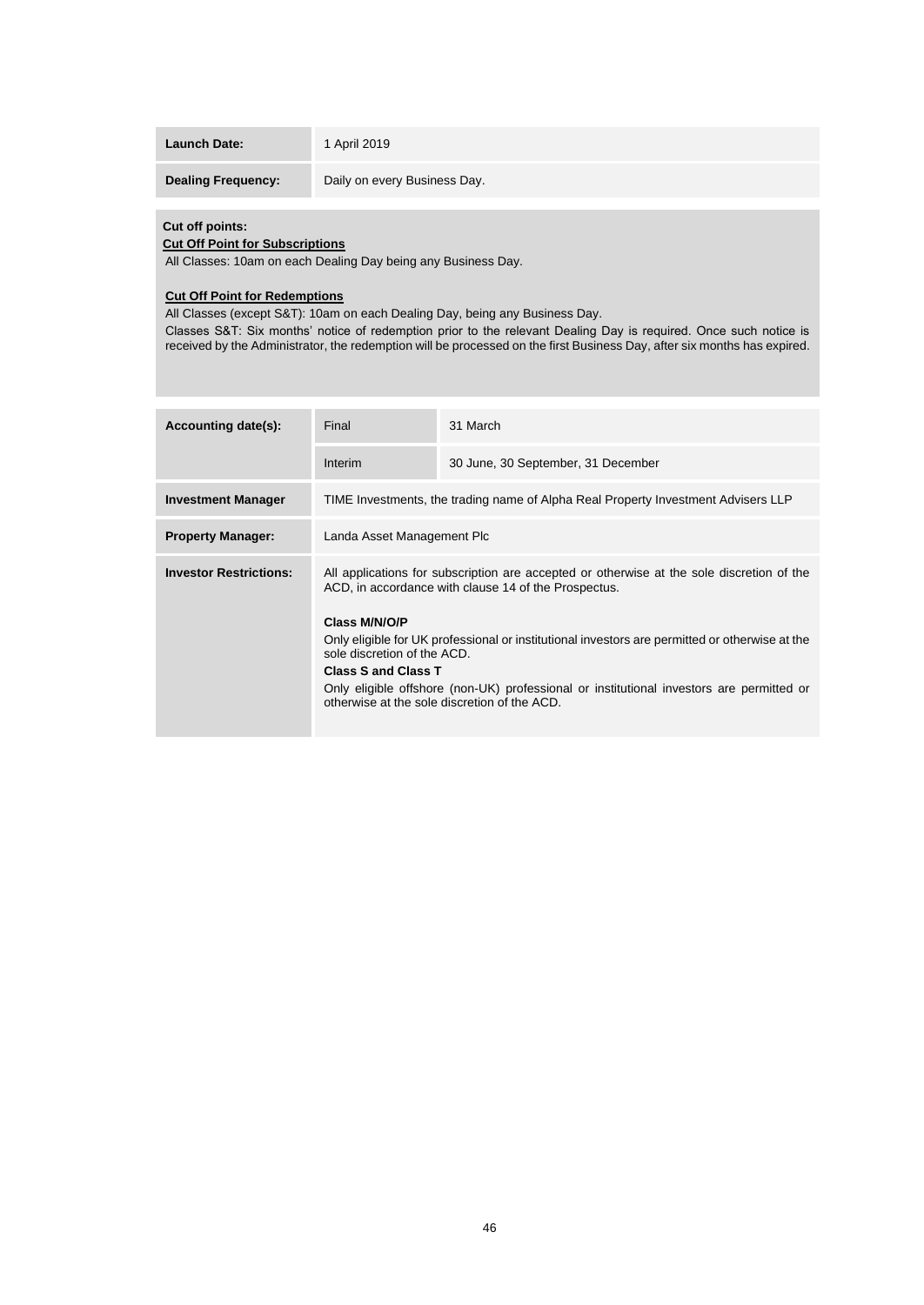| | |
|---|---|
| **Launch Date:** | 1 April 2019 |
| **Dealing Frequency:** | Daily on every Business Day. |

**Cut off points:**

**Cut Off Point for Subscriptions**

All Classes: 10am on each Dealing Day being any Business Day.

**Cut Off Point for Redemptions**

All Classes (except S&T): 10am on each Dealing Day, being any Business Day.

Classes S&T: Six months' notice of redemption prior to the relevant Dealing Day is required. Once such notice is received by the Administrator, the redemption will be processed on the first Business Day, after six months has expired.

| | | |
|---|---|---|
| **Accounting date(s):** | Final | 31 March |
| | Interim | 30 June, 30 September, 31 December |
| **Investment Manager** | TIME Investments, the trading name of Alpha Real Property Investment Advisers LLP | |
| **Property Manager:** | Landa Asset Management Plc | |
| **Investor Restrictions:** | All applications for subscription are accepted or otherwise at the sole discretion of the ACD, in accordance with clause 14 of the Prospectus.<br><br>**Class M/N/O/P**<br>Only eligible for UK professional or institutional investors are permitted or otherwise at the sole discretion of the ACD.<br>**Class S and Class T**<br>Only eligible offshore (non-UK) professional or institutional investors are permitted or otherwise at the sole discretion of the ACD. | |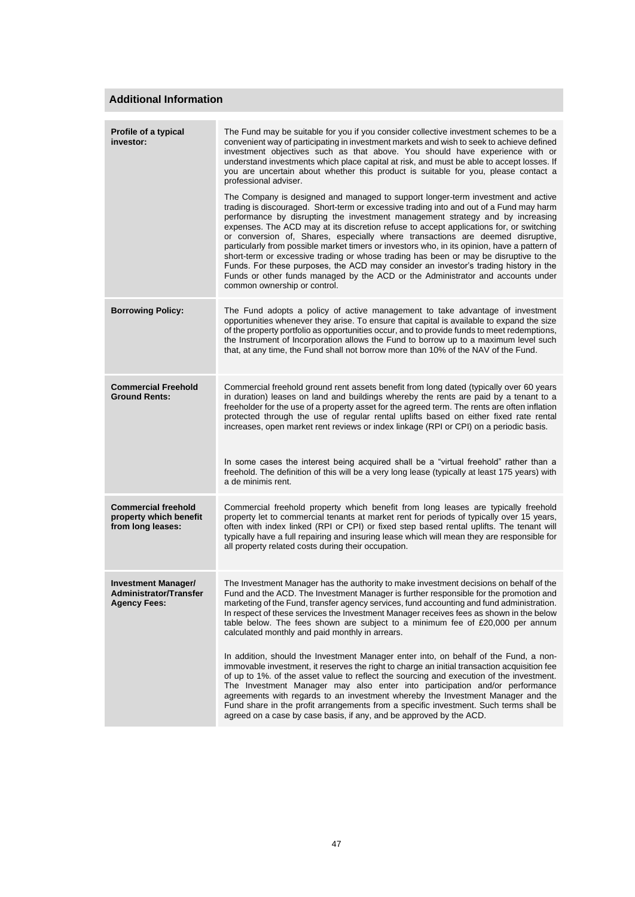## Additional Information

| | |
|---|---|
| **Profile of a typical investor:** | The Fund may be suitable for you if you consider collective investment schemes to be a convenient way of participating in investment markets and wish to seek to achieve defined investment objectives such as that above. You should have experience with or understand investments which place capital at risk, and must be able to accept losses. If you are uncertain about whether this product is suitable for you, please contact a professional adviser.<br><br>The Company is designed and managed to support longer-term investment and active trading is discouraged. Short-term or excessive trading into and out of a Fund may harm performance by disrupting the investment management strategy and by increasing expenses. The ACD may at its discretion refuse to accept applications for, or switching or conversion of, Shares, especially where transactions are deemed disruptive, particularly from possible market timers or investors who, in its opinion, have a pattern of short-term or excessive trading or whose trading has been or may be disruptive to the Funds. For these purposes, the ACD may consider an investor's trading history in the Funds or other funds managed by the ACD or the Administrator and accounts under common ownership or control. |
| **Borrowing Policy:** | The Fund adopts a policy of active management to take advantage of investment opportunities whenever they arise. To ensure that capital is available to expand the size of the property portfolio as opportunities occur, and to provide funds to meet redemptions, the Instrument of Incorporation allows the Fund to borrow up to a maximum level such that, at any time, the Fund shall not borrow more than 10% of the NAV of the Fund. |
| **Commercial Freehold Ground Rents:** | Commercial freehold ground rent assets benefit from long dated (typically over 60 years in duration) leases on land and buildings whereby the rents are paid by a tenant to a freeholder for the use of a property asset for the agreed term. The rents are often inflation protected through the use of regular rental uplifts based on either fixed rate rental increases, open market rent reviews or index linkage (RPI or CPI) on a periodic basis.<br><br>In some cases the interest being acquired shall be a "virtual freehold" rather than a freehold. The definition of this will be a very long lease (typically at least 175 years) with a de minimis rent. |
| **Commercial freehold property which benefit from long leases:** | Commercial freehold property which benefit from long leases are typically freehold property let to commercial tenants at market rent for periods of typically over 15 years, often with index linked (RPI or CPI) or fixed step based rental uplifts. The tenant will typically have a full repairing and insuring lease which will mean they are responsible for all property related costs during their occupation. |
| **Investment Manager/ Administrator/Transfer Agency Fees:** | The Investment Manager has the authority to make investment decisions on behalf of the Fund and the ACD. The Investment Manager is further responsible for the promotion and marketing of the Fund, transfer agency services, fund accounting and fund administration. In respect of these services the Investment Manager receives fees as shown in the below table below. The fees shown are subject to a minimum fee of £20,000 per annum calculated monthly and paid monthly in arrears.<br><br>In addition, should the Investment Manager enter into, on behalf of the Fund, a non-immovable investment, it reserves the right to charge an initial transaction acquisition fee of up to 1%. of the asset value to reflect the sourcing and execution of the investment. The Investment Manager may also enter into participation and/or performance agreements with regards to an investment whereby the Investment Manager and the Fund share in the profit arrangements from a specific investment. Such terms shall be agreed on a case by case basis, if any, and be approved by the ACD. |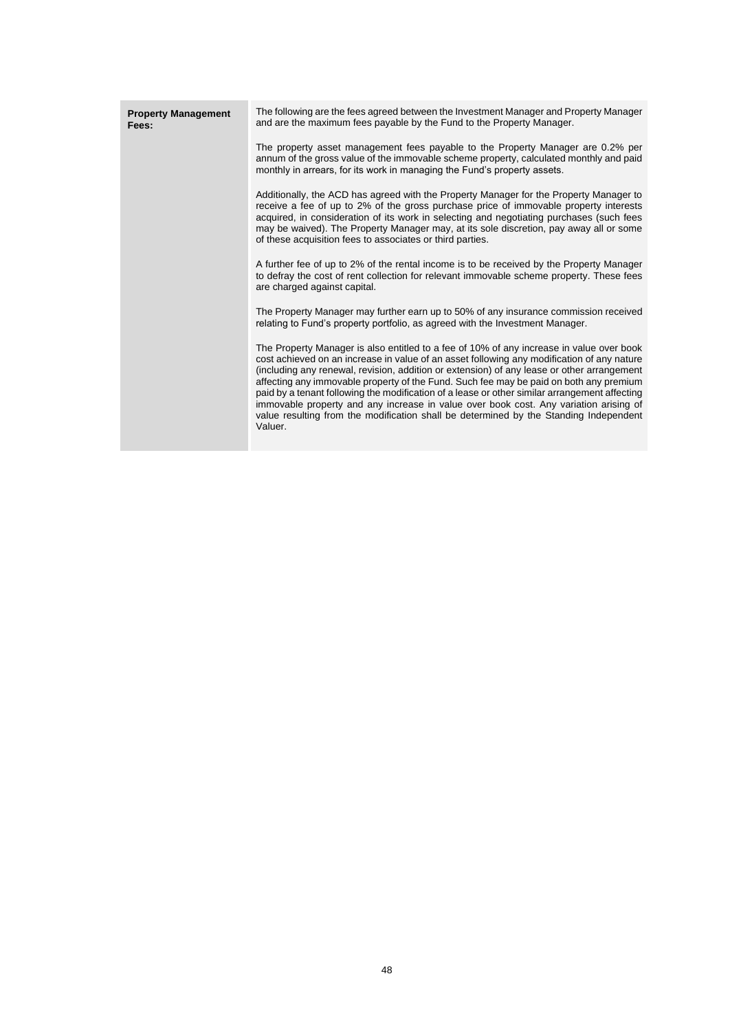| **Property Management Fees:** | The following are the fees agreed between the Investment Manager and Property Manager and are the maximum fees payable by the Fund to the Property Manager.<br><br>The property asset management fees payable to the Property Manager are 0.2% per annum of the gross value of the immovable scheme property, calculated monthly and paid monthly in arrears, for its work in managing the Fund's property assets.<br><br>Additionally, the ACD has agreed with the Property Manager for the Property Manager to receive a fee of up to 2% of the gross purchase price of immovable property interests acquired, in consideration of its work in selecting and negotiating purchases (such fees may be waived). The Property Manager may, at its sole discretion, pay away all or some of these acquisition fees to associates or third parties.<br><br>A further fee of up to 2% of the rental income is to be received by the Property Manager to defray the cost of rent collection for relevant immovable scheme property. These fees are charged against capital.<br><br>The Property Manager may further earn up to 50% of any insurance commission received relating to Fund's property portfolio, as agreed with the Investment Manager.<br><br>The Property Manager is also entitled to a fee of 10% of any increase in value over book cost achieved on an increase in value of an asset following any modification of any nature (including any renewal, revision, addition or extension) of any lease or other arrangement affecting any immovable property of the Fund. Such fee may be paid on both any premium paid by a tenant following the modification of a lease or other similar arrangement affecting immovable property and any increase in value over book cost. Any variation arising of value resulting from the modification shall be determined by the Standing Independent Valuer. |
|---|---|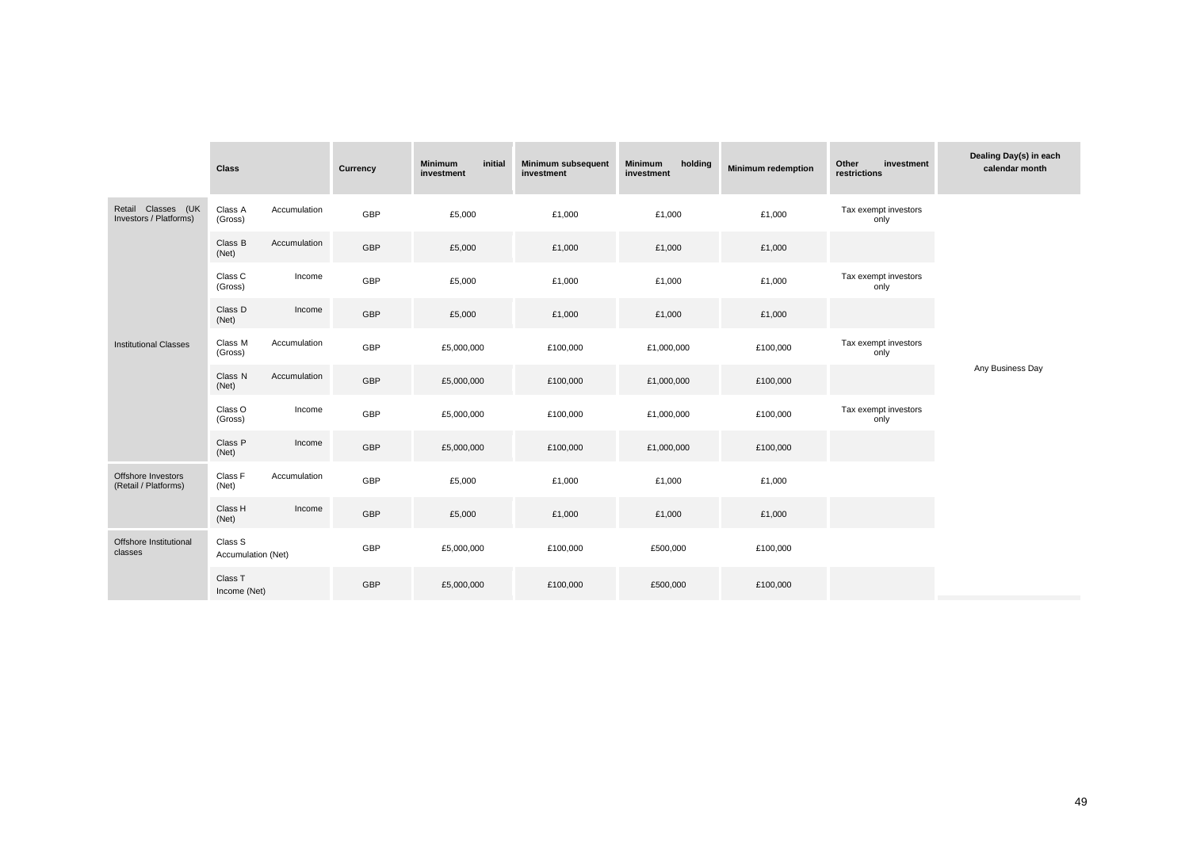| | Class | Currency | Minimum initial investment | Minimum subsequent investment | Minimum holding investment | Minimum redemption | Other investment restrictions | Dealing Day(s) in each calendar month |
|---|---|---|---|---|---|---|---|---|
| Retail Classes (UK Investors / Platforms) | Class A (Gross) Accumulation | GBP | £5,000 | £1,000 | £1,000 | £1,000 | Tax exempt investors only | Any Business Day |
| | Class B (Net) Accumulation | GBP | £5,000 | £1,000 | £1,000 | £1,000 | | |
| | Class C (Gross) Income | GBP | £5,000 | £1,000 | £1,000 | £1,000 | Tax exempt investors only | |
| | Class D (Net) Income | GBP | £5,000 | £1,000 | £1,000 | £1,000 | | |
| Institutional Classes | Class M (Gross) Accumulation | GBP | £5,000,000 | £100,000 | £1,000,000 | £100,000 | Tax exempt investors only | |
| | Class N (Net) Accumulation | GBP | £5,000,000 | £100,000 | £1,000,000 | £100,000 | | |
| | Class O (Gross) Income | GBP | £5,000,000 | £100,000 | £1,000,000 | £100,000 | Tax exempt investors only | |
| | Class P (Net) Income | GBP | £5,000,000 | £100,000 | £1,000,000 | £100,000 | | |
| Offshore Investors (Retail / Platforms) | Class F (Net) Accumulation | GBP | £5,000 | £1,000 | £1,000 | £1,000 | | |
| | Class H (Net) Income | GBP | £5,000 | £1,000 | £1,000 | £1,000 | | |
| Offshore Institutional classes | Class S Accumulation (Net) | GBP | £5,000,000 | £100,000 | £500,000 | £100,000 | | |
| | Class T Income (Net) | GBP | £5,000,000 | £100,000 | £500,000 | £100,000 | | |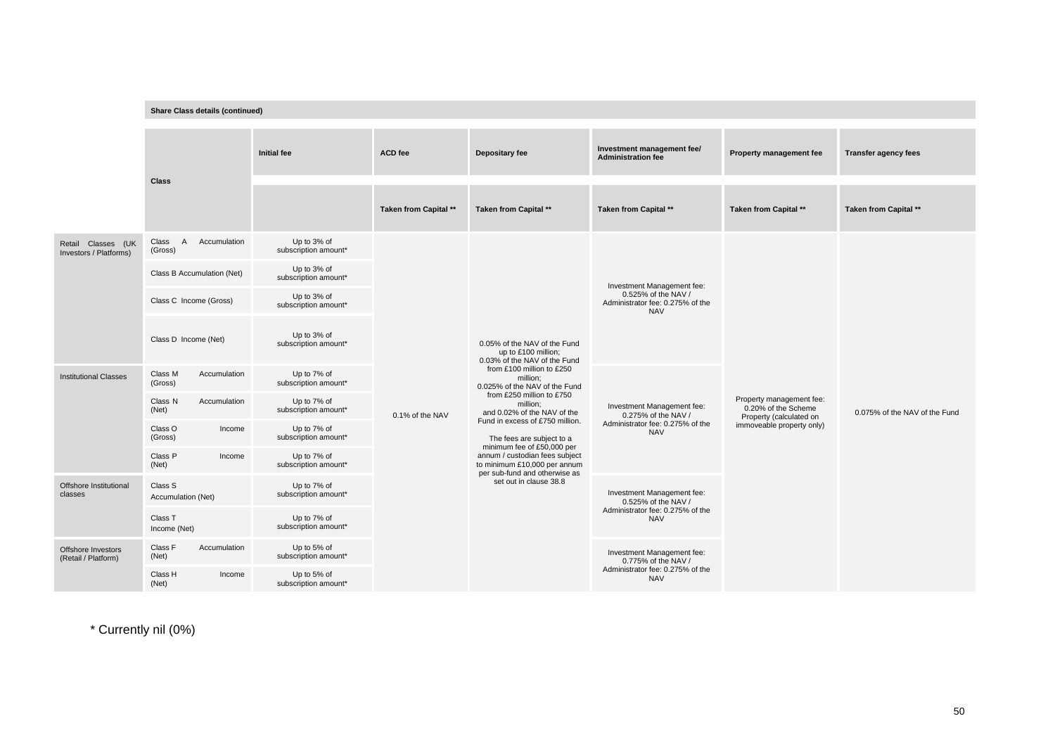**Share Class details (continued)**

| | Class | Initial fee | ACD fee | Depositary fee | Investment management fee/ Administration fee | Property management fee | Transfer agency fees |
|---|---|---|---|---|---|---|---|
| | | | Taken from Capital ** | Taken from Capital ** | Taken from Capital ** | Taken from Capital ** | Taken from Capital ** |
| Retail Classes (UK Investors / Platforms) | Class A Accumulation (Gross) | Up to 3% of subscription amount* | 0.1% of the NAV | 0.05% of the NAV of the Fund up to £100 million; 0.03% of the NAV of the Fund from £100 million to £250 million; 0.025% of the NAV of the Fund from £250 million to £750 million; and 0.02% of the NAV of the Fund in excess of £750 million. The fees are subject to a minimum fee of £50,000 per annum / custodian fees subject to minimum £10,000 per annum per sub-fund and otherwise as set out in clause 38.8 | Investment Management fee: 0.525% of the NAV / Administrator fee: 0.275% of the NAV | Property management fee: 0.20% of the Scheme Property (calculated on immoveable property only) | 0.075% of the NAV of the Fund |
| | Class B Accumulation (Net) | Up to 3% of subscription amount* | | | | | |
| | Class C Income (Gross) | Up to 3% of subscription amount* | | | | | |
| | Class D Income (Net) | Up to 3% of subscription amount* | | | | | |
| Institutional Classes | Class M Accumulation (Gross) | Up to 7% of subscription amount* | | | Investment Management fee: 0.275% of the NAV / Administrator fee: 0.275% of the NAV | | |
| | Class N Accumulation (Net) | Up to 7% of subscription amount* | | | | | |
| | Class O Income (Gross) | Up to 7% of subscription amount* | | | | | |
| | Class P Income (Net) | Up to 7% of subscription amount* | | | | | |
| Offshore Institutional classes | Class S Accumulation (Net) | Up to 7% of subscription amount* | | | Investment Management fee: 0.525% of the NAV / Administrator fee: 0.275% of the NAV | | |
| | Class T Income (Net) | Up to 7% of subscription amount* | | | | | |
| Offshore Investors (Retail / Platform) | Class F Accumulation (Net) | Up to 5% of subscription amount* | | | Investment Management fee: 0.775% of the NAV / Administrator fee: 0.275% of the NAV | | |
| | Class H Income (Net) | Up to 5% of subscription amount* | | | | | |

\* Currently nil (0%)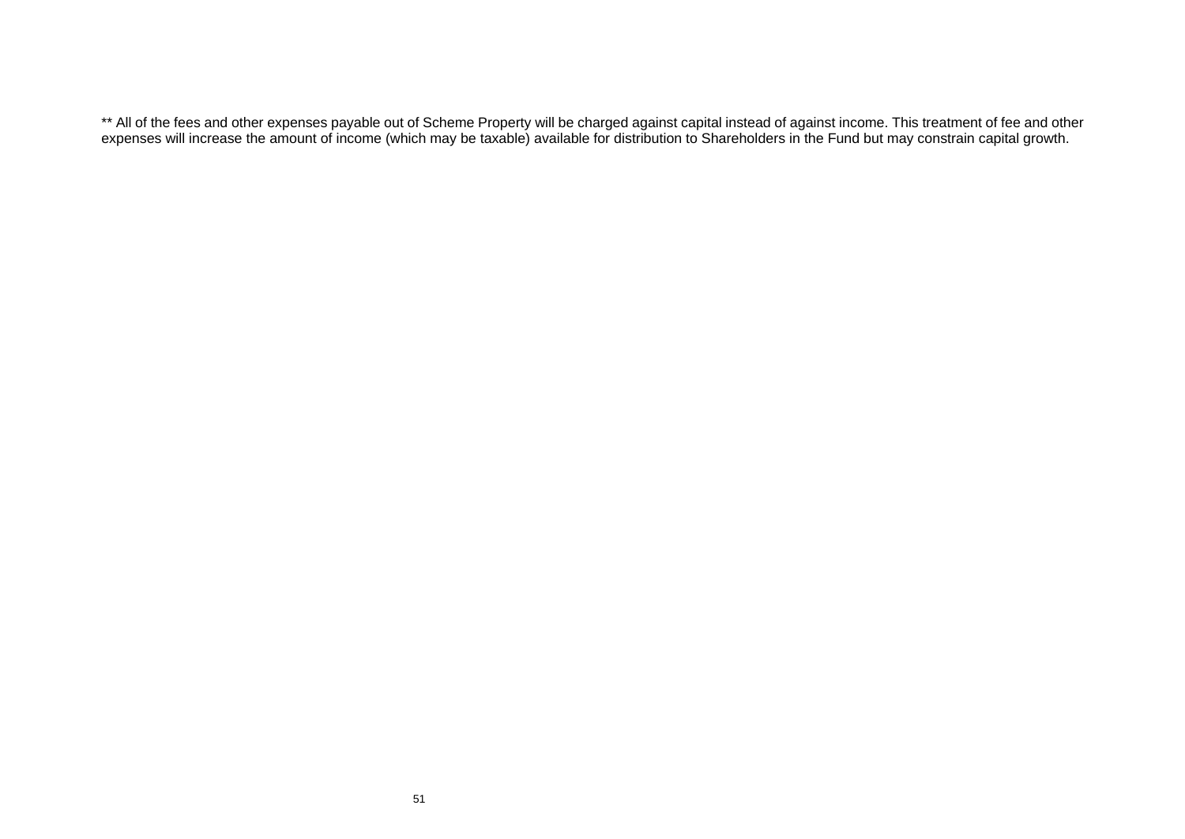** All of the fees and other expenses payable out of Scheme Property will be charged against capital instead of against income. This treatment of fee and other expenses will increase the amount of income (which may be taxable) available for distribution to Shareholders in the Fund but may constrain capital growth.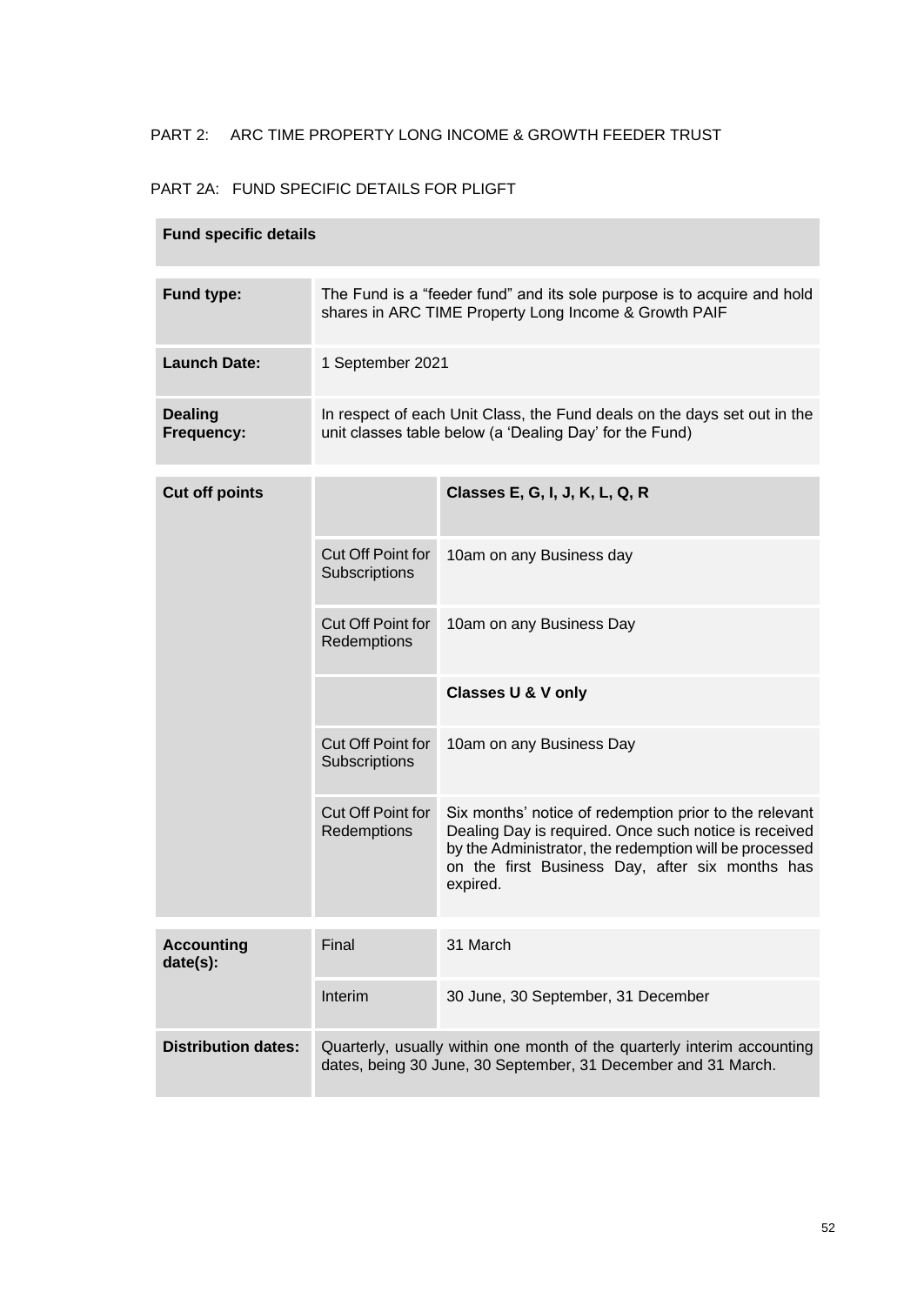PART 2: ARC TIME PROPERTY LONG INCOME & GROWTH FEEDER TRUST

PART 2A: FUND SPECIFIC DETAILS FOR PLIGFT

| Fund specific details | | |
|---|---|---|
| **Fund type:** | The Fund is a "feeder fund" and its sole purpose is to acquire and hold shares in ARC TIME Property Long Income & Growth PAIF | |
| **Launch Date:** | 1 September 2021 | |
| **Dealing Frequency:** | In respect of each Unit Class, the Fund deals on the days set out in the unit classes table below (a 'Dealing Day' for the Fund) | |
| **Cut off points** | | **Classes E, G, I, J, K, L, Q, R** |
| | Cut Off Point for Subscriptions | 10am on any Business day |
| | Cut Off Point for Redemptions | 10am on any Business Day |
| | | **Classes U & V only** |
| | Cut Off Point for Subscriptions | 10am on any Business Day |
| | Cut Off Point for Redemptions | Six months' notice of redemption prior to the relevant Dealing Day is required. Once such notice is received by the Administrator, the redemption will be processed on the first Business Day, after six months has expired. |
| **Accounting date(s):** | Final | 31 March |
| | Interim | 30 June, 30 September, 31 December |
| **Distribution dates:** | Quarterly, usually within one month of the quarterly interim accounting dates, being 30 June, 30 September, 31 December and 31 March. | |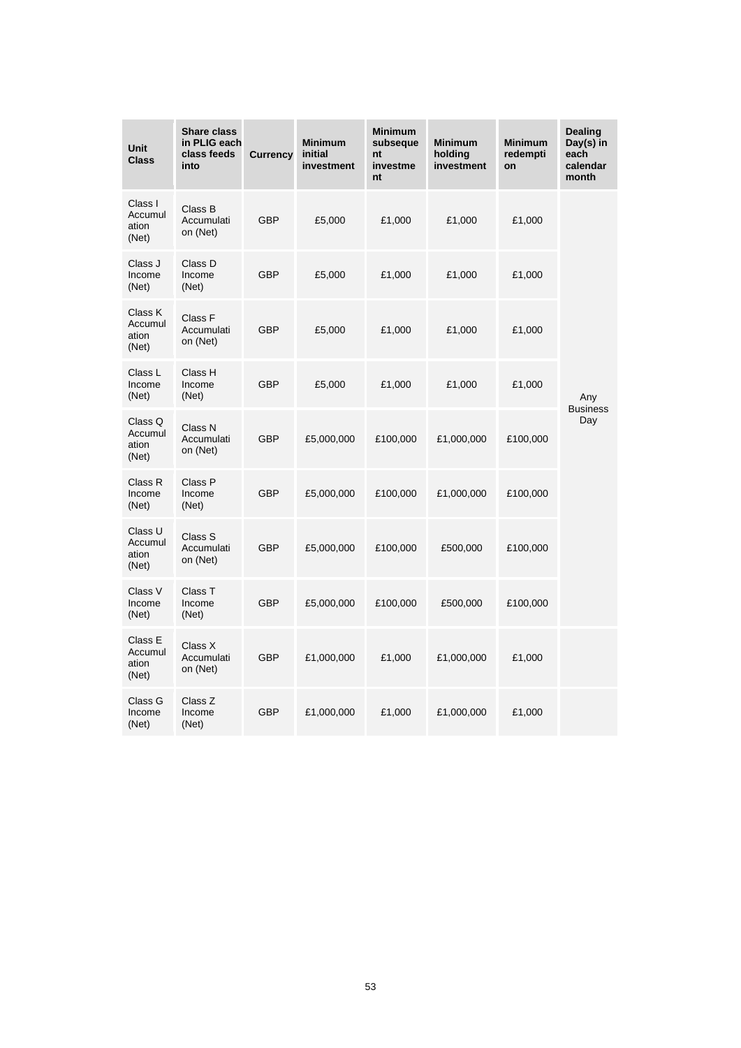| Unit Class | Share class in PLIG each class feeds into | Currency | Minimum initial investment | Minimum subsequent investment | Minimum holding investment | Minimum redemption | Dealing Day(s) in each calendar month |
|---|---|---|---|---|---|---|---|
| Class I Accumulation (Net) | Class B Accumulation (Net) | GBP | £5,000 | £1,000 | £1,000 | £1,000 | Any Business Day |
| Class J Income (Net) | Class D Income (Net) | GBP | £5,000 | £1,000 | £1,000 | £1,000 | |
| Class K Accumulation (Net) | Class F Accumulation (Net) | GBP | £5,000 | £1,000 | £1,000 | £1,000 | |
| Class L Income (Net) | Class H Income (Net) | GBP | £5,000 | £1,000 | £1,000 | £1,000 | |
| Class Q Accumulation (Net) | Class N Accumulation (Net) | GBP | £5,000,000 | £100,000 | £1,000,000 | £100,000 | |
| Class R Income (Net) | Class P Income (Net) | GBP | £5,000,000 | £100,000 | £1,000,000 | £100,000 | |
| Class U Accumulation (Net) | Class S Accumulation (Net) | GBP | £5,000,000 | £100,000 | £500,000 | £100,000 | |
| Class V Income (Net) | Class T Income (Net) | GBP | £5,000,000 | £100,000 | £500,000 | £100,000 | |
| Class E Accumulation (Net) | Class X Accumulation (Net) | GBP | £1,000,000 | £1,000 | £1,000,000 | £1,000 | |
| Class G Income (Net) | Class Z Income (Net) | GBP | £1,000,000 | £1,000 | £1,000,000 | £1,000 | |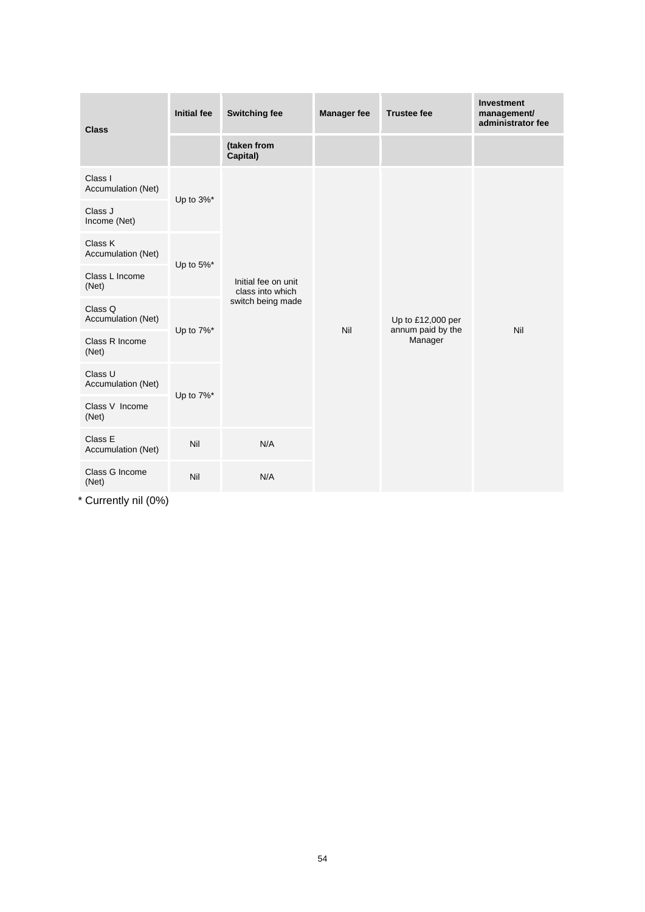| Class | Initial fee | Switching fee | Manager fee | Trustee fee | Investment management/ administrator fee |
|---|---|---|---|---|---|
| | | (taken from Capital) | | | |
| Class I Accumulation (Net) | Up to 3%* | Initial fee on unit class into which switch being made | Nil | Up to £12,000 per annum paid by the Manager | Nil |
| Class J Income (Net) | | | | | |
| Class K Accumulation (Net) | Up to 5%* | | | | |
| Class L Income (Net) | | | | | |
| Class Q Accumulation (Net) | Up to 7%* | | | | |
| Class R Income (Net) | | | | | |
| Class U Accumulation (Net) | Up to 7%* | | | | |
| Class V Income (Net) | | | | | |
| Class E Accumulation (Net) | Nil | N/A | | | |
| Class G Income (Net) | Nil | N/A | | | |

* Currently nil (0%)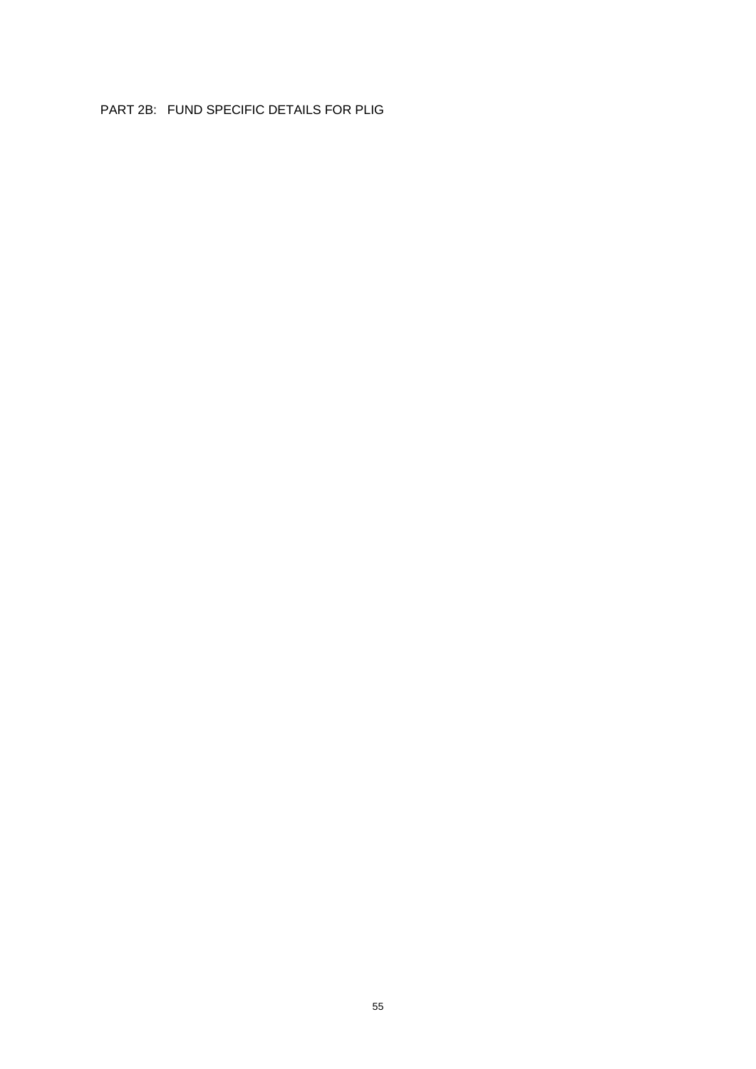# PART 2B: FUND SPECIFIC DETAILS FOR PLIG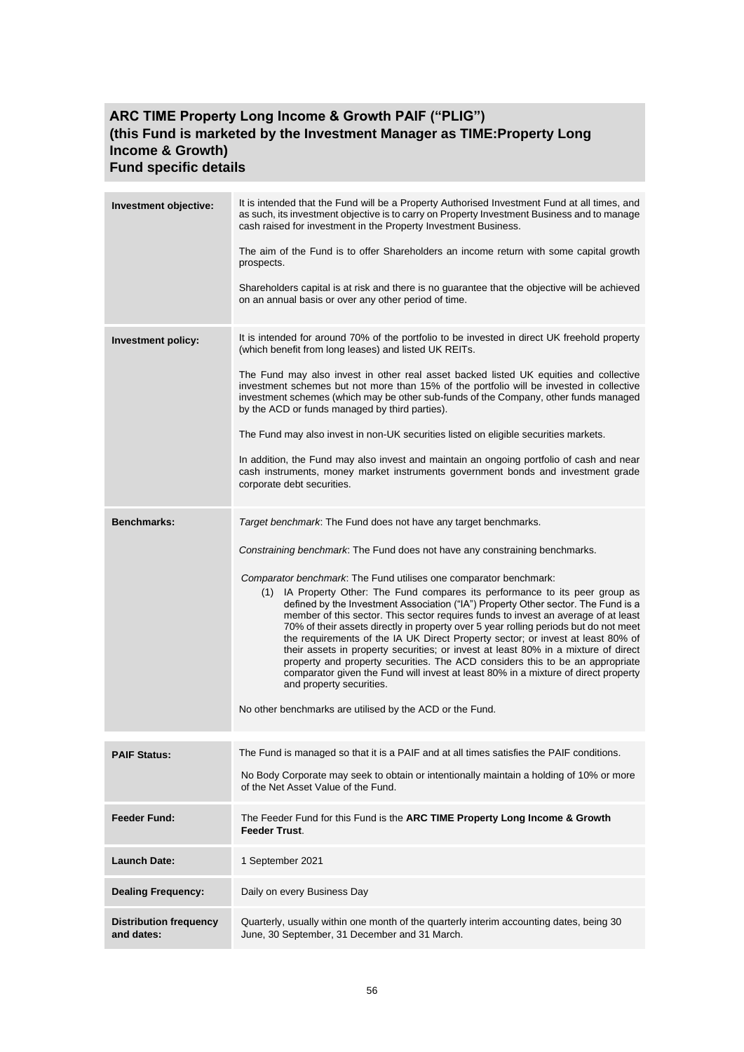## ARC TIME Property Long Income & Growth PAIF ("PLIG")
## (this Fund is marketed by the Investment Manager as TIME:Property Long Income & Growth)
## Fund specific details

| | |
|---|---|
| **Investment objective:** | It is intended that the Fund will be a Property Authorised Investment Fund at all times, and as such, its investment objective is to carry on Property Investment Business and to manage cash raised for investment in the Property Investment Business.<br><br>The aim of the Fund is to offer Shareholders an income return with some capital growth prospects.<br><br>Shareholders capital is at risk and there is no guarantee that the objective will be achieved on an annual basis or over any other period of time. |
| **Investment policy:** | It is intended for around 70% of the portfolio to be invested in direct UK freehold property (which benefit from long leases) and listed UK REITs.<br><br>The Fund may also invest in other real asset backed listed UK equities and collective investment schemes but not more than 15% of the portfolio will be invested in collective investment schemes (which may be other sub-funds of the Company, other funds managed by the ACD or funds managed by third parties).<br><br>The Fund may also invest in non-UK securities listed on eligible securities markets.<br><br>In addition, the Fund may also invest and maintain an ongoing portfolio of cash and near cash instruments, money market instruments government bonds and investment grade corporate debt securities. |
| **Benchmarks:** | *Target benchmark*: The Fund does not have any target benchmarks.<br><br>*Constraining benchmark*: The Fund does not have any constraining benchmarks.<br><br>*Comparator benchmark*: The Fund utilises one comparator benchmark:<br>(1) IA Property Other: The Fund compares its performance to its peer group as defined by the Investment Association ("IA") Property Other sector. The Fund is a member of this sector. This sector requires funds to invest an average of at least 70% of their assets directly in property over 5 year rolling periods but do not meet the requirements of the IA UK Direct Property sector; or invest at least 80% of their assets in property securities; or invest at least 80% in a mixture of direct property and property securities. The ACD considers this to be an appropriate comparator given the Fund will invest at least 80% in a mixture of direct property and property securities.<br><br>No other benchmarks are utilised by the ACD or the Fund. |
| **PAIF Status:** | The Fund is managed so that it is a PAIF and at all times satisfies the PAIF conditions.<br><br>No Body Corporate may seek to obtain or intentionally maintain a holding of 10% or more of the Net Asset Value of the Fund. |
| **Feeder Fund:** | The Feeder Fund for this Fund is the **ARC TIME Property Long Income & Growth Feeder Trust**. |
| **Launch Date:** | 1 September 2021 |
| **Dealing Frequency:** | Daily on every Business Day |
| **Distribution frequency and dates:** | Quarterly, usually within one month of the quarterly interim accounting dates, being 30 June, 30 September, 31 December and 31 March. |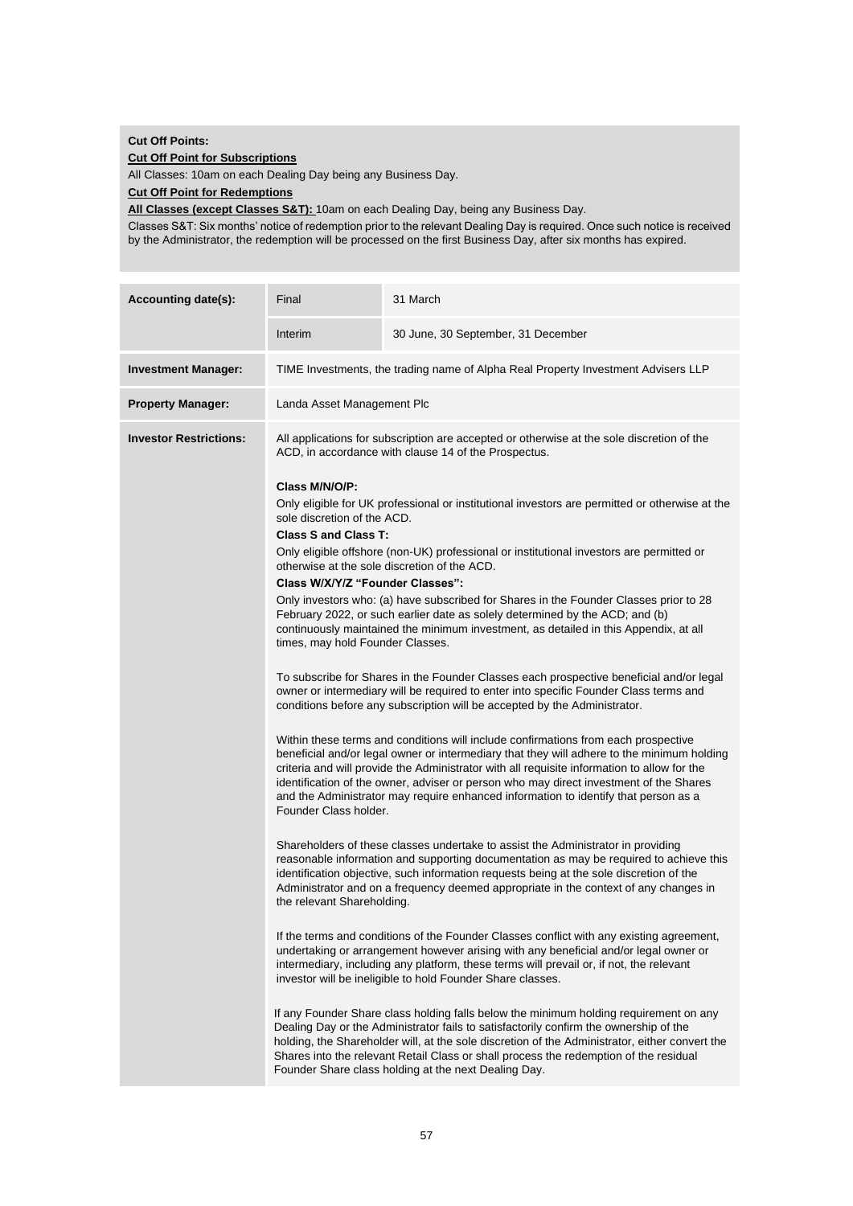**Cut Off Points:**

**Cut Off Point for Subscriptions**

All Classes: 10am on each Dealing Day being any Business Day.

**Cut Off Point for Redemptions**

**All Classes (except Classes S&T):** 10am on each Dealing Day, being any Business Day.

Classes S&T: Six months' notice of redemption prior to the relevant Dealing Day is required. Once such notice is received by the Administrator, the redemption will be processed on the first Business Day, after six months has expired.

| **Accounting date(s):** | Final | 31 March |
|---|---|---|
| | Interim | 30 June, 30 September, 31 December |
| **Investment Manager:** | TIME Investments, the trading name of Alpha Real Property Investment Advisers LLP | |
| **Property Manager:** | Landa Asset Management Plc | |
| **Investor Restrictions:** | All applications for subscription are accepted or otherwise at the sole discretion of the ACD, in accordance with clause 14 of the Prospectus.<br><br>**Class M/N/O/P:**<br>Only eligible for UK professional or institutional investors are permitted or otherwise at the sole discretion of the ACD.<br>**Class S and Class T:**<br>Only eligible offshore (non-UK) professional or institutional investors are permitted or otherwise at the sole discretion of the ACD.<br>**Class W/X/Y/Z "Founder Classes":**<br>Only investors who: (a) have subscribed for Shares in the Founder Classes prior to 28 February 2022, or such earlier date as solely determined by the ACD; and (b) continuously maintained the minimum investment, as detailed in this Appendix, at all times, may hold Founder Classes.<br><br>To subscribe for Shares in the Founder Classes each prospective beneficial and/or legal owner or intermediary will be required to enter into specific Founder Class terms and conditions before any subscription will be accepted by the Administrator.<br><br>Within these terms and conditions will include confirmations from each prospective beneficial and/or legal owner or intermediary that they will adhere to the minimum holding criteria and will provide the Administrator with all requisite information to allow for the identification of the owner, adviser or person who may direct investment of the Shares and the Administrator may require enhanced information to identify that person as a Founder Class holder.<br><br>Shareholders of these classes undertake to assist the Administrator in providing reasonable information and supporting documentation as may be required to achieve this identification objective, such information requests being at the sole discretion of the Administrator and on a frequency deemed appropriate in the context of any changes in the relevant Shareholding.<br><br>If the terms and conditions of the Founder Classes conflict with any existing agreement, undertaking or arrangement however arising with any beneficial and/or legal owner or intermediary, including any platform, these terms will prevail or, if not, the relevant investor will be ineligible to hold Founder Share classes.<br><br>If any Founder Share class holding falls below the minimum holding requirement on any Dealing Day or the Administrator fails to satisfactorily confirm the ownership of the holding, the Shareholder will, at the sole discretion of the Administrator, either convert the Shares into the relevant Retail Class or shall process the redemption of the residual Founder Share class holding at the next Dealing Day. | |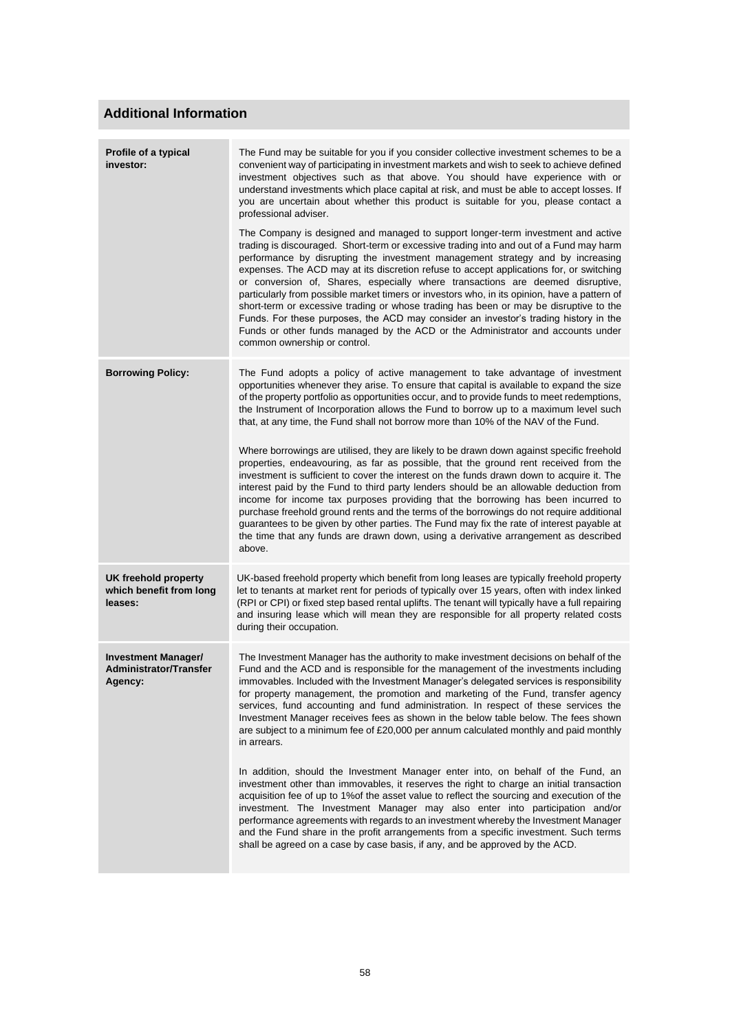## Additional Information

| | |
|---|---|
| **Profile of a typical investor:** | The Fund may be suitable for you if you consider collective investment schemes to be a convenient way of participating in investment markets and wish to seek to achieve defined investment objectives such as that above. You should have experience with or understand investments which place capital at risk, and must be able to accept losses. If you are uncertain about whether this product is suitable for you, please contact a professional adviser.<br><br>The Company is designed and managed to support longer-term investment and active trading is discouraged. Short-term or excessive trading into and out of a Fund may harm performance by disrupting the investment management strategy and by increasing expenses. The ACD may at its discretion refuse to accept applications for, or switching or conversion of, Shares, especially where transactions are deemed disruptive, particularly from possible market timers or investors who, in its opinion, have a pattern of short-term or excessive trading or whose trading has been or may be disruptive to the Funds. For these purposes, the ACD may consider an investor's trading history in the Funds or other funds managed by the ACD or the Administrator and accounts under common ownership or control. |
| **Borrowing Policy:** | The Fund adopts a policy of active management to take advantage of investment opportunities whenever they arise. To ensure that capital is available to expand the size of the property portfolio as opportunities occur, and to provide funds to meet redemptions, the Instrument of Incorporation allows the Fund to borrow up to a maximum level such that, at any time, the Fund shall not borrow more than 10% of the NAV of the Fund.<br><br>Where borrowings are utilised, they are likely to be drawn down against specific freehold properties, endeavouring, as far as possible, that the ground rent received from the investment is sufficient to cover the interest on the funds drawn down to acquire it. The interest paid by the Fund to third party lenders should be an allowable deduction from income for income tax purposes providing that the borrowing has been incurred to purchase freehold ground rents and the terms of the borrowings do not require additional guarantees to be given by other parties. The Fund may fix the rate of interest payable at the time that any funds are drawn down, using a derivative arrangement as described above. |
| **UK freehold property which benefit from long leases:** | UK-based freehold property which benefit from long leases are typically freehold property let to tenants at market rent for periods of typically over 15 years, often with index linked (RPI or CPI) or fixed step based rental uplifts. The tenant will typically have a full repairing and insuring lease which will mean they are responsible for all property related costs during their occupation. |
| **Investment Manager/ Administrator/Transfer Agency:** | The Investment Manager has the authority to make investment decisions on behalf of the Fund and the ACD and is responsible for the management of the investments including immovables. Included with the Investment Manager's delegated services is responsibility for property management, the promotion and marketing of the Fund, transfer agency services, fund accounting and fund administration. In respect of these services the Investment Manager receives fees as shown in the below table below. The fees shown are subject to a minimum fee of £20,000 per annum calculated monthly and paid monthly in arrears.<br><br>In addition, should the Investment Manager enter into, on behalf of the Fund, an investment other than immovables, it reserves the right to charge an initial transaction acquisition fee of up to 1%of the asset value to reflect the sourcing and execution of the investment. The Investment Manager may also enter into participation and/or performance agreements with regards to an investment whereby the Investment Manager and the Fund share in the profit arrangements from a specific investment. Such terms shall be agreed on a case by case basis, if any, and be approved by the ACD. |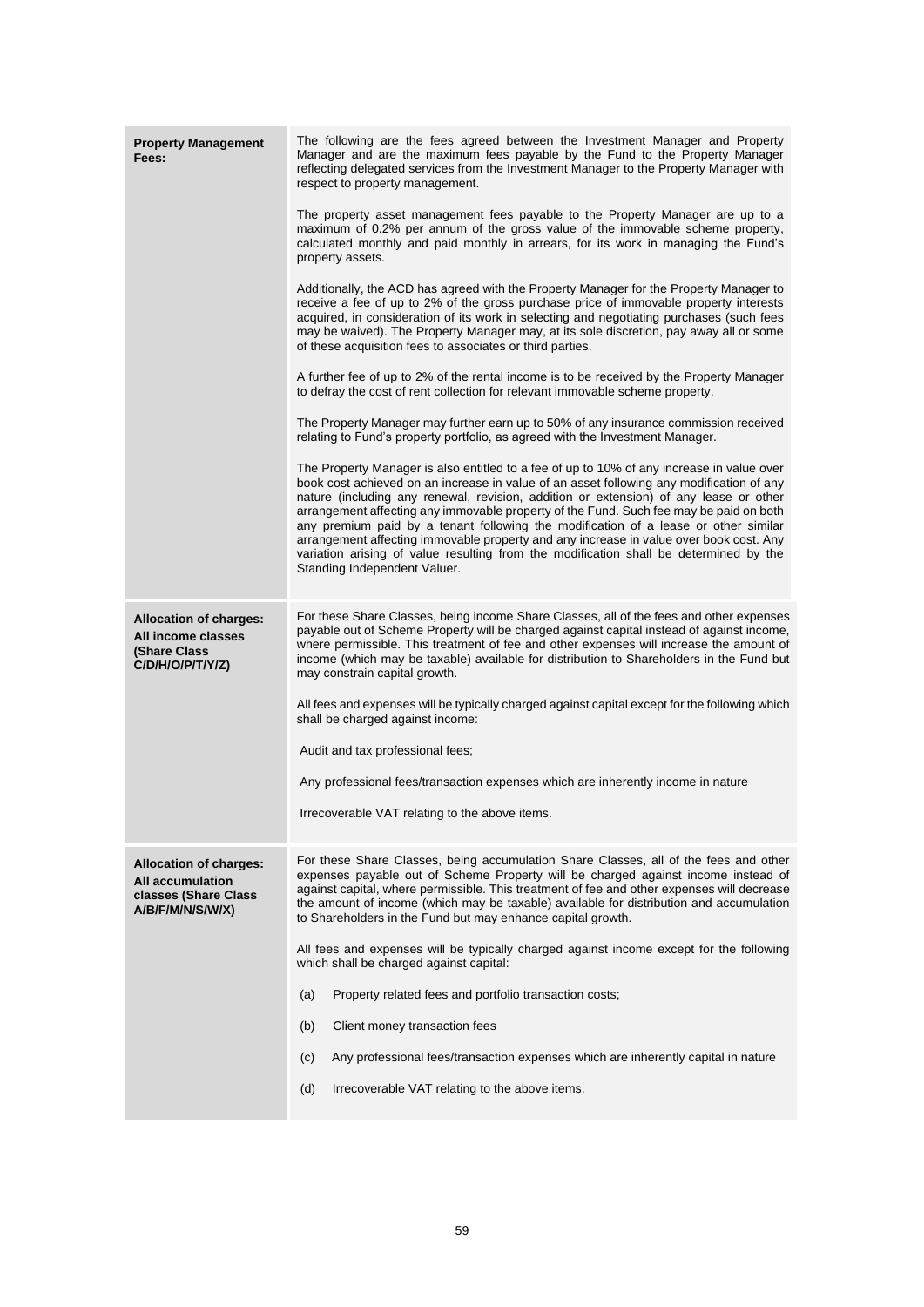| | |
|---|---|
| **Property Management Fees:** | The following are the fees agreed between the Investment Manager and Property Manager and are the maximum fees payable by the Fund to the Property Manager reflecting delegated services from the Investment Manager to the Property Manager with respect to property management.<br><br>The property asset management fees payable to the Property Manager are up to a maximum of 0.2% per annum of the gross value of the immovable scheme property, calculated monthly and paid monthly in arrears, for its work in managing the Fund's property assets.<br><br>Additionally, the ACD has agreed with the Property Manager for the Property Manager to receive a fee of up to 2% of the gross purchase price of immovable property interests acquired, in consideration of its work in selecting and negotiating purchases (such fees may be waived). The Property Manager may, at its sole discretion, pay away all or some of these acquisition fees to associates or third parties.<br><br>A further fee of up to 2% of the rental income is to be received by the Property Manager to defray the cost of rent collection for relevant immovable scheme property.<br><br>The Property Manager may further earn up to 50% of any insurance commission received relating to Fund's property portfolio, as agreed with the Investment Manager.<br><br>The Property Manager is also entitled to a fee of up to 10% of any increase in value over book cost achieved on an increase in value of an asset following any modification of any nature (including any renewal, revision, addition or extension) of any lease or other arrangement affecting any immovable property of the Fund. Such fee may be paid on both any premium paid by a tenant following the modification of a lease or other similar arrangement affecting immovable property and any increase in value over book cost. Any variation arising of value resulting from the modification shall be determined by the Standing Independent Valuer. |
| **Allocation of charges: All income classes (Share Class C/D/H/O/P/T/Y/Z)** | For these Share Classes, being income Share Classes, all of the fees and other expenses payable out of Scheme Property will be charged against capital instead of against income, where permissible. This treatment of fee and other expenses will increase the amount of income (which may be taxable) available for distribution to Shareholders in the Fund but may constrain capital growth.<br><br>All fees and expenses will be typically charged against capital except for the following which shall be charged against income:<br><br>Audit and tax professional fees;<br><br>Any professional fees/transaction expenses which are inherently income in nature<br><br>Irrecoverable VAT relating to the above items. |
| **Allocation of charges: All accumulation classes (Share Class A/B/F/M/N/S/W/X)** | For these Share Classes, being accumulation Share Classes, all of the fees and other expenses payable out of Scheme Property will be charged against income instead of against capital, where permissible. This treatment of fee and other expenses will decrease the amount of income (which may be taxable) available for distribution and accumulation to Shareholders in the Fund but may enhance capital growth.<br><br>All fees and expenses will be typically charged against income except for the following which shall be charged against capital:<br><br>(a) Property related fees and portfolio transaction costs;<br><br>(b) Client money transaction fees<br><br>(c) Any professional fees/transaction expenses which are inherently capital in nature<br><br>(d) Irrecoverable VAT relating to the above items. |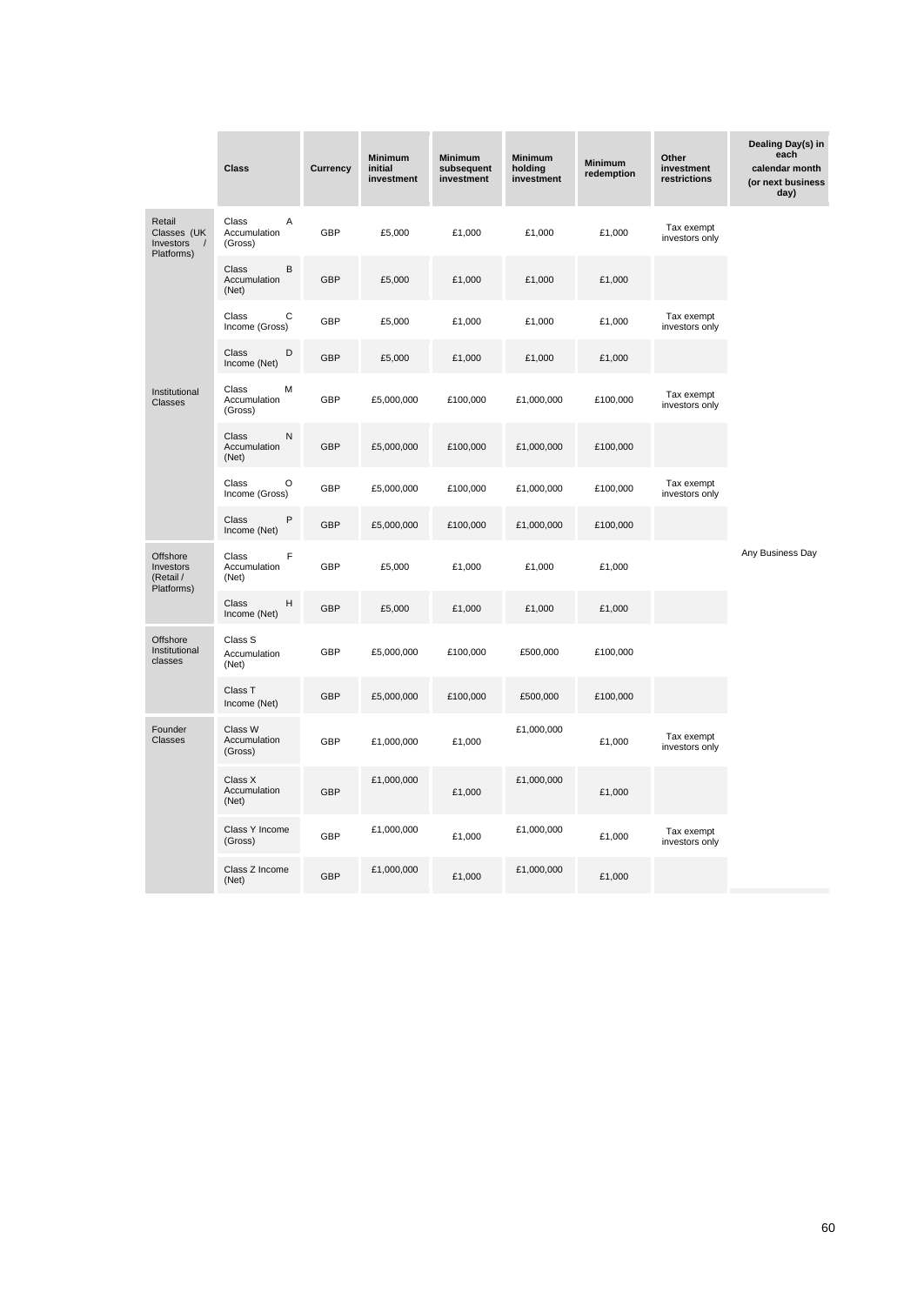| | Class | Currency | Minimum initial investment | Minimum subsequent investment | Minimum holding investment | Minimum redemption | Other investment restrictions | Dealing Day(s) in each calendar month (or next business day) |
|---|---|---|---|---|---|---|---|---|
| Retail Classes (UK Investors / Platforms) | Class A Accumulation (Gross) | GBP | £5,000 | £1,000 | £1,000 | £1,000 | Tax exempt investors only | |
| | Class B Accumulation (Net) | GBP | £5,000 | £1,000 | £1,000 | £1,000 | | |
| | Class C Income (Gross) | GBP | £5,000 | £1,000 | £1,000 | £1,000 | Tax exempt investors only | |
| | Class D Income (Net) | GBP | £5,000 | £1,000 | £1,000 | £1,000 | | |
| Institutional Classes | Class M Accumulation (Gross) | GBP | £5,000,000 | £100,000 | £1,000,000 | £100,000 | Tax exempt investors only | |
| | Class N Accumulation (Net) | GBP | £5,000,000 | £100,000 | £1,000,000 | £100,000 | | |
| | Class O Income (Gross) | GBP | £5,000,000 | £100,000 | £1,000,000 | £100,000 | Tax exempt investors only | |
| | Class P Income (Net) | GBP | £5,000,000 | £100,000 | £1,000,000 | £100,000 | | |
| Offshore Investors (Retail / Platforms) | Class F Accumulation (Net) | GBP | £5,000 | £1,000 | £1,000 | £1,000 | | Any Business Day |
| | Class H Income (Net) | GBP | £5,000 | £1,000 | £1,000 | £1,000 | | |
| Offshore Institutional classes | Class S Accumulation (Net) | GBP | £5,000,000 | £100,000 | £500,000 | £100,000 | | |
| | Class T Income (Net) | GBP | £5,000,000 | £100,000 | £500,000 | £100,000 | | |
| Founder Classes | Class W Accumulation (Gross) | GBP | £1,000,000 | £1,000 | £1,000,000 | £1,000 | Tax exempt investors only | |
| | Class X Accumulation (Net) | GBP | £1,000,000 | £1,000 | £1,000,000 | £1,000 | | |
| | Class Y Income (Gross) | GBP | £1,000,000 | £1,000 | £1,000,000 | £1,000 | Tax exempt investors only | |
| | Class Z Income (Net) | GBP | £1,000,000 | £1,000 | £1,000,000 | £1,000 | | |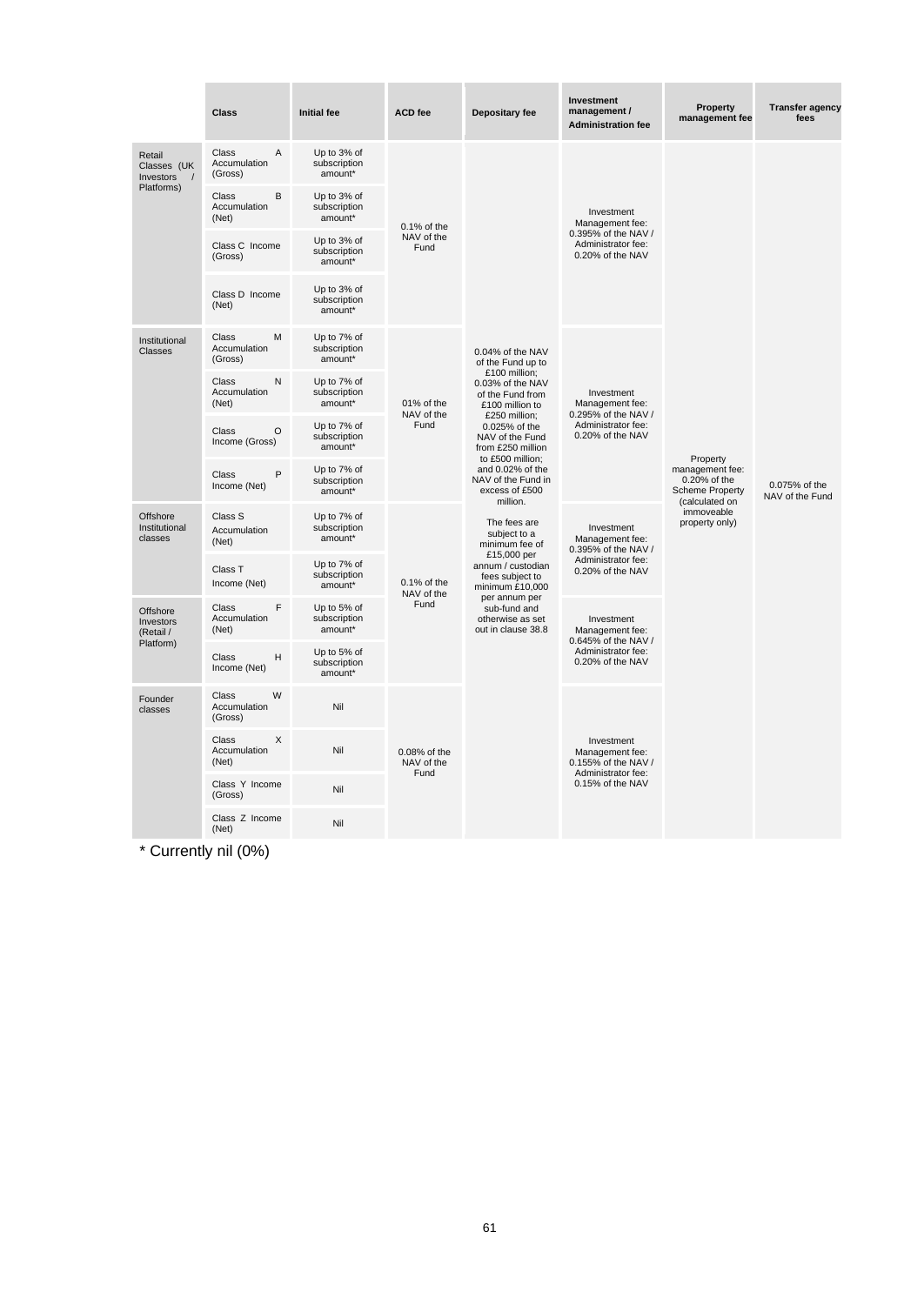| | Class | Initial fee | ACD fee | Depositary fee | Investment management / Administration fee | Property management fee | Transfer agency fees |
|---|---|---|---|---|---|---|---|
| Retail Classes (UK Investors / Platforms) | Class A Accumulation (Gross) | Up to 3% of subscription amount* | 0.1% of the NAV of the Fund | 0.04% of the NAV of the Fund up to £100 million; 0.03% of the NAV of the Fund from £100 million to £250 million; 0.025% of the NAV of the Fund from £250 million to £500 million; and 0.02% of the NAV of the Fund in excess of £500 million. The fees are subject to a minimum fee of £15,000 per annum / custodian fees subject to minimum £10,000 per annum per sub-fund and otherwise as set out in clause 38.8 | Investment Management fee: 0.395% of the NAV / Administrator fee: 0.20% of the NAV | Property management fee: 0.20% of the Scheme Property (calculated on immoveable property only) | 0.075% of the NAV of the Fund |
| | Class B Accumulation (Net) | Up to 3% of subscription amount* | | | | | |
| | Class C Income (Gross) | Up to 3% of subscription amount* | | | | | |
| | Class D Income (Net) | Up to 3% of subscription amount* | | | | | |
| Institutional Classes | Class M Accumulation (Gross) | Up to 7% of subscription amount* | 01% of the NAV of the Fund | | Investment Management fee: 0.295% of the NAV / Administrator fee: 0.20% of the NAV | | |
| | Class N Accumulation (Net) | Up to 7% of subscription amount* | | | | | |
| | Class O Income (Gross) | Up to 7% of subscription amount* | | | | | |
| | Class P Income (Net) | Up to 7% of subscription amount* | | | | | |
| Offshore Institutional classes | Class S Accumulation (Net) | Up to 7% of subscription amount* | 0.1% of the NAV of the Fund | | Investment Management fee: 0.395% of the NAV / Administrator fee: 0.20% of the NAV | | |
| | Class T Income (Net) | Up to 7% of subscription amount* | | | | | |
| Offshore Investors (Retail / Platform) | Class F Accumulation (Net) | Up to 5% of subscription amount* | | | Investment Management fee: 0.645% of the NAV / Administrator fee: 0.20% of the NAV | | |
| | Class H Income (Net) | Up to 5% of subscription amount* | | | | | |
| Founder classes | Class W Accumulation (Gross) | Nil | 0.08% of the NAV of the Fund | | Investment Management fee: 0.155% of the NAV / Administrator fee: 0.15% of the NAV | | |
| | Class X Accumulation (Net) | Nil | | | | | |
| | Class Y Income (Gross) | Nil | | | | | |
| | Class Z Income (Net) | Nil | | | | | |

\* Currently nil (0%)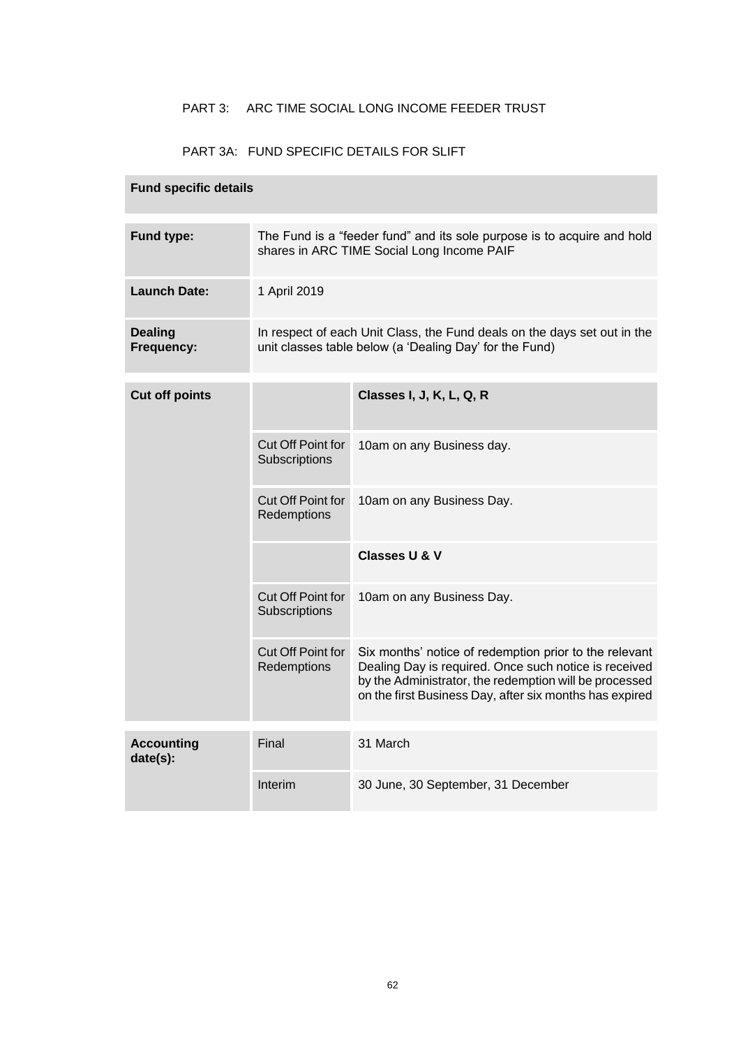PART 3: ARC TIME SOCIAL LONG INCOME FEEDER TRUST

PART 3A: FUND SPECIFIC DETAILS FOR SLIFT

| **Fund specific details** | |
|---|---|
| **Fund type:** | The Fund is a "feeder fund" and its sole purpose is to acquire and hold shares in ARC TIME Social Long Income PAIF |
| **Launch Date:** | 1 April 2019 |
| **Dealing Frequency:** | In respect of each Unit Class, the Fund deals on the days set out in the unit classes table below (a 'Dealing Day' for the Fund) |

| **Cut off points** | | **Classes I, J, K, L, Q, R** |
|---|---|---|
| | Cut Off Point for Subscriptions | 10am on any Business day. |
| | Cut Off Point for Redemptions | 10am on any Business Day. |
| | | **Classes U & V** |
| | Cut Off Point for Subscriptions | 10am on any Business Day. |
| | Cut Off Point for Redemptions | Six months' notice of redemption prior to the relevant Dealing Day is required. Once such notice is received by the Administrator, the redemption will be processed on the first Business Day, after six months has expired |

| **Accounting date(s):** | Final | 31 March |
|---|---|---|
| | Interim | 30 June, 30 September, 31 December |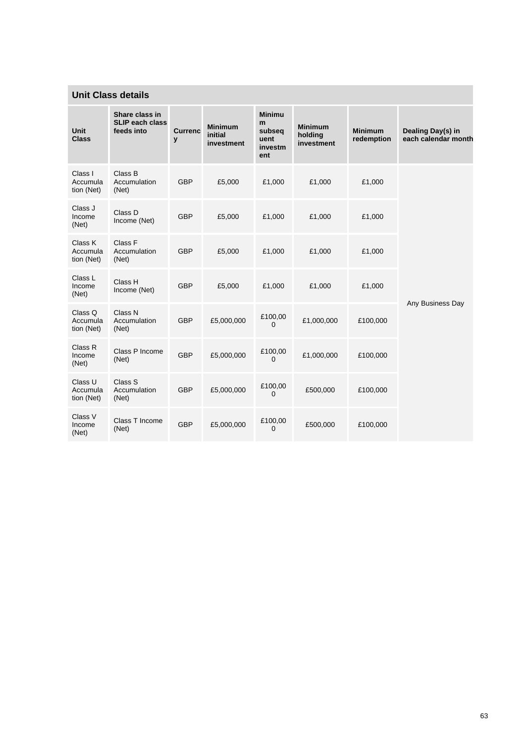| Unit Class details | | | | | | | |
|---|---|---|---|---|---|---|---|
| **Unit Class** | **Share class in SLIP each class feeds into** | **Currency** | **Minimum initial investment** | **Minimum subsequent investment** | **Minimum holding investment** | **Minimum redemption** | **Dealing Day(s) in each calendar month** |
| Class I Accumulation (Net) | Class B Accumulation (Net) | GBP | £5,000 | £1,000 | £1,000 | £1,000 | Any Business Day |
| Class J Income (Net) | Class D Income (Net) | GBP | £5,000 | £1,000 | £1,000 | £1,000 | |
| Class K Accumulation (Net) | Class F Accumulation (Net) | GBP | £5,000 | £1,000 | £1,000 | £1,000 | |
| Class L Income (Net) | Class H Income (Net) | GBP | £5,000 | £1,000 | £1,000 | £1,000 | |
| Class Q Accumulation (Net) | Class N Accumulation (Net) | GBP | £5,000,000 | £100,000 | £1,000,000 | £100,000 | |
| Class R Income (Net) | Class P Income (Net) | GBP | £5,000,000 | £100,000 | £1,000,000 | £100,000 | |
| Class U Accumulation (Net) | Class S Accumulation (Net) | GBP | £5,000,000 | £100,000 | £500,000 | £100,000 | |
| Class V Income (Net) | Class T Income (Net) | GBP | £5,000,000 | £100,000 | £500,000 | £100,000 | |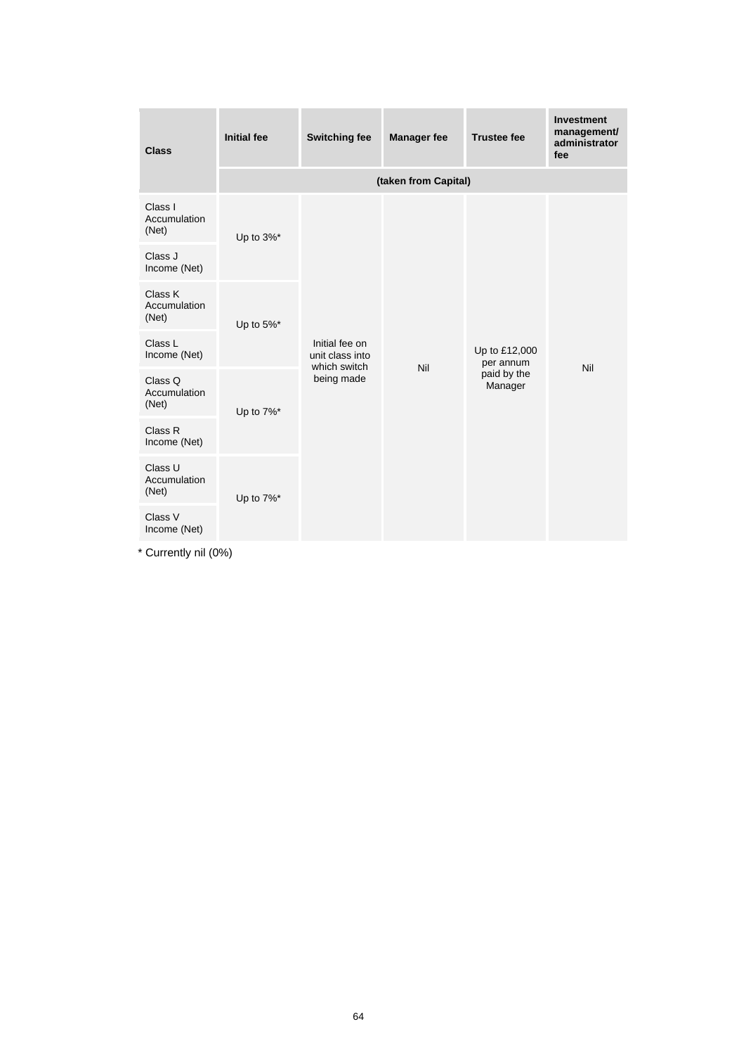| Class | Initial fee | Switching fee | Manager fee | Trustee fee | Investment management/ administrator fee |
|---|---|---|---|---|---|
| | (taken from Capital) | | | | |
| Class I Accumulation (Net) | Up to 3%* | Initial fee on unit class into which switch being made | Nil | Up to £12,000 per annum paid by the Manager | Nil |
| Class J Income (Net) | | | | | |
| Class K Accumulation (Net) | Up to 5%* | | | | |
| Class L Income (Net) | | | | | |
| Class Q Accumulation (Net) | Up to 7%* | | | | |
| Class R Income (Net) | | | | | |
| Class U Accumulation (Net) | Up to 7%* | | | | |
| Class V Income (Net) | | | | | |

* Currently nil (0%)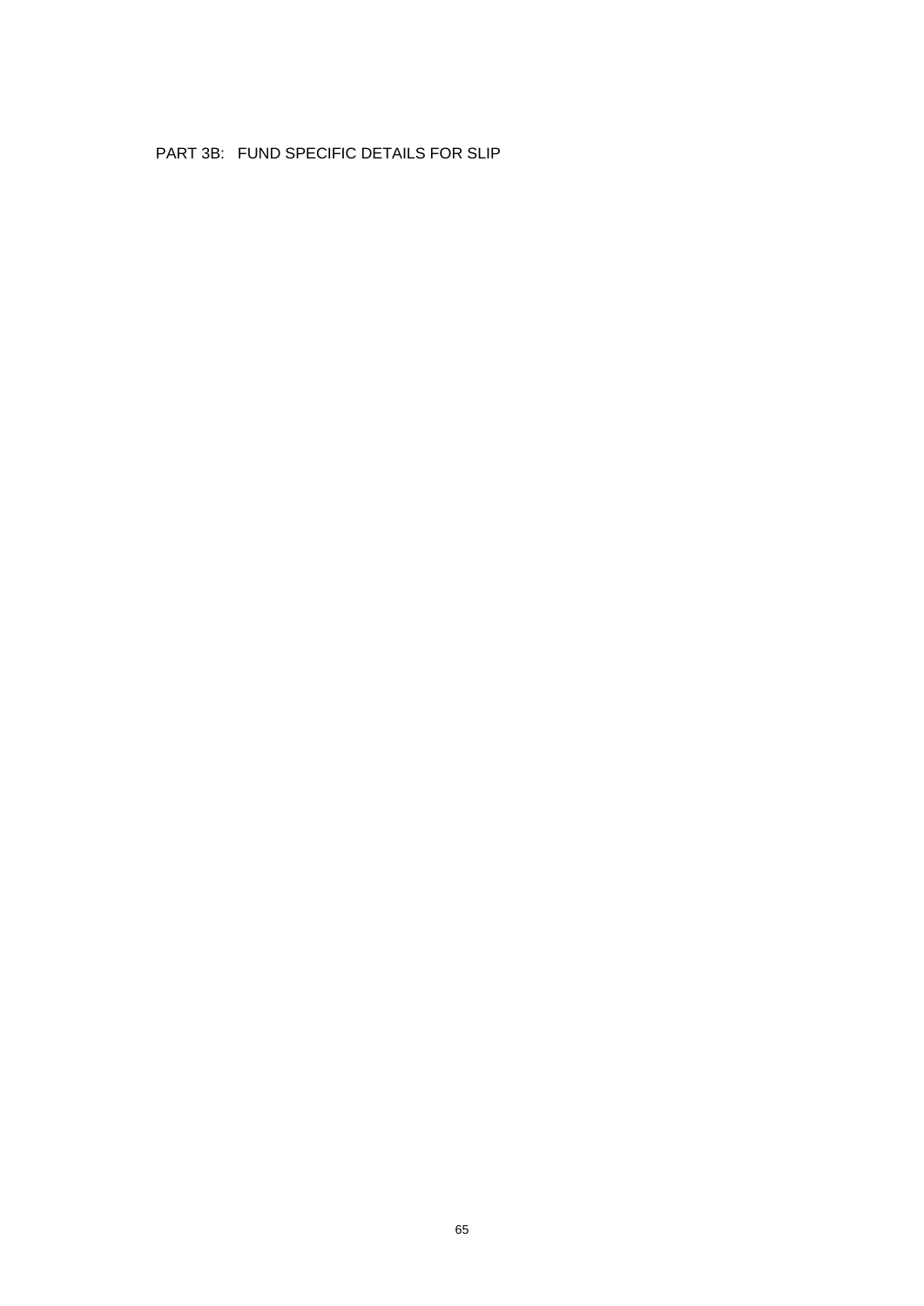## PART 3B: FUND SPECIFIC DETAILS FOR SLIP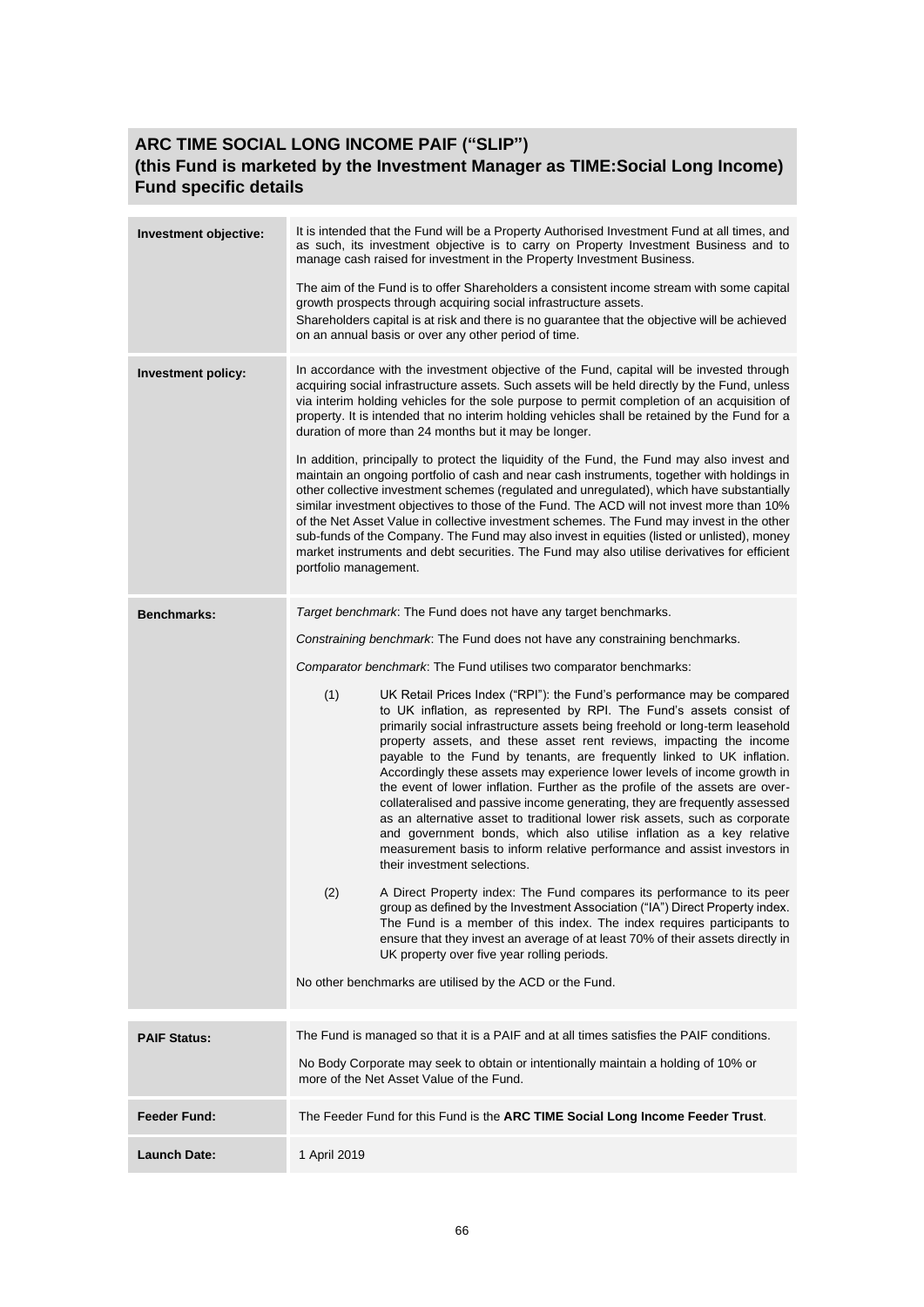## ARC TIME SOCIAL LONG INCOME PAIF ("SLIP")
## (this Fund is marketed by the Investment Manager as TIME:Social Long Income)
## Fund specific details

| | |
|---|---|
| **Investment objective:** | It is intended that the Fund will be a Property Authorised Investment Fund at all times, and as such, its investment objective is to carry on Property Investment Business and to manage cash raised for investment in the Property Investment Business.<br><br>The aim of the Fund is to offer Shareholders a consistent income stream with some capital growth prospects through acquiring social infrastructure assets.<br>Shareholders capital is at risk and there is no guarantee that the objective will be achieved on an annual basis or over any other period of time. |
| **Investment policy:** | In accordance with the investment objective of the Fund, capital will be invested through acquiring social infrastructure assets. Such assets will be held directly by the Fund, unless via interim holding vehicles for the sole purpose to permit completion of an acquisition of property. It is intended that no interim holding vehicles shall be retained by the Fund for a duration of more than 24 months but it may be longer.<br><br>In addition, principally to protect the liquidity of the Fund, the Fund may also invest and maintain an ongoing portfolio of cash and near cash instruments, together with holdings in other collective investment schemes (regulated and unregulated), which have substantially similar investment objectives to those of the Fund. The ACD will not invest more than 10% of the Net Asset Value in collective investment schemes. The Fund may invest in the other sub-funds of the Company. The Fund may also invest in equities (listed or unlisted), money market instruments and debt securities. The Fund may also utilise derivatives for efficient portfolio management. |
| **Benchmarks:** | *Target benchmark*: The Fund does not have any target benchmarks.<br><br>*Constraining benchmark*: The Fund does not have any constraining benchmarks.<br><br>*Comparator benchmark*: The Fund utilises two comparator benchmarks:<br><br>(1) UK Retail Prices Index ("RPI"): the Fund's performance may be compared to UK inflation, as represented by RPI. The Fund's assets consist of primarily social infrastructure assets being freehold or long-term leasehold property assets, and these asset rent reviews, impacting the income payable to the Fund by tenants, are frequently linked to UK inflation. Accordingly these assets may experience lower levels of income growth in the event of lower inflation. Further as the profile of the assets are over-collateralised and passive income generating, they are frequently assessed as an alternative asset to traditional lower risk assets, such as corporate and government bonds, which also utilise inflation as a key relative measurement basis to inform relative performance and assist investors in their investment selections.<br><br>(2) A Direct Property index: The Fund compares its performance to its peer group as defined by the Investment Association ("IA") Direct Property index. The Fund is a member of this index. The index requires participants to ensure that they invest an average of at least 70% of their assets directly in UK property over five year rolling periods.<br><br>No other benchmarks are utilised by the ACD or the Fund. |
| **PAIF Status:** | The Fund is managed so that it is a PAIF and at all times satisfies the PAIF conditions.<br><br>No Body Corporate may seek to obtain or intentionally maintain a holding of 10% or more of the Net Asset Value of the Fund. |
| **Feeder Fund:** | The Feeder Fund for this Fund is the **ARC TIME Social Long Income Feeder Trust**. |
| **Launch Date:** | 1 April 2019 |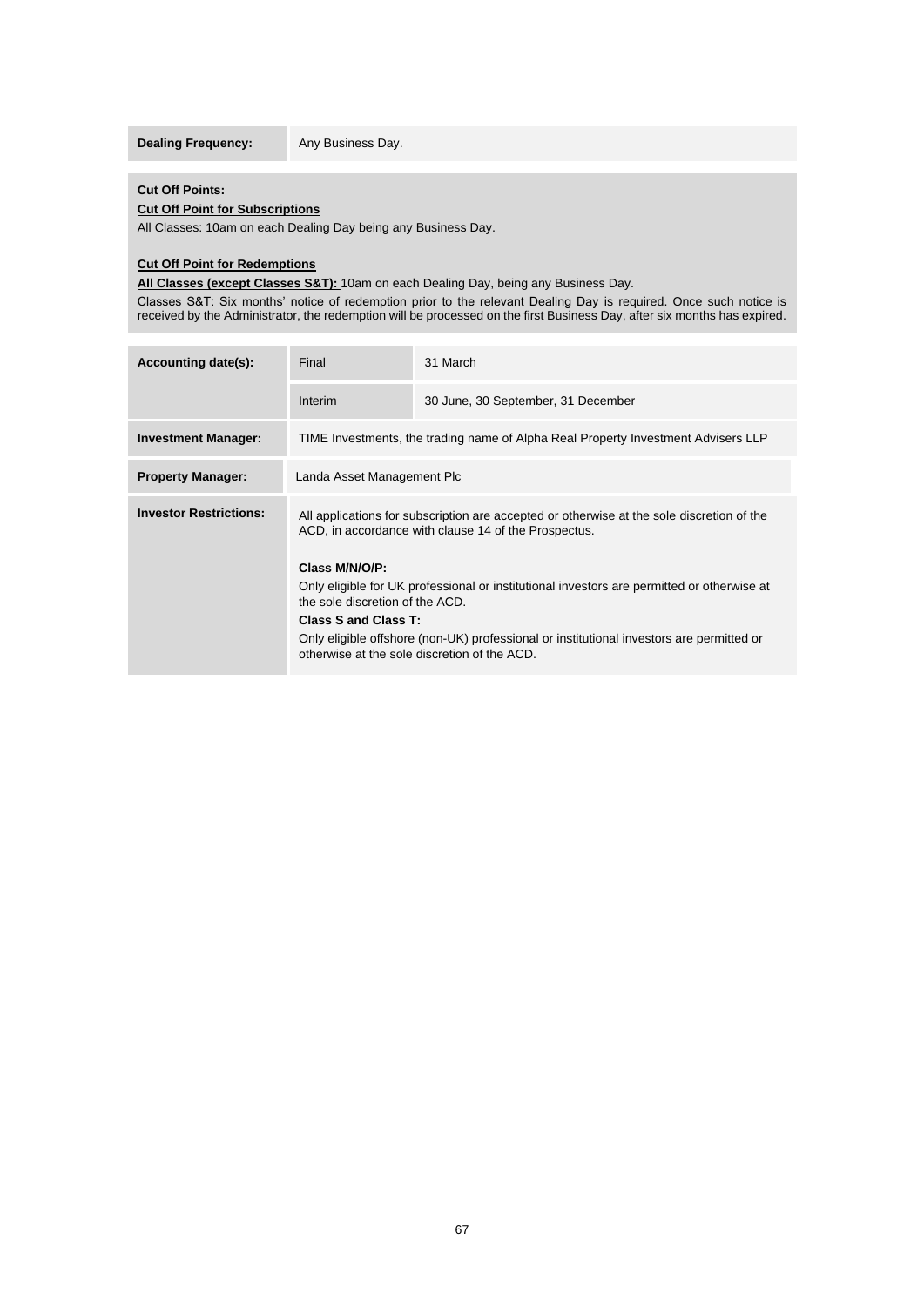| **Dealing Frequency:** | Any Business Day. |
|---|---|

**Cut Off Points:**

**Cut Off Point for Subscriptions**

All Classes: 10am on each Dealing Day being any Business Day.

**Cut Off Point for Redemptions**

**All Classes (except Classes S&T):** 10am on each Dealing Day, being any Business Day.

Classes S&T: Six months' notice of redemption prior to the relevant Dealing Day is required. Once such notice is received by the Administrator, the redemption will be processed on the first Business Day, after six months has expired.

| **Accounting date(s):** | Final | 31 March |
|---|---|---|
| | Interim | 30 June, 30 September, 31 December |
| **Investment Manager:** | TIME Investments, the trading name of Alpha Real Property Investment Advisers LLP | |
| **Property Manager:** | Landa Asset Management Plc | |
| **Investor Restrictions:** | All applications for subscription are accepted or otherwise at the sole discretion of the ACD, in accordance with clause 14 of the Prospectus.<br><br>**Class M/N/O/P:**<br>Only eligible for UK professional or institutional investors are permitted or otherwise at the sole discretion of the ACD.<br>**Class S and Class T:**<br>Only eligible offshore (non-UK) professional or institutional investors are permitted or otherwise at the sole discretion of the ACD. | |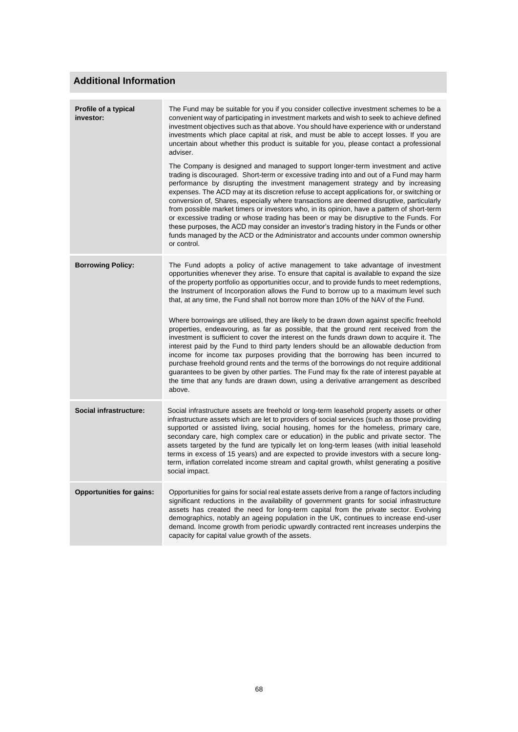## Additional Information

| | |
|---|---|
| **Profile of a typical investor:** | The Fund may be suitable for you if you consider collective investment schemes to be a convenient way of participating in investment markets and wish to seek to achieve defined investment objectives such as that above. You should have experience with or understand investments which place capital at risk, and must be able to accept losses. If you are uncertain about whether this product is suitable for you, please contact a professional adviser.<br><br>The Company is designed and managed to support longer-term investment and active trading is discouraged. Short-term or excessive trading into and out of a Fund may harm performance by disrupting the investment management strategy and by increasing expenses. The ACD may at its discretion refuse to accept applications for, or switching or conversion of, Shares, especially where transactions are deemed disruptive, particularly from possible market timers or investors who, in its opinion, have a pattern of short-term or excessive trading or whose trading has been or may be disruptive to the Funds. For these purposes, the ACD may consider an investor's trading history in the Funds or other funds managed by the ACD or the Administrator and accounts under common ownership or control. |
| **Borrowing Policy:** | The Fund adopts a policy of active management to take advantage of investment opportunities whenever they arise. To ensure that capital is available to expand the size of the property portfolio as opportunities occur, and to provide funds to meet redemptions, the Instrument of Incorporation allows the Fund to borrow up to a maximum level such that, at any time, the Fund shall not borrow more than 10% of the NAV of the Fund.<br><br>Where borrowings are utilised, they are likely to be drawn down against specific freehold properties, endeavouring, as far as possible, that the ground rent received from the investment is sufficient to cover the interest on the funds drawn down to acquire it. The interest paid by the Fund to third party lenders should be an allowable deduction from income for income tax purposes providing that the borrowing has been incurred to purchase freehold ground rents and the terms of the borrowings do not require additional guarantees to be given by other parties. The Fund may fix the rate of interest payable at the time that any funds are drawn down, using a derivative arrangement as described above. |
| **Social infrastructure:** | Social infrastructure assets are freehold or long-term leasehold property assets or other infrastructure assets which are let to providers of social services (such as those providing supported or assisted living, social housing, homes for the homeless, primary care, secondary care, high complex care or education) in the public and private sector. The assets targeted by the fund are typically let on long-term leases (with initial leasehold terms in excess of 15 years) and are expected to provide investors with a secure long-term, inflation correlated income stream and capital growth, whilst generating a positive social impact. |
| **Opportunities for gains:** | Opportunities for gains for social real estate assets derive from a range of factors including significant reductions in the availability of government grants for social infrastructure assets has created the need for long-term capital from the private sector. Evolving demographics, notably an ageing population in the UK, continues to increase end-user demand. Income growth from periodic upwardly contracted rent increases underpins the capacity for capital value growth of the assets. |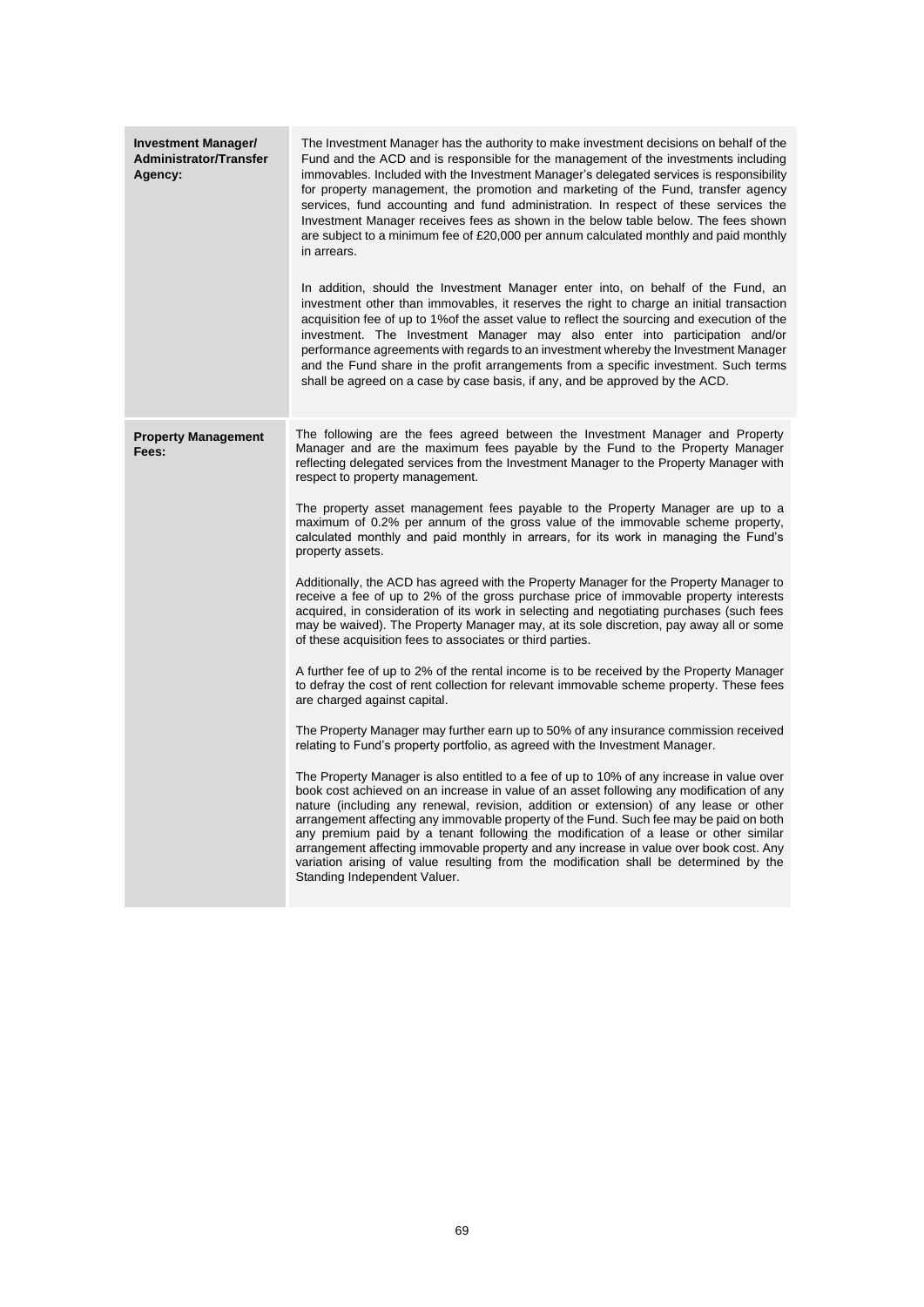| | |
|---|---|
| **Investment Manager/ Administrator/Transfer Agency:** | The Investment Manager has the authority to make investment decisions on behalf of the Fund and the ACD and is responsible for the management of the investments including immovables. Included with the Investment Manager's delegated services is responsibility for property management, the promotion and marketing of the Fund, transfer agency services, fund accounting and fund administration. In respect of these services the Investment Manager receives fees as shown in the below table below. The fees shown are subject to a minimum fee of £20,000 per annum calculated monthly and paid monthly in arrears.<br><br>In addition, should the Investment Manager enter into, on behalf of the Fund, an investment other than immovables, it reserves the right to charge an initial transaction acquisition fee of up to 1%of the asset value to reflect the sourcing and execution of the investment. The Investment Manager may also enter into participation and/or performance agreements with regards to an investment whereby the Investment Manager and the Fund share in the profit arrangements from a specific investment. Such terms shall be agreed on a case by case basis, if any, and be approved by the ACD. |
| **Property Management Fees:** | The following are the fees agreed between the Investment Manager and Property Manager and are the maximum fees payable by the Fund to the Property Manager reflecting delegated services from the Investment Manager to the Property Manager with respect to property management.<br><br>The property asset management fees payable to the Property Manager are up to a maximum of 0.2% per annum of the gross value of the immovable scheme property, calculated monthly and paid monthly in arrears, for its work in managing the Fund's property assets.<br><br>Additionally, the ACD has agreed with the Property Manager for the Property Manager to receive a fee of up to 2% of the gross purchase price of immovable property interests acquired, in consideration of its work in selecting and negotiating purchases (such fees may be waived). The Property Manager may, at its sole discretion, pay away all or some of these acquisition fees to associates or third parties.<br><br>A further fee of up to 2% of the rental income is to be received by the Property Manager to defray the cost of rent collection for relevant immovable scheme property. These fees are charged against capital.<br><br>The Property Manager may further earn up to 50% of any insurance commission received relating to Fund's property portfolio, as agreed with the Investment Manager.<br><br>The Property Manager is also entitled to a fee of up to 10% of any increase in value over book cost achieved on an increase in value of an asset following any modification of any nature (including any renewal, revision, addition or extension) of any lease or other arrangement affecting any immovable property of the Fund. Such fee may be paid on both any premium paid by a tenant following the modification of a lease or other similar arrangement affecting immovable property and any increase in value over book cost. Any variation arising of value resulting from the modification shall be determined by the Standing Independent Valuer. |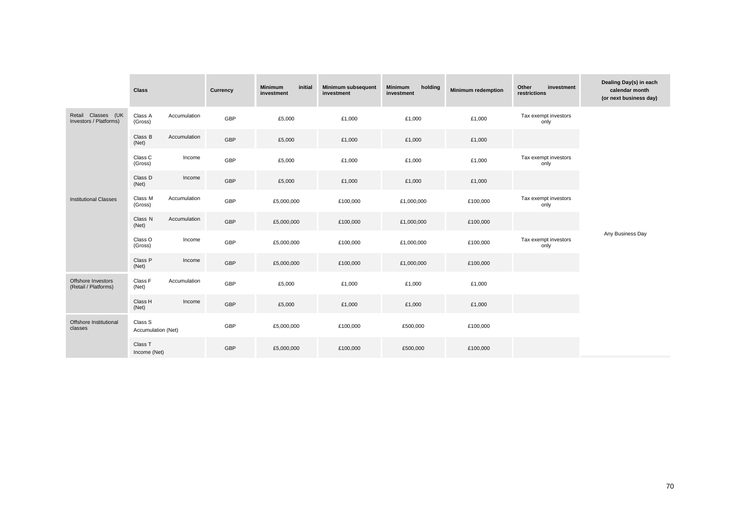| | Class | Currency | Minimum initial investment | Minimum subsequent investment | Minimum holding investment | Minimum redemption | Other investment restrictions | Dealing Day(s) in each calendar month (or next business day) |
|---|---|---|---|---|---|---|---|---|
| Retail Classes (UK Investors / Platforms) | Class A (Gross) Accumulation | GBP | £5,000 | £1,000 | £1,000 | £1,000 | Tax exempt investors only | Any Business Day |
| | Class B (Net) Accumulation | GBP | £5,000 | £1,000 | £1,000 | £1,000 | | |
| | Class C (Gross) Income | GBP | £5,000 | £1,000 | £1,000 | £1,000 | Tax exempt investors only | |
| | Class D (Net) Income | GBP | £5,000 | £1,000 | £1,000 | £1,000 | | |
| Institutional Classes | Class M (Gross) Accumulation | GBP | £5,000,000 | £100,000 | £1,000,000 | £100,000 | Tax exempt investors only | |
| | Class N (Net) Accumulation | GBP | £5,000,000 | £100,000 | £1,000,000 | £100,000 | | |
| | Class O (Gross) Income | GBP | £5,000,000 | £100,000 | £1,000,000 | £100,000 | Tax exempt investors only | |
| | Class P (Net) Income | GBP | £5,000,000 | £100,000 | £1,000,000 | £100,000 | | |
| Offshore Investors (Retail / Platforms) | Class F (Net) Accumulation | GBP | £5,000 | £1,000 | £1,000 | £1,000 | | |
| | Class H (Net) Income | GBP | £5,000 | £1,000 | £1,000 | £1,000 | | |
| Offshore Institutional classes | Class S Accumulation (Net) | GBP | £5,000,000 | £100,000 | £500,000 | £100,000 | | |
| | Class T Income (Net) | GBP | £5,000,000 | £100,000 | £500,000 | £100,000 | | |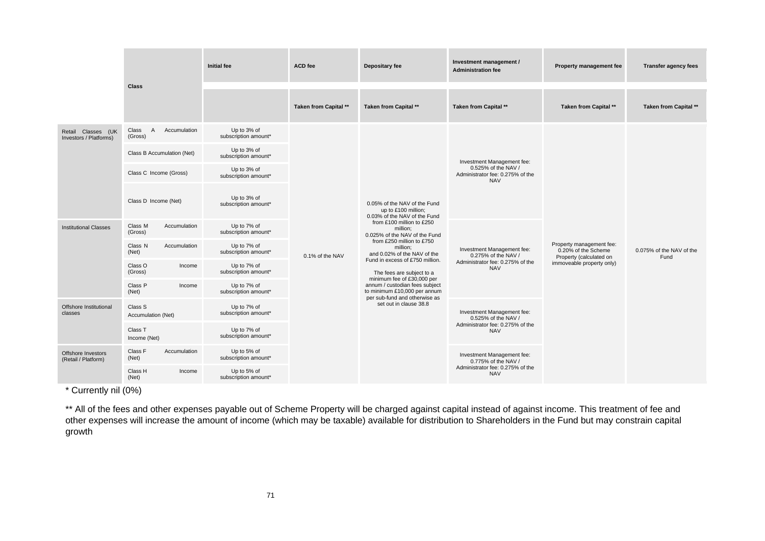| | Class | Initial fee | ACD fee | Depositary fee | Investment management / Administration fee | Property management fee | Transfer agency fees |
|---|---|---|---|---|---|---|---|
| | | | Taken from Capital ** | Taken from Capital ** | Taken from Capital ** | Taken from Capital ** | Taken from Capital ** |
| Retail Classes (UK Investors / Platforms) | Class A Accumulation (Gross) | Up to 3% of subscription amount* | 0.1% of the NAV | 0.05% of the NAV of the Fund up to £100 million; 0.03% of the NAV of the Fund from £100 million to £250 million; 0.025% of the NAV of the Fund from £250 million to £750 million; and 0.02% of the NAV of the Fund in excess of £750 million. The fees are subject to a minimum fee of £30,000 per annum / custodian fees subject to minimum £10,000 per annum per sub-fund and otherwise as set out in clause 38.8 | Investment Management fee: 0.525% of the NAV / Administrator fee: 0.275% of the NAV | Property management fee: 0.20% of the Scheme Property (calculated on immoveable property only) | 0.075% of the NAV of the Fund |
| | Class B Accumulation (Net) | Up to 3% of subscription amount* | | | | | |
| | Class C Income (Gross) | Up to 3% of subscription amount* | | | | | |
| | Class D Income (Net) | Up to 3% of subscription amount* | | | | | |
| Institutional Classes | Class M Accumulation (Gross) | Up to 7% of subscription amount* | | | Investment Management fee: 0.275% of the NAV / Administrator fee: 0.275% of the NAV | | |
| | Class N Accumulation (Net) | Up to 7% of subscription amount* | | | | | |
| | Class O Income (Gross) | Up to 7% of subscription amount* | | | | | |
| | Class P Income (Net) | Up to 7% of subscription amount* | | | | | |
| Offshore Institutional classes | Class S Accumulation (Net) | Up to 7% of subscription amount* | | | Investment Management fee: 0.525% of the NAV / Administrator fee: 0.275% of the NAV | | |
| | Class T Income (Net) | Up to 7% of subscription amount* | | | | | |
| Offshore Investors (Retail / Platform) | Class F Accumulation (Net) | Up to 5% of subscription amount* | | | Investment Management fee: 0.775% of the NAV / Administrator fee: 0.275% of the NAV | | |
| | Class H Income (Net) | Up to 5% of subscription amount* | | | | | |

* Currently nil (0%)

** All of the fees and other expenses payable out of Scheme Property will be charged against capital instead of against income. This treatment of fee and other expenses will increase the amount of income (which may be taxable) available for distribution to Shareholders in the Fund but may constrain capital growth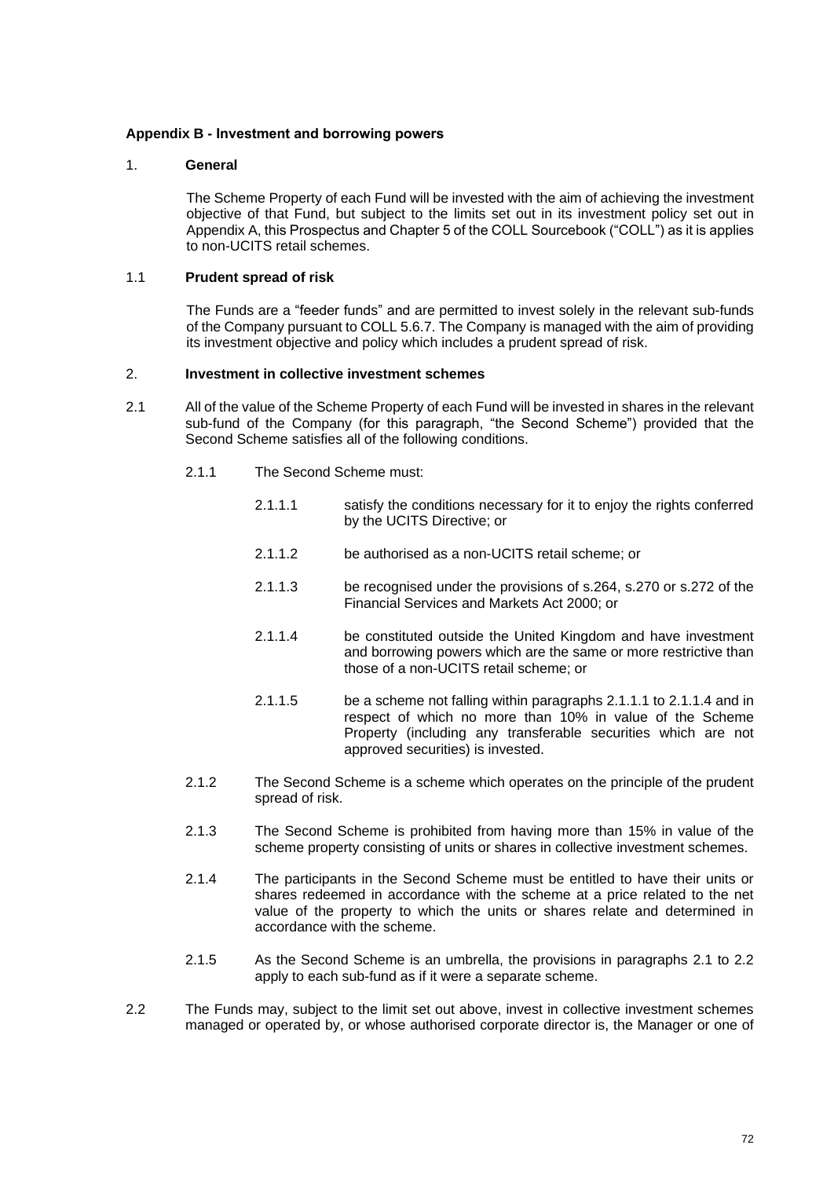### Appendix B - Investment and borrowing powers

1. **General**

The Scheme Property of each Fund will be invested with the aim of achieving the investment objective of that Fund, but subject to the limits set out in its investment policy set out in Appendix A, this Prospectus and Chapter 5 of the COLL Sourcebook ("COLL") as it is applies to non-UCITS retail schemes.

1.1 **Prudent spread of risk**

The Funds are a "feeder funds" and are permitted to invest solely in the relevant sub-funds of the Company pursuant to COLL 5.6.7. The Company is managed with the aim of providing its investment objective and policy which includes a prudent spread of risk.

2. **Investment in collective investment schemes**

2.1 All of the value of the Scheme Property of each Fund will be invested in shares in the relevant sub-fund of the Company (for this paragraph, "the Second Scheme") provided that the Second Scheme satisfies all of the following conditions.

2.1.1 The Second Scheme must:

2.1.1.1 satisfy the conditions necessary for it to enjoy the rights conferred by the UCITS Directive; or

2.1.1.2 be authorised as a non-UCITS retail scheme; or

2.1.1.3 be recognised under the provisions of s.264, s.270 or s.272 of the Financial Services and Markets Act 2000; or

2.1.1.4 be constituted outside the United Kingdom and have investment and borrowing powers which are the same or more restrictive than those of a non-UCITS retail scheme; or

2.1.1.5 be a scheme not falling within paragraphs 2.1.1.1 to 2.1.1.4 and in respect of which no more than 10% in value of the Scheme Property (including any transferable securities which are not approved securities) is invested.

2.1.2 The Second Scheme is a scheme which operates on the principle of the prudent spread of risk.

2.1.3 The Second Scheme is prohibited from having more than 15% in value of the scheme property consisting of units or shares in collective investment schemes.

2.1.4 The participants in the Second Scheme must be entitled to have their units or shares redeemed in accordance with the scheme at a price related to the net value of the property to which the units or shares relate and determined in accordance with the scheme.

2.1.5 As the Second Scheme is an umbrella, the provisions in paragraphs 2.1 to 2.2 apply to each sub-fund as if it were a separate scheme.

2.2 The Funds may, subject to the limit set out above, invest in collective investment schemes managed or operated by, or whose authorised corporate director is, the Manager or one of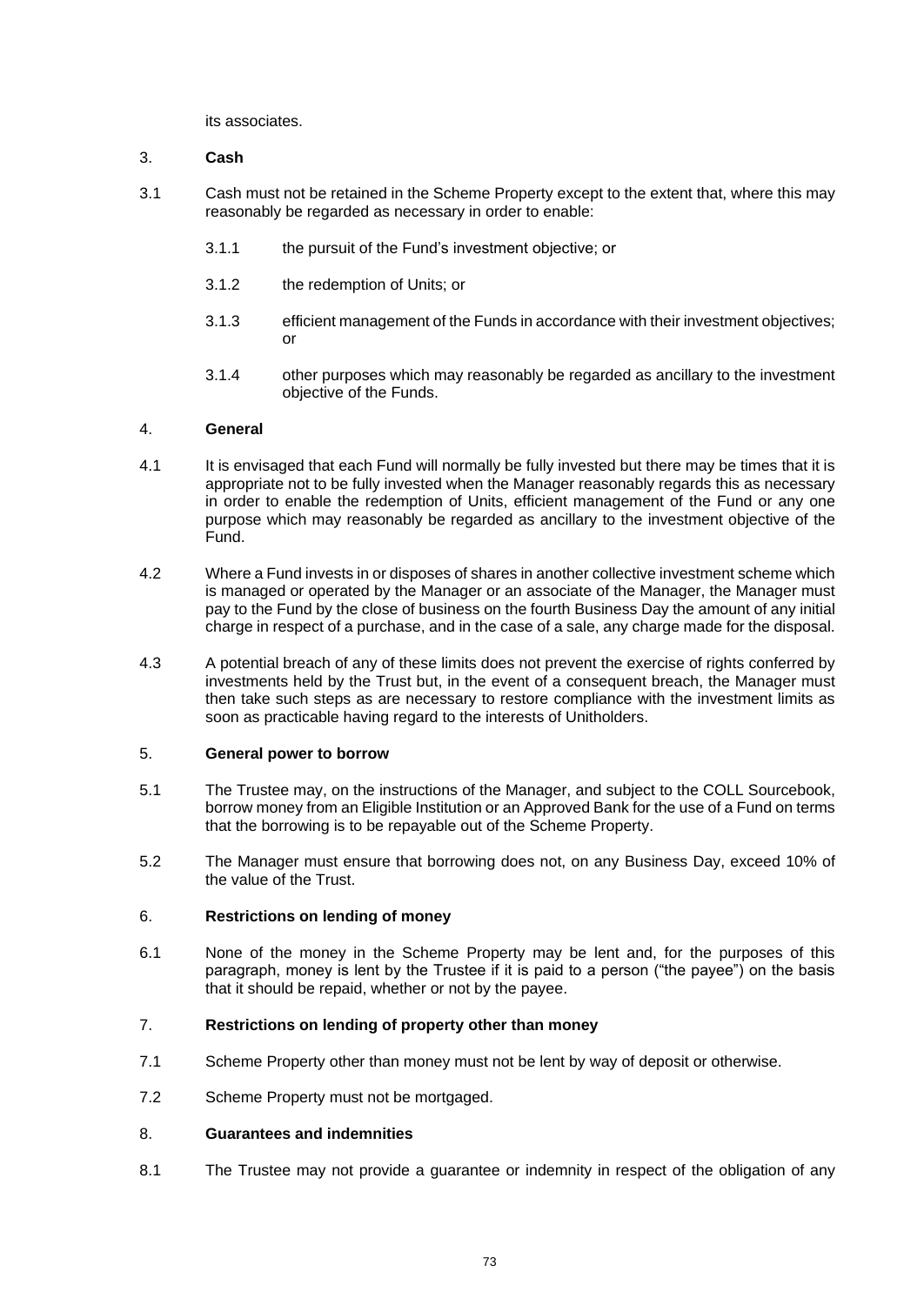its associates.

### 3. **Cash**

3.1 Cash must not be retained in the Scheme Property except to the extent that, where this may reasonably be regarded as necessary in order to enable:

- 3.1.1 the pursuit of the Fund's investment objective; or
- 3.1.2 the redemption of Units; or
- 3.1.3 efficient management of the Funds in accordance with their investment objectives; or
- 3.1.4 other purposes which may reasonably be regarded as ancillary to the investment objective of the Funds.

### 4. **General**

4.1 It is envisaged that each Fund will normally be fully invested but there may be times that it is appropriate not to be fully invested when the Manager reasonably regards this as necessary in order to enable the redemption of Units, efficient management of the Fund or any one purpose which may reasonably be regarded as ancillary to the investment objective of the Fund.

4.2 Where a Fund invests in or disposes of shares in another collective investment scheme which is managed or operated by the Manager or an associate of the Manager, the Manager must pay to the Fund by the close of business on the fourth Business Day the amount of any initial charge in respect of a purchase, and in the case of a sale, any charge made for the disposal.

4.3 A potential breach of any of these limits does not prevent the exercise of rights conferred by investments held by the Trust but, in the event of a consequent breach, the Manager must then take such steps as are necessary to restore compliance with the investment limits as soon as practicable having regard to the interests of Unitholders.

### 5. **General power to borrow**

5.1 The Trustee may, on the instructions of the Manager, and subject to the COLL Sourcebook, borrow money from an Eligible Institution or an Approved Bank for the use of a Fund on terms that the borrowing is to be repayable out of the Scheme Property.

5.2 The Manager must ensure that borrowing does not, on any Business Day, exceed 10% of the value of the Trust.

### 6. **Restrictions on lending of money**

6.1 None of the money in the Scheme Property may be lent and, for the purposes of this paragraph, money is lent by the Trustee if it is paid to a person ("the payee") on the basis that it should be repaid, whether or not by the payee.

### 7. **Restrictions on lending of property other than money**

7.1 Scheme Property other than money must not be lent by way of deposit or otherwise.

7.2 Scheme Property must not be mortgaged.

### 8. **Guarantees and indemnities**

8.1 The Trustee may not provide a guarantee or indemnity in respect of the obligation of any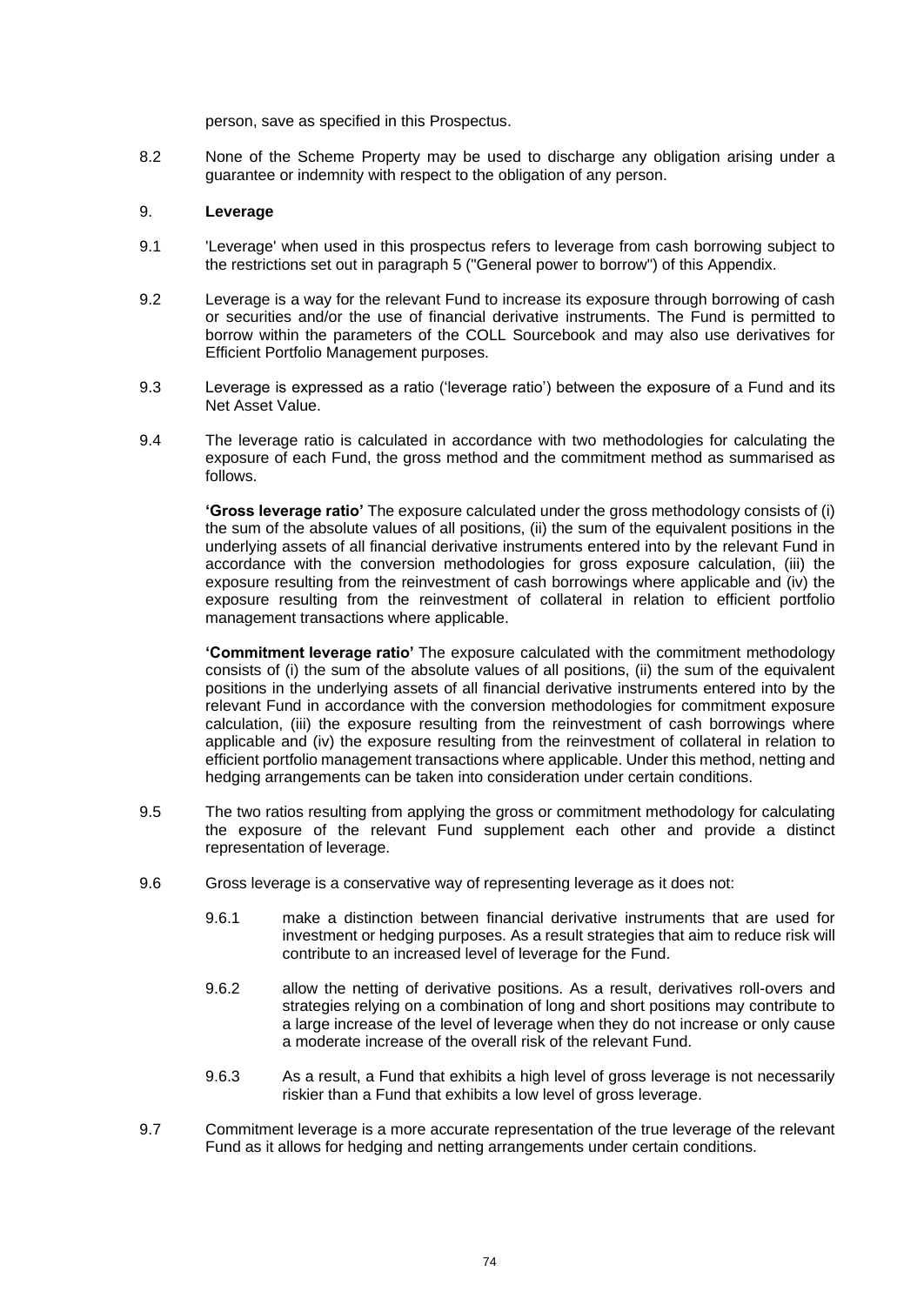person, save as specified in this Prospectus.

8.2 None of the Scheme Property may be used to discharge any obligation arising under a guarantee or indemnity with respect to the obligation of any person.

## 9. Leverage

9.1 'Leverage' when used in this prospectus refers to leverage from cash borrowing subject to the restrictions set out in paragraph 5 ("General power to borrow") of this Appendix.

9.2 Leverage is a way for the relevant Fund to increase its exposure through borrowing of cash or securities and/or the use of financial derivative instruments. The Fund is permitted to borrow within the parameters of the COLL Sourcebook and may also use derivatives for Efficient Portfolio Management purposes.

9.3 Leverage is expressed as a ratio ('leverage ratio') between the exposure of a Fund and its Net Asset Value.

9.4 The leverage ratio is calculated in accordance with two methodologies for calculating the exposure of each Fund, the gross method and the commitment method as summarised as follows.

**'Gross leverage ratio'** The exposure calculated under the gross methodology consists of (i) the sum of the absolute values of all positions, (ii) the sum of the equivalent positions in the underlying assets of all financial derivative instruments entered into by the relevant Fund in accordance with the conversion methodologies for gross exposure calculation, (iii) the exposure resulting from the reinvestment of cash borrowings where applicable and (iv) the exposure resulting from the reinvestment of collateral in relation to efficient portfolio management transactions where applicable.

**'Commitment leverage ratio'** The exposure calculated with the commitment methodology consists of (i) the sum of the absolute values of all positions, (ii) the sum of the equivalent positions in the underlying assets of all financial derivative instruments entered into by the relevant Fund in accordance with the conversion methodologies for commitment exposure calculation, (iii) the exposure resulting from the reinvestment of cash borrowings where applicable and (iv) the exposure resulting from the reinvestment of collateral in relation to efficient portfolio management transactions where applicable. Under this method, netting and hedging arrangements can be taken into consideration under certain conditions.

9.5 The two ratios resulting from applying the gross or commitment methodology for calculating the exposure of the relevant Fund supplement each other and provide a distinct representation of leverage.

9.6 Gross leverage is a conservative way of representing leverage as it does not:

9.6.1 make a distinction between financial derivative instruments that are used for investment or hedging purposes. As a result strategies that aim to reduce risk will contribute to an increased level of leverage for the Fund.

9.6.2 allow the netting of derivative positions. As a result, derivatives roll-overs and strategies relying on a combination of long and short positions may contribute to a large increase of the level of leverage when they do not increase or only cause a moderate increase of the overall risk of the relevant Fund.

9.6.3 As a result, a Fund that exhibits a high level of gross leverage is not necessarily riskier than a Fund that exhibits a low level of gross leverage.

9.7 Commitment leverage is a more accurate representation of the true leverage of the relevant Fund as it allows for hedging and netting arrangements under certain conditions.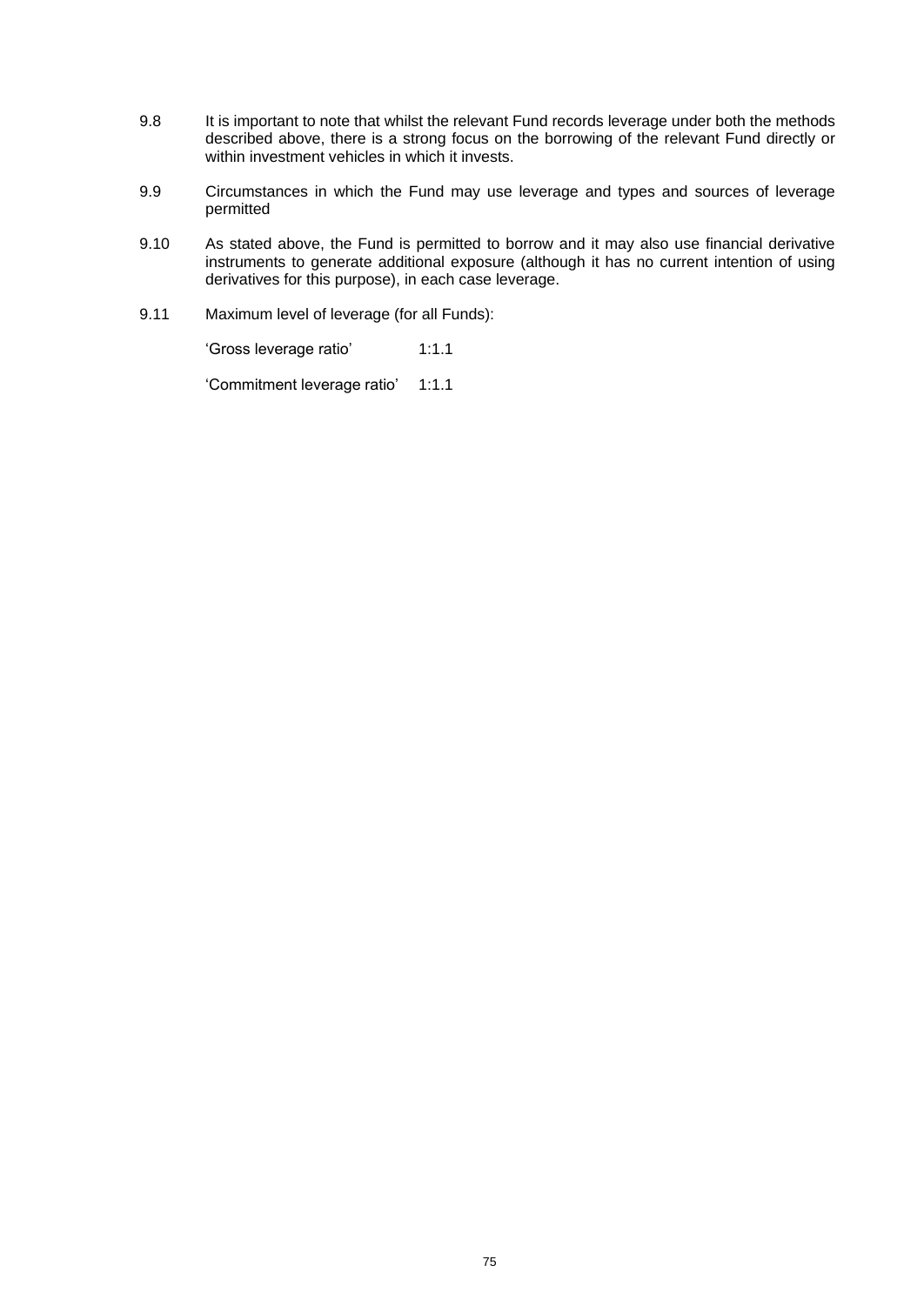9.8 It is important to note that whilst the relevant Fund records leverage under both the methods described above, there is a strong focus on the borrowing of the relevant Fund directly or within investment vehicles in which it invests.

9.9 Circumstances in which the Fund may use leverage and types and sources of leverage permitted

9.10 As stated above, the Fund is permitted to borrow and it may also use financial derivative instruments to generate additional exposure (although it has no current intention of using derivatives for this purpose), in each case leverage.

9.11 Maximum level of leverage (for all Funds):

| | |
|---|---|
| 'Gross leverage ratio' | 1:1.1 |
| 'Commitment leverage ratio' | 1:1.1 |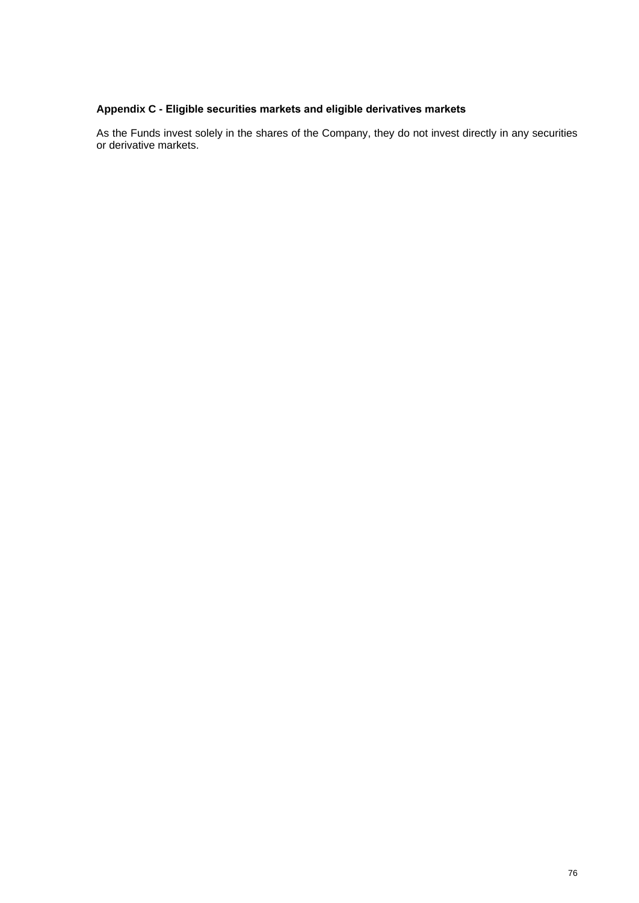## Appendix C - Eligible securities markets and eligible derivatives markets

As the Funds invest solely in the shares of the Company, they do not invest directly in any securities or derivative markets.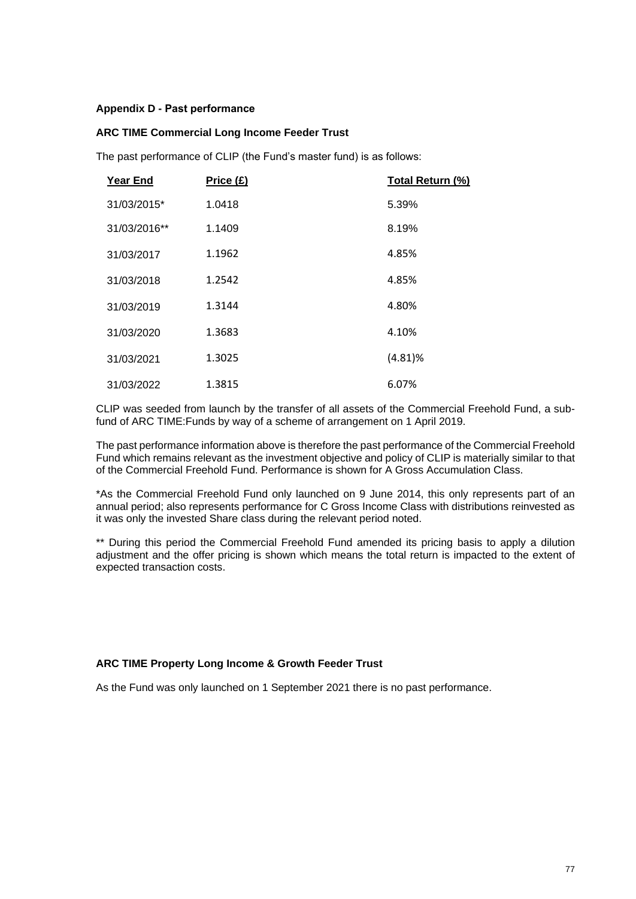**Appendix D - Past performance**

**ARC TIME Commercial Long Income Feeder Trust**

The past performance of CLIP (the Fund's master fund) is as follows:

| Year End | Price (£) | Total Return (%) |
|---|---|---|
| 31/03/2015* | 1.0418 | 5.39% |
| 31/03/2016** | 1.1409 | 8.19% |
| 31/03/2017 | 1.1962 | 4.85% |
| 31/03/2018 | 1.2542 | 4.85% |
| 31/03/2019 | 1.3144 | 4.80% |
| 31/03/2020 | 1.3683 | 4.10% |
| 31/03/2021 | 1.3025 | (4.81)% |
| 31/03/2022 | 1.3815 | 6.07% |

CLIP was seeded from launch by the transfer of all assets of the Commercial Freehold Fund, a sub-fund of ARC TIME:Funds by way of a scheme of arrangement on 1 April 2019.

The past performance information above is therefore the past performance of the Commercial Freehold Fund which remains relevant as the investment objective and policy of CLIP is materially similar to that of the Commercial Freehold Fund. Performance is shown for A Gross Accumulation Class.

*As the Commercial Freehold Fund only launched on 9 June 2014, this only represents part of an annual period; also represents performance for C Gross Income Class with distributions reinvested as it was only the invested Share class during the relevant period noted.

** During this period the Commercial Freehold Fund amended its pricing basis to apply a dilution adjustment and the offer pricing is shown which means the total return is impacted to the extent of expected transaction costs.

**ARC TIME Property Long Income & Growth Feeder Trust**

As the Fund was only launched on 1 September 2021 there is no past performance.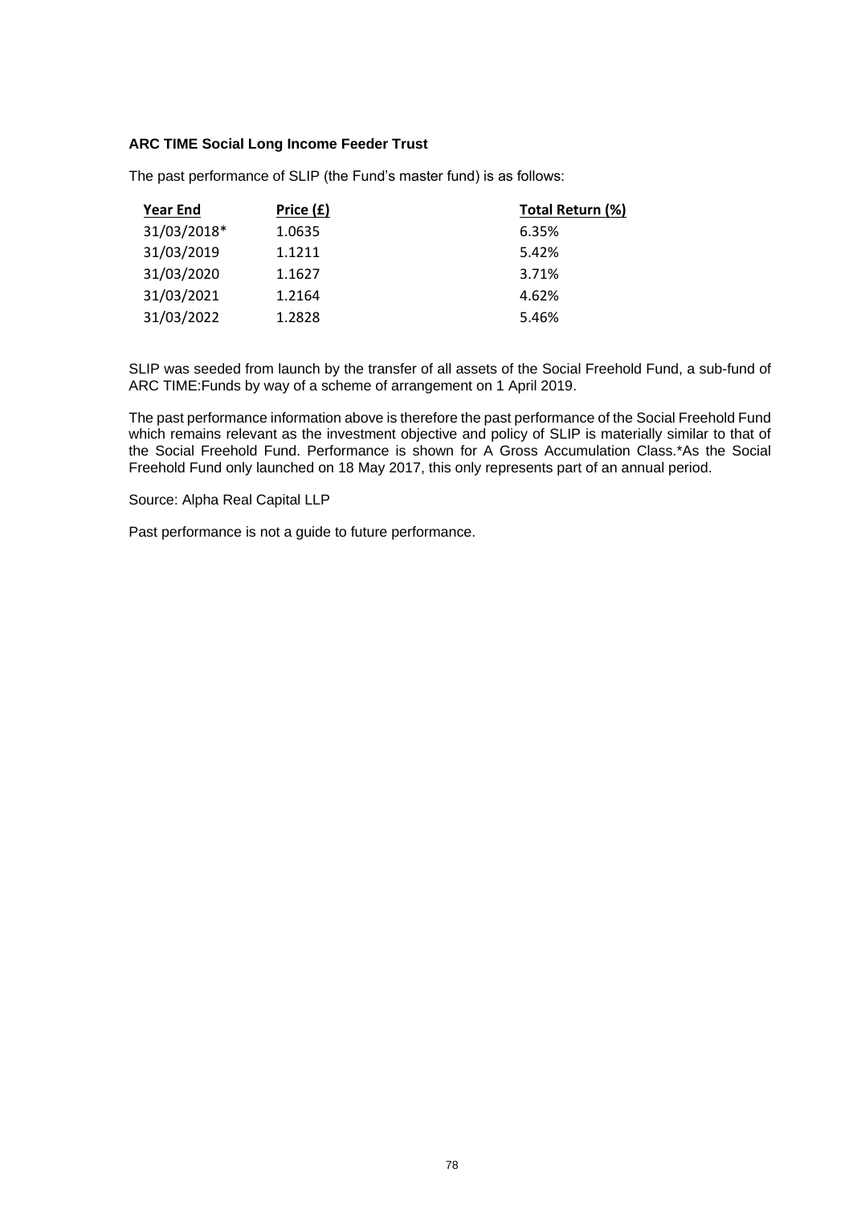**ARC TIME Social Long Income Feeder Trust**

The past performance of SLIP (the Fund's master fund) is as follows:

| Year End | Price (£) | Total Return (%) |
|---|---|---|
| 31/03/2018* | 1.0635 | 6.35% |
| 31/03/2019 | 1.1211 | 5.42% |
| 31/03/2020 | 1.1627 | 3.71% |
| 31/03/2021 | 1.2164 | 4.62% |
| 31/03/2022 | 1.2828 | 5.46% |

SLIP was seeded from launch by the transfer of all assets of the Social Freehold Fund, a sub-fund of ARC TIME:Funds by way of a scheme of arrangement on 1 April 2019.

The past performance information above is therefore the past performance of the Social Freehold Fund which remains relevant as the investment objective and policy of SLIP is materially similar to that of the Social Freehold Fund. Performance is shown for A Gross Accumulation Class.*As the Social Freehold Fund only launched on 18 May 2017, this only represents part of an annual period.

Source: Alpha Real Capital LLP

Past performance is not a guide to future performance.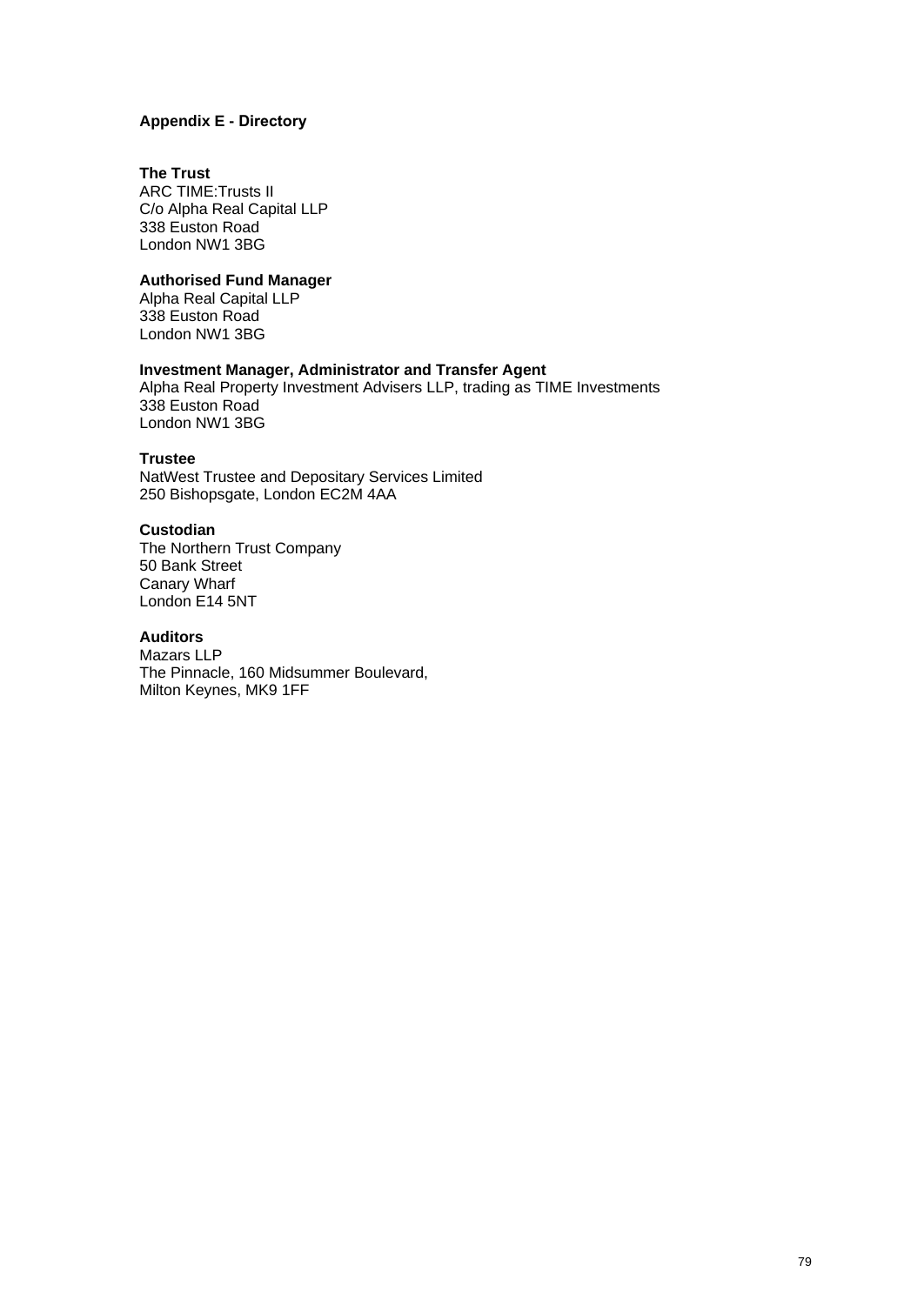## Appendix E - Directory

**The Trust**
ARC TIME:Trusts II
C/o Alpha Real Capital LLP
338 Euston Road
London NW1 3BG

**Authorised Fund Manager**
Alpha Real Capital LLP
338 Euston Road
London NW1 3BG

**Investment Manager, Administrator and Transfer Agent**
Alpha Real Property Investment Advisers LLP, trading as TIME Investments
338 Euston Road
London NW1 3BG

**Trustee**
NatWest Trustee and Depositary Services Limited
250 Bishopsgate, London EC2M 4AA

**Custodian**
The Northern Trust Company
50 Bank Street
Canary Wharf
London E14 5NT

**Auditors**
Mazars LLP
The Pinnacle, 160 Midsummer Boulevard,
Milton Keynes, MK9 1FF